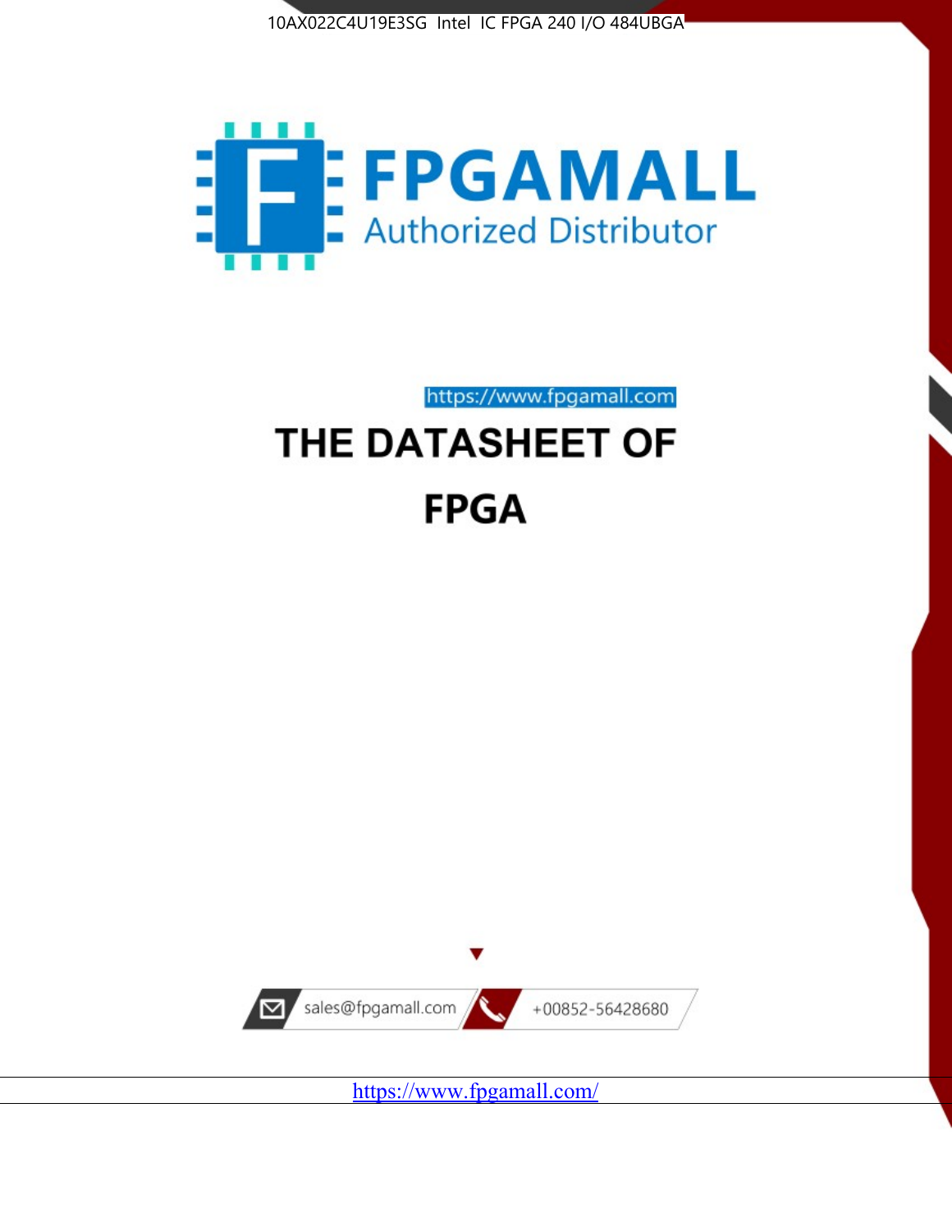10AX022C4U19E3SG Intel IC FPGA 240 I/O 484UBGA

FPGAMALL

Authorized Distributor

https://www.fpgamall.com

# THE DATASHEET OF

# FPGA

sales@fpgamall.com

+00852-56428680

https://www.fpgamall.com/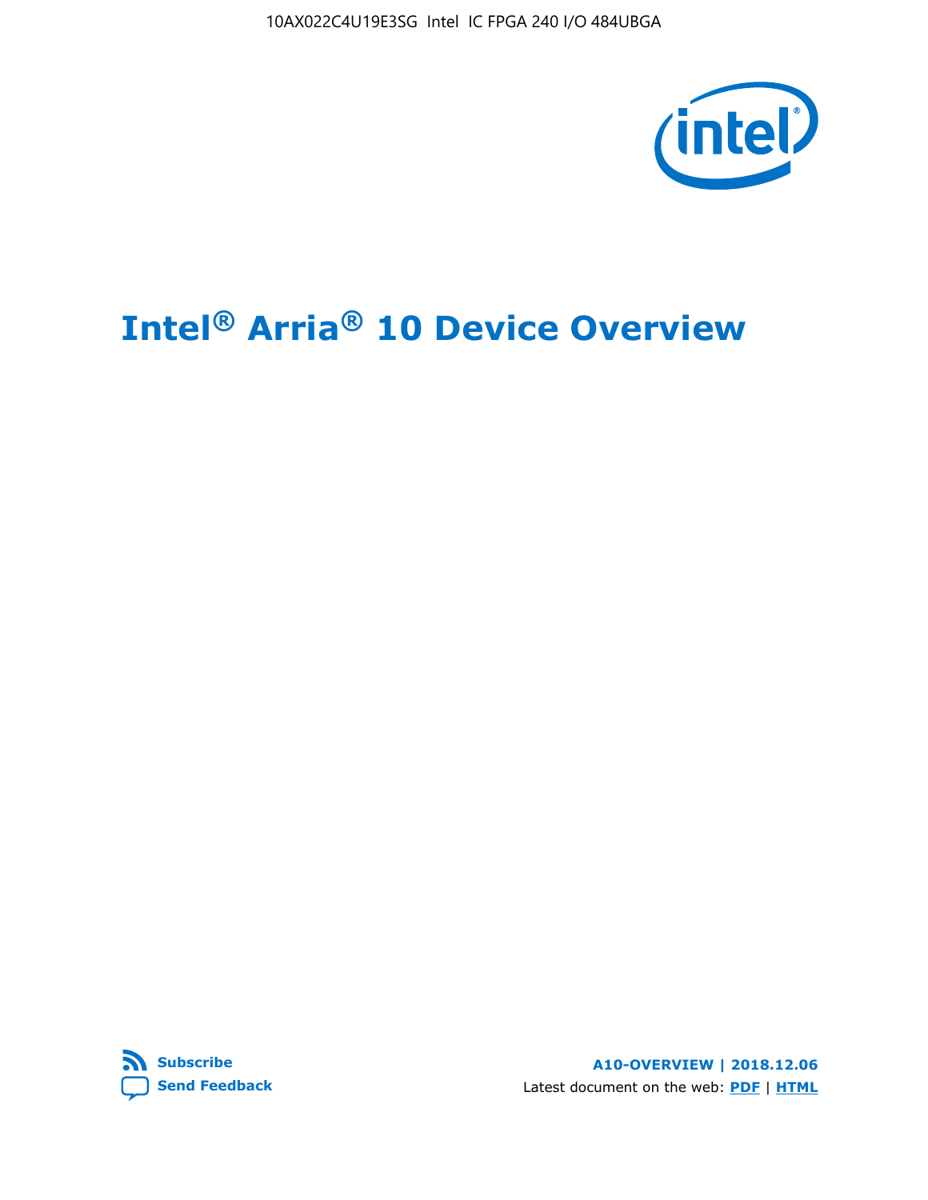# Intel® Arria® 10 Device Overview

Subscribe

Send Feedback

A10-OVERVIEW | 2018.12.06

Latest document on the web: PDF | HTML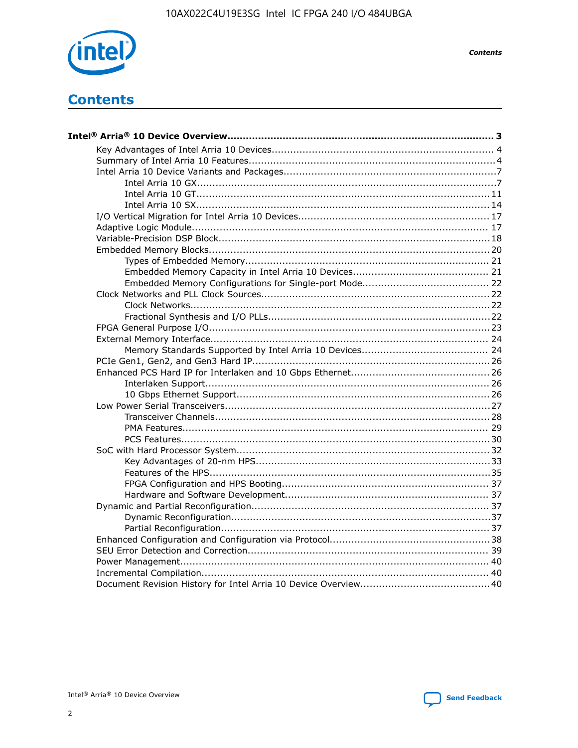# Contents

**Intel® Arria® 10 Device Overview....................................................................................... 3**

- Key Advantages of Intel Arria 10 Devices........................................................................ 4
- Summary of Intel Arria 10 Features................................................................................4
- Intel Arria 10 Device Variants and Packages.....................................................................7
  - Intel Arria 10 GX.................................................................................................7
  - Intel Arria 10 GT............................................................................................... 11
  - Intel Arria 10 SX............................................................................................... 14
- I/O Vertical Migration for Intel Arria 10 Devices.............................................................. 17
- Adaptive Logic Module................................................................................................. 17
- Variable-Precision DSP Block.........................................................................................18
- Embedded Memory Blocks............................................................................................20
  - Types of Embedded Memory............................................................................... 21
  - Embedded Memory Capacity in Intel Arria 10 Devices............................................ 21
  - Embedded Memory Configurations for Single-port Mode......................................... 22
- Clock Networks and PLL Clock Sources..........................................................................22
  - Clock Networks.................................................................................................22
  - Fractional Synthesis and I/O PLLs........................................................................22
- FPGA General Purpose I/O...........................................................................................23
- External Memory Interface.......................................................................................... 24
  - Memory Standards Supported by Intel Arria 10 Devices......................................... 24
- PCIe Gen1, Gen2, and Gen3 Hard IP.............................................................................26
- Enhanced PCS Hard IP for Interlaken and 10 Gbps Ethernet.............................................26
  - Interlaken Support............................................................................................ 26
  - 10 Gbps Ethernet Support.................................................................................. 26
- Low Power Serial Transceivers......................................................................................27
  - Transceiver Channels.........................................................................................28
  - PMA Features................................................................................................... 29
  - PCS Features....................................................................................................30
- SoC with Hard Processor System.................................................................................. 32
  - Key Advantages of 20-nm HPS............................................................................33
  - Features of the HPS...........................................................................................35
  - FPGA Configuration and HPS Booting................................................................... 37
  - Hardware and Software Development.................................................................. 37
- Dynamic and Partial Reconfiguration............................................................................. 37
  - Dynamic Reconfiguration....................................................................................37
  - Partial Reconfiguration.......................................................................................37
- Enhanced Configuration and Configuration via Protocol....................................................38
- SEU Error Detection and Correction.............................................................................. 39
- Power Management.................................................................................................... 40
- Incremental Compilation............................................................................................. 40
- Document Revision History for Intel Arria 10 Device Overview.......................................... 40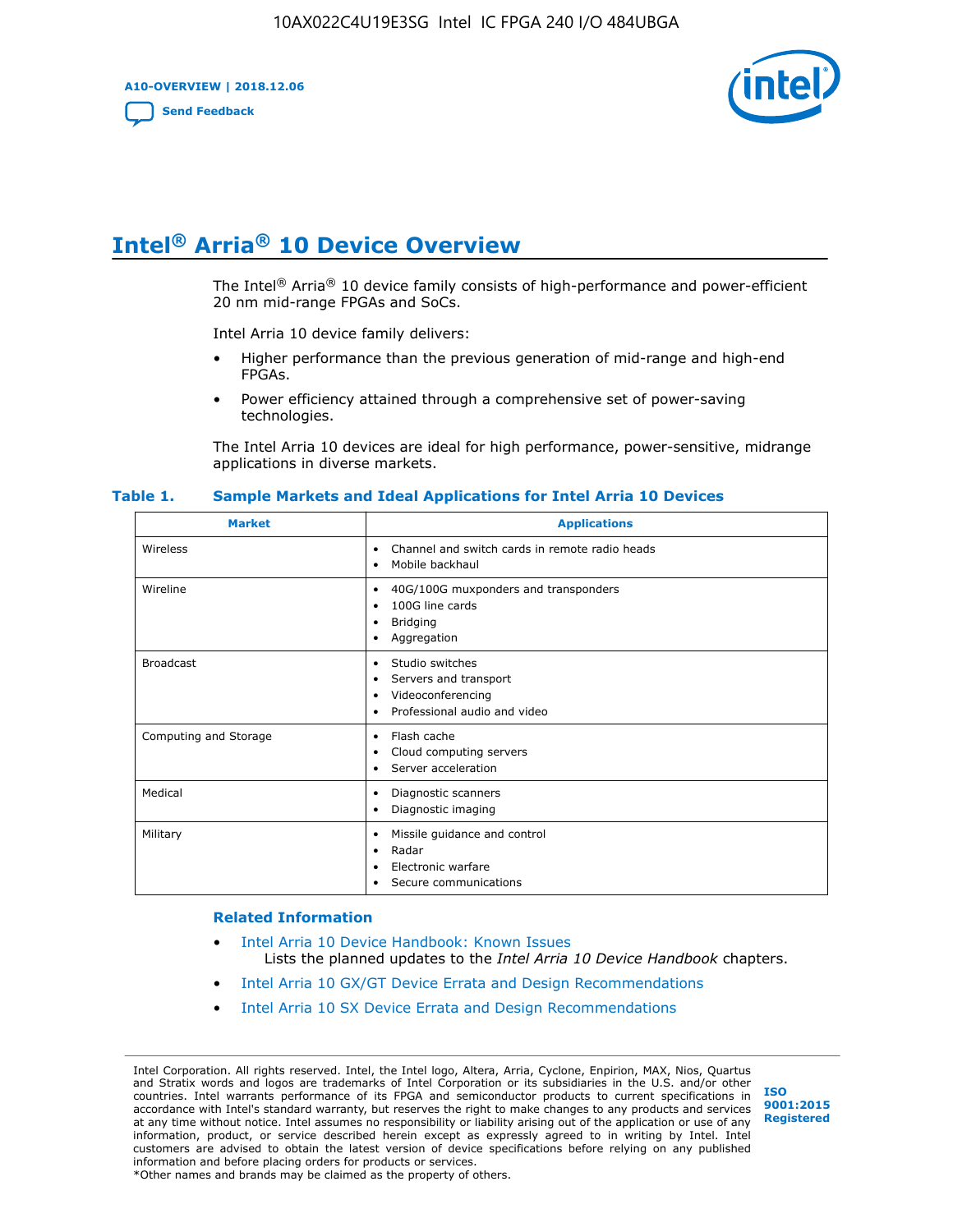# Intel® Arria® 10 Device Overview

The Intel® Arria® 10 device family consists of high-performance and power-efficient 20 nm mid-range FPGAs and SoCs.

Intel Arria 10 device family delivers:

- Higher performance than the previous generation of mid-range and high-end FPGAs.
- Power efficiency attained through a comprehensive set of power-saving technologies.

The Intel Arria 10 devices are ideal for high performance, power-sensitive, midrange applications in diverse markets.

**Table 1. Sample Markets and Ideal Applications for Intel Arria 10 Devices**

| Market | Applications |
|---|---|
| Wireless | • Channel and switch cards in remote radio heads<br>• Mobile backhaul |
| Wireline | • 40G/100G muxponders and transponders<br>• 100G line cards<br>• Bridging<br>• Aggregation |
| Broadcast | • Studio switches<br>• Servers and transport<br>• Videoconferencing<br>• Professional audio and video |
| Computing and Storage | • Flash cache<br>• Cloud computing servers<br>• Server acceleration |
| Medical | • Diagnostic scanners<br>• Diagnostic imaging |
| Military | • Missile guidance and control<br>• Radar<br>• Electronic warfare<br>• Secure communications |

### Related Information

- Intel Arria 10 Device Handbook: Known Issues
  Lists the planned updates to the *Intel Arria 10 Device Handbook* chapters.
- Intel Arria 10 GX/GT Device Errata and Design Recommendations
- Intel Arria 10 SX Device Errata and Design Recommendations

Intel Corporation. All rights reserved. Intel, the Intel logo, Altera, Arria, Cyclone, Enpirion, MAX, Nios, Quartus and Stratix words and logos are trademarks of Intel Corporation or its subsidiaries in the U.S. and/or other countries. Intel warrants performance of its FPGA and semiconductor products to current specifications in accordance with Intel's standard warranty, but reserves the right to make changes to any products and services at any time without notice. Intel assumes no responsibility or liability arising out of the application or use of any information, product, or service described herein except as expressly agreed to in writing by Intel. Intel customers are advised to obtain the latest version of device specifications before relying on any published information and before placing orders for products or services.
*Other names and brands may be claimed as the property of others.

ISO 9001:2015 Registered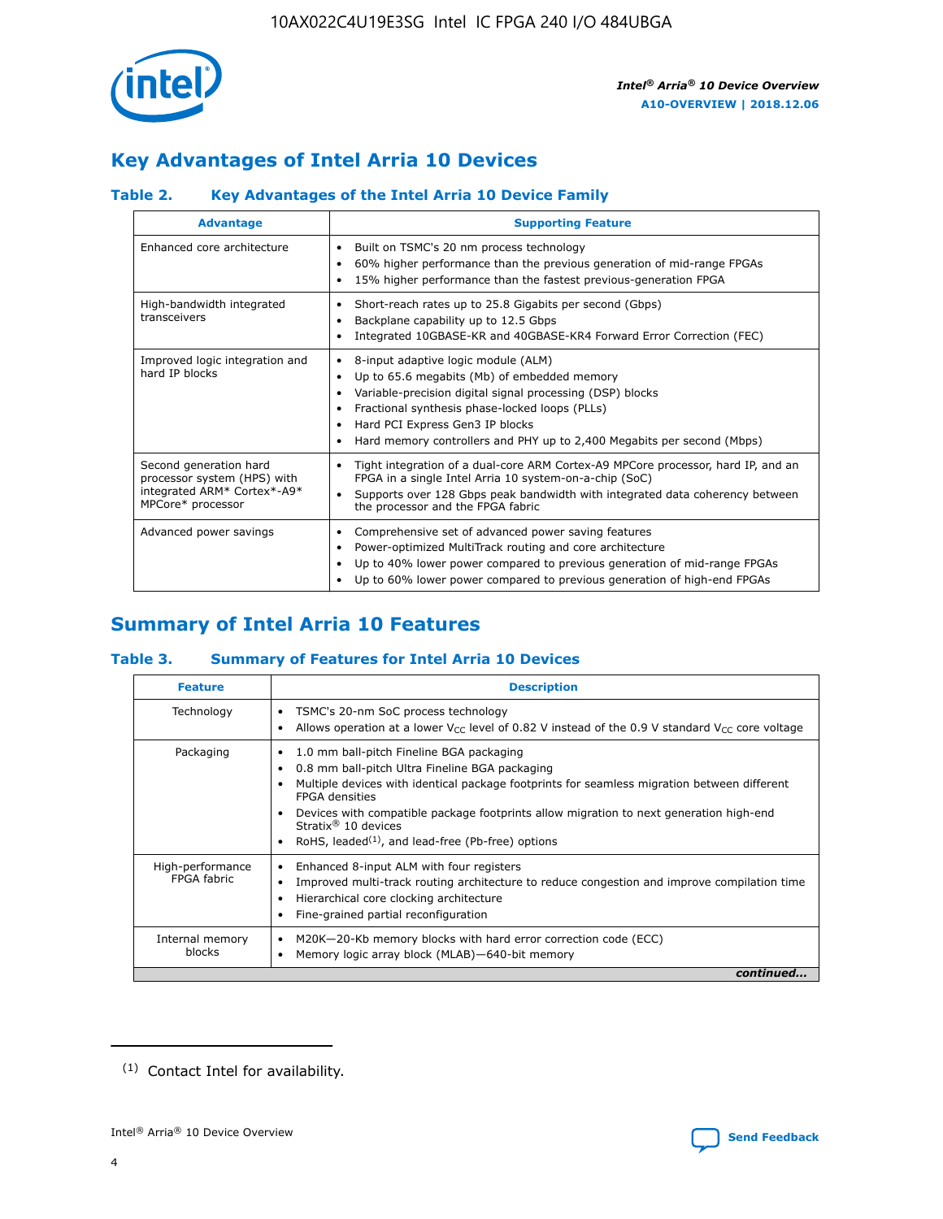## Key Advantages of Intel Arria 10 Devices

### Table 2. Key Advantages of the Intel Arria 10 Device Family

| Advantage | Supporting Feature |
|---|---|
| Enhanced core architecture | • Built on TSMC's 20 nm process technology<br>• 60% higher performance than the previous generation of mid-range FPGAs<br>• 15% higher performance than the fastest previous-generation FPGA |
| High-bandwidth integrated transceivers | • Short-reach rates up to 25.8 Gigabits per second (Gbps)<br>• Backplane capability up to 12.5 Gbps<br>• Integrated 10GBASE-KR and 40GBASE-KR4 Forward Error Correction (FEC) |
| Improved logic integration and hard IP blocks | • 8-input adaptive logic module (ALM)<br>• Up to 65.6 megabits (Mb) of embedded memory<br>• Variable-precision digital signal processing (DSP) blocks<br>• Fractional synthesis phase-locked loops (PLLs)<br>• Hard PCI Express Gen3 IP blocks<br>• Hard memory controllers and PHY up to 2,400 Megabits per second (Mbps) |
| Second generation hard processor system (HPS) with integrated ARM* Cortex*-A9* MPCore* processor | • Tight integration of a dual-core ARM Cortex-A9 MPCore processor, hard IP, and an FPGA in a single Intel Arria 10 system-on-a-chip (SoC)<br>• Supports over 128 Gbps peak bandwidth with integrated data coherency between the processor and the FPGA fabric |
| Advanced power savings | • Comprehensive set of advanced power saving features<br>• Power-optimized MultiTrack routing and core architecture<br>• Up to 40% lower power compared to previous generation of mid-range FPGAs<br>• Up to 60% lower power compared to previous generation of high-end FPGAs |

## Summary of Intel Arria 10 Features

### Table 3. Summary of Features for Intel Arria 10 Devices

| Feature | Description |
|---|---|
| Technology | • TSMC's 20-nm SoC process technology<br>• Allows operation at a lower $V_{CC}$ level of 0.82 V instead of the 0.9 V standard $V_{CC}$ core voltage |
| Packaging | • 1.0 mm ball-pitch Fineline BGA packaging<br>• 0.8 mm ball-pitch Ultra Fineline BGA packaging<br>• Multiple devices with identical package footprints for seamless migration between different FPGA densities<br>• Devices with compatible package footprints allow migration to next generation high-end Stratix® 10 devices<br>• RoHS, leaded[1], and lead-free (Pb-free) options |
| High-performance FPGA fabric | • Enhanced 8-input ALM with four registers<br>• Improved multi-track routing architecture to reduce congestion and improve compilation time<br>• Hierarchical core clocking architecture<br>• Fine-grained partial reconfiguration |
| Internal memory blocks | • M20K—20-Kb memory blocks with hard error correction code (ECC)<br>• Memory logic array block (MLAB)—640-bit memory |

*continued...*

(1) Contact Intel for availability.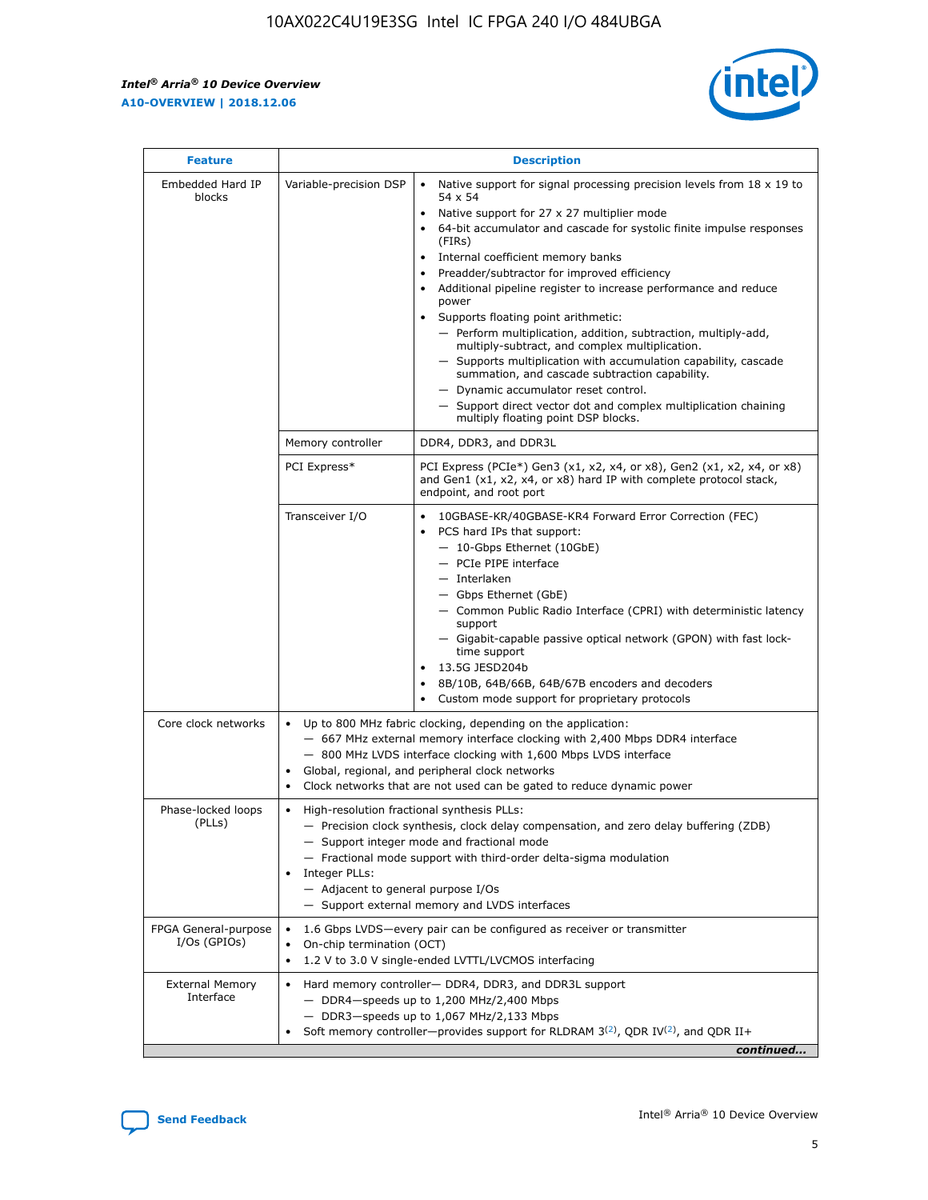| Feature | Description | |
| --- | --- | --- |
| Embedded Hard IP blocks | Variable-precision DSP | • Native support for signal processing precision levels from 18 x 19 to 54 x 54<br>• Native support for 27 x 27 multiplier mode<br>• 64-bit accumulator and cascade for systolic finite impulse responses (FIRs)<br>• Internal coefficient memory banks<br>• Preadder/subtractor for improved efficiency<br>• Additional pipeline register to increase performance and reduce power<br>• Supports floating point arithmetic:<br>— Perform multiplication, addition, subtraction, multiply-add, multiply-subtract, and complex multiplication.<br>— Supports multiplication with accumulation capability, cascade summation, and cascade subtraction capability.<br>— Dynamic accumulator reset control.<br>— Support direct vector dot and complex multiplication chaining multiply floating point DSP blocks. |
| | Memory controller | DDR4, DDR3, and DDR3L |
| | PCI Express* | PCI Express (PCIe*) Gen3 (x1, x2, x4, or x8), Gen2 (x1, x2, x4, or x8) and Gen1 (x1, x2, x4, or x8) hard IP with complete protocol stack, endpoint, and root port |
| | Transceiver I/O | • 10GBASE-KR/40GBASE-KR4 Forward Error Correction (FEC)<br>• PCS hard IPs that support:<br>— 10-Gbps Ethernet (10GbE)<br>— PCIe PIPE interface<br>— Interlaken<br>— Gbps Ethernet (GbE)<br>— Common Public Radio Interface (CPRI) with deterministic latency support<br>— Gigabit-capable passive optical network (GPON) with fast lock-time support<br>• 13.5G JESD204b<br>• 8B/10B, 64B/66B, 64B/67B encoders and decoders<br>• Custom mode support for proprietary protocols |
| Core clock networks | • Up to 800 MHz fabric clocking, depending on the application:<br>— 667 MHz external memory interface clocking with 2,400 Mbps DDR4 interface<br>— 800 MHz LVDS interface clocking with 1,600 Mbps LVDS interface<br>• Global, regional, and peripheral clock networks<br>• Clock networks that are not used can be gated to reduce dynamic power | |
| Phase-locked loops (PLLs) | • High-resolution fractional synthesis PLLs:<br>— Precision clock synthesis, clock delay compensation, and zero delay buffering (ZDB)<br>— Support integer mode and fractional mode<br>— Fractional mode support with third-order delta-sigma modulation<br>• Integer PLLs:<br>— Adjacent to general purpose I/Os<br>— Support external memory and LVDS interfaces | |
| FPGA General-purpose I/Os (GPIOs) | • 1.6 Gbps LVDS—every pair can be configured as receiver or transmitter<br>• On-chip termination (OCT)<br>• 1.2 V to 3.0 V single-ended LVTTL/LVCMOS interfacing | |
| External Memory Interface | • Hard memory controller— DDR4, DDR3, and DDR3L support<br>— DDR4—speeds up to 1,200 MHz/2,400 Mbps<br>— DDR3—speeds up to 1,067 MHz/2,133 Mbps<br>• Soft memory controller—provides support for RLDRAM 3[(2)], QDR IV[(2)], and QDR II+ | |

*continued...*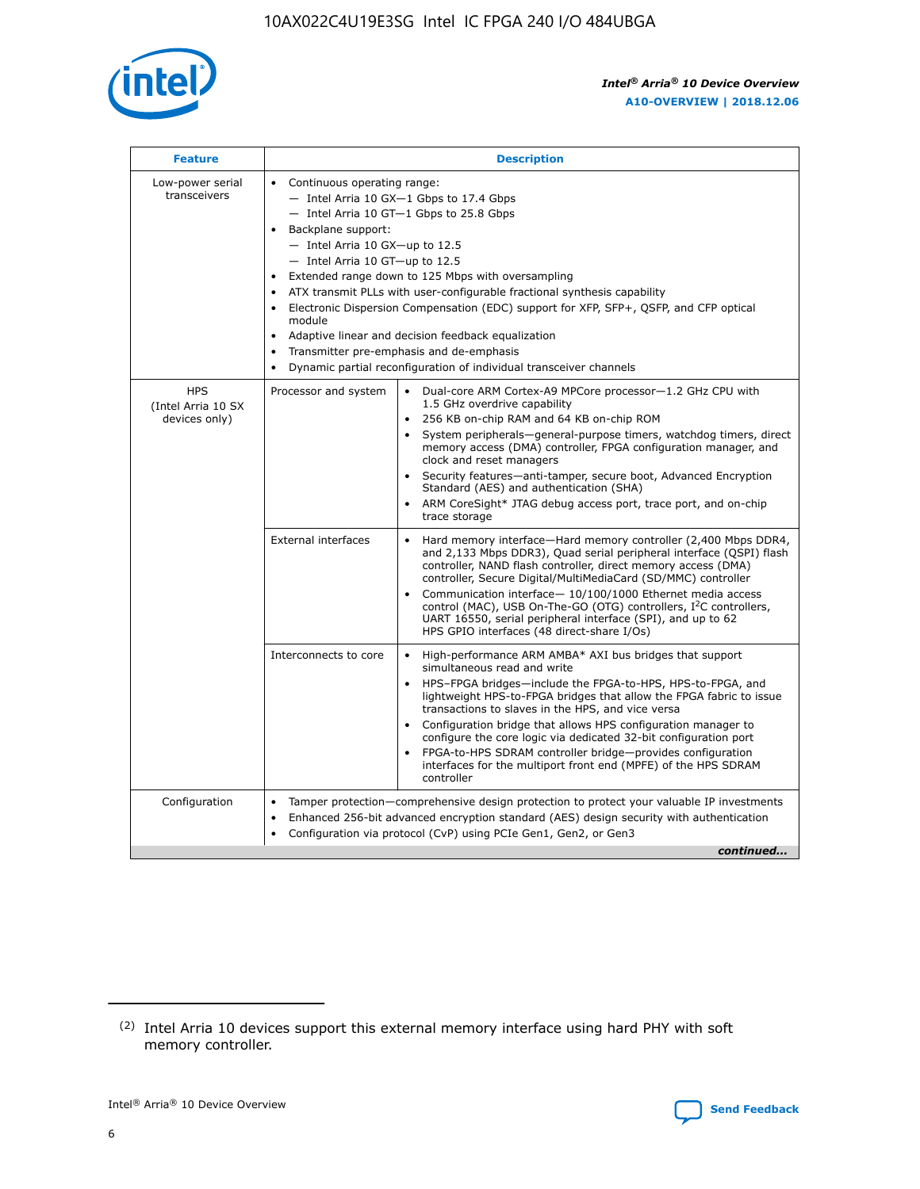| Feature | Description | |
|---|---|---|
| Low-power serial transceivers | • Continuous operating range:<br>— Intel Arria 10 GX—1 Gbps to 17.4 Gbps<br>— Intel Arria 10 GT—1 Gbps to 25.8 Gbps<br>• Backplane support:<br>— Intel Arria 10 GX—up to 12.5<br>— Intel Arria 10 GT—up to 12.5<br>• Extended range down to 125 Mbps with oversampling<br>• ATX transmit PLLs with user-configurable fractional synthesis capability<br>• Electronic Dispersion Compensation (EDC) support for XFP, SFP+, QSFP, and CFP optical module<br>• Adaptive linear and decision feedback equalization<br>• Transmitter pre-emphasis and de-emphasis<br>• Dynamic partial reconfiguration of individual transceiver channels | |
| HPS (Intel Arria 10 SX devices only) | Processor and system | • Dual-core ARM Cortex-A9 MPCore processor—1.2 GHz CPU with 1.5 GHz overdrive capability<br>• 256 KB on-chip RAM and 64 KB on-chip ROM<br>• System peripherals—general-purpose timers, watchdog timers, direct memory access (DMA) controller, FPGA configuration manager, and clock and reset managers<br>• Security features—anti-tamper, secure boot, Advanced Encryption Standard (AES) and authentication (SHA)<br>• ARM CoreSight* JTAG debug access port, trace port, and on-chip trace storage |
| | External interfaces | • Hard memory interface—Hard memory controller (2,400 Mbps DDR4, and 2,133 Mbps DDR3), Quad serial peripheral interface (QSPI) flash controller, NAND flash controller, direct memory access (DMA) controller, Secure Digital/MultiMediaCard (SD/MMC) controller<br>• Communication interface— 10/100/1000 Ethernet media access control (MAC), USB On-The-GO (OTG) controllers, I²C controllers, UART 16550, serial peripheral interface (SPI), and up to 62 HPS GPIO interfaces (48 direct-share I/Os) |
| | Interconnects to core | • High-performance ARM AMBA* AXI bus bridges that support simultaneous read and write<br>• HPS–FPGA bridges—include the FPGA-to-HPS, HPS-to-FPGA, and lightweight HPS-to-FPGA bridges that allow the FPGA fabric to issue transactions to slaves in the HPS, and vice versa<br>• Configuration bridge that allows HPS configuration manager to configure the core logic via dedicated 32-bit configuration port<br>• FPGA-to-HPS SDRAM controller bridge—provides configuration interfaces for the multiport front end (MPFE) of the HPS SDRAM controller |
| Configuration | • Tamper protection—comprehensive design protection to protect your valuable IP investments<br>• Enhanced 256-bit advanced encryption standard (AES) design security with authentication<br>• Configuration via protocol (CvP) using PCIe Gen1, Gen2, or Gen3 | |

*continued...*

(2) Intel Arria 10 devices support this external memory interface using hard PHY with soft memory controller.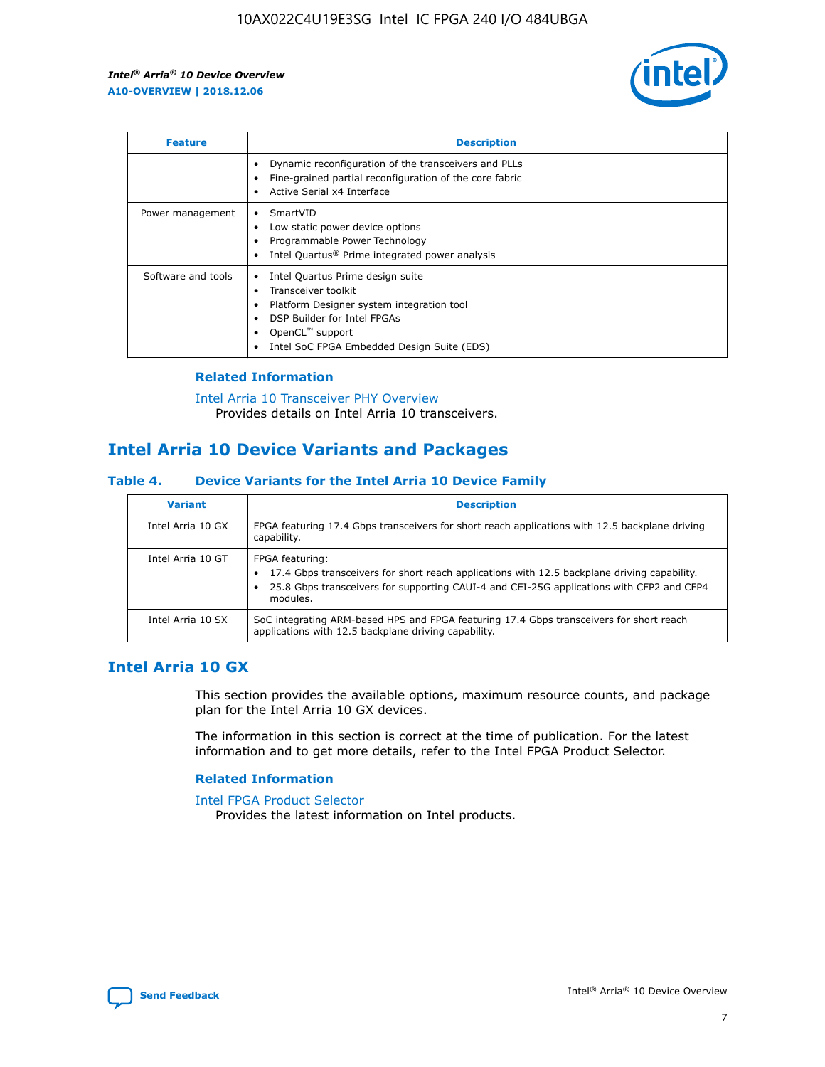| Feature | Description |
| --- | --- |
| | • Dynamic reconfiguration of the transceivers and PLLs<br>• Fine-grained partial reconfiguration of the core fabric<br>• Active Serial x4 Interface |
| Power management | • SmartVID<br>• Low static power device options<br>• Programmable Power Technology<br>• Intel Quartus® Prime integrated power analysis |
| Software and tools | • Intel Quartus Prime design suite<br>• Transceiver toolkit<br>• Platform Designer system integration tool<br>• DSP Builder for Intel FPGAs<br>• OpenCL™ support<br>• Intel SoC FPGA Embedded Design Suite (EDS) |

### Related Information

Intel Arria 10 Transceiver PHY Overview
Provides details on Intel Arria 10 transceivers.

## Intel Arria 10 Device Variants and Packages

### Table 4. Device Variants for the Intel Arria 10 Device Family

| Variant | Description |
| --- | --- |
| Intel Arria 10 GX | FPGA featuring 17.4 Gbps transceivers for short reach applications with 12.5 backplane driving capability. |
| Intel Arria 10 GT | FPGA featuring:<br>• 17.4 Gbps transceivers for short reach applications with 12.5 backplane driving capability.<br>• 25.8 Gbps transceivers for supporting CAUI-4 and CEI-25G applications with CFP2 and CFP4 modules. |
| Intel Arria 10 SX | SoC integrating ARM-based HPS and FPGA featuring 17.4 Gbps transceivers for short reach applications with 12.5 backplane driving capability. |

## Intel Arria 10 GX

This section provides the available options, maximum resource counts, and package plan for the Intel Arria 10 GX devices.

The information in this section is correct at the time of publication. For the latest information and to get more details, refer to the Intel FPGA Product Selector.

### Related Information

Intel FPGA Product Selector
Provides the latest information on Intel products.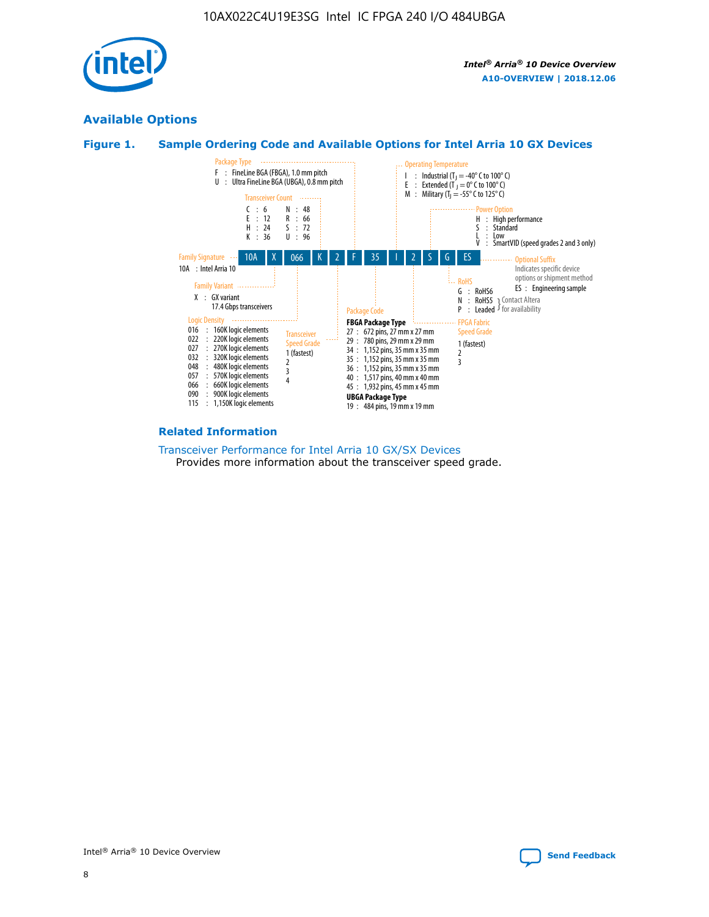## Available Options

### Figure 1. Sample Ordering Code and Available Options for Intel Arria 10 GX Devices

| 10A | X | 066 | K | 2 | F | 35 | I | 2 | S | G | ES |
|---|---|---|---|---|---|---|---|---|---|---|---|

**Family Signature**
- 10A : Intel Arria 10

**Family Variant**
- X : GX variant 17.4 Gbps transceivers

**Logic Density**
- 016 : 160K logic elements
- 022 : 220K logic elements
- 027 : 270K logic elements
- 032 : 320K logic elements
- 048 : 480K logic elements
- 057 : 570K logic elements
- 066 : 660K logic elements
- 090 : 900K logic elements
- 115 : 1,150K logic elements

**Transceiver Count**
- C : 6
- E : 12
- H : 24
- K : 36
- N : 48
- R : 66
- S : 72
- U : 96

**Transceiver Speed Grade**
- 1 (fastest)
- 2
- 3
- 4

**Package Type**
- F : FineLine BGA (FBGA), 1.0 mm pitch
- U : Ultra FineLine BGA (UBGA), 0.8 mm pitch

**Package Code**

**FBGA Package Type**
- 27 : 672 pins, 27 mm x 27 mm
- 29 : 780 pins, 29 mm x 29 mm
- 34 : 1,152 pins, 35 mm x 35 mm
- 35 : 1,152 pins, 35 mm x 35 mm
- 36 : 1,152 pins, 35 mm x 35 mm
- 40 : 1,517 pins, 40 mm x 40 mm
- 45 : 1,932 pins, 45 mm x 45 mm

**UBGA Package Type**
- 19 : 484 pins, 19 mm x 19 mm

**Operating Temperature**
- I : Industrial ($T_J$ = -40° C to 100° C)
- E : Extended ($T_J$ = 0° C to 100° C)
- M : Military ($T_J$ = -55° C to 125° C)

**FPGA Fabric Speed Grade**
- 1 (fastest)
- 2
- 3

**Power Option**
- H : High performance
- S : Standard
- L : Low
- V : SmartVID (speed grades 2 and 3 only)

**RoHS**
- G : RoHS6
- N : RoHS5 (Contact Altera for availability)
- P : Leaded (Contact Altera for availability)

**Optional Suffix**

Indicates specific device options or shipment method
- ES : Engineering sample

### Related Information

Transceiver Performance for Intel Arria 10 GX/SX Devices

Provides more information about the transceiver speed grade.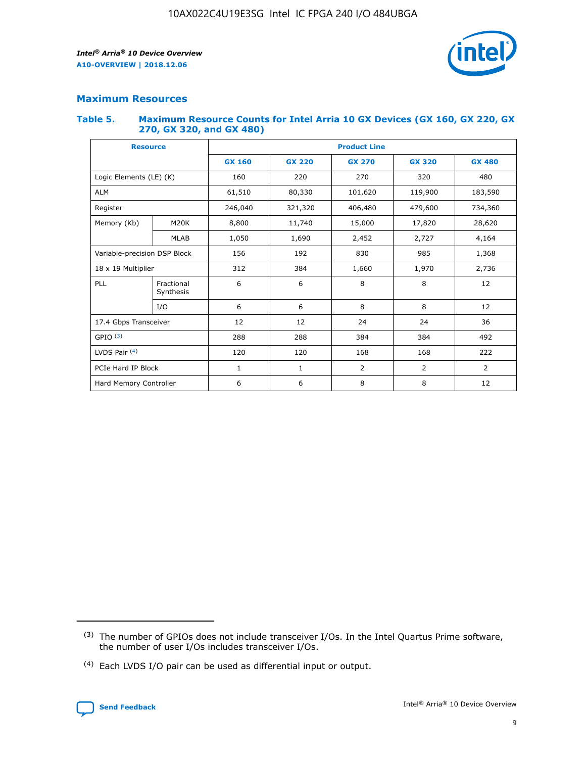## Maximum Resources

### Table 5. Maximum Resource Counts for Intel Arria 10 GX Devices (GX 160, GX 220, GX 270, GX 320, and GX 480)

| Resource | | Product Line | | | | |
|---|---|---|---|---|---|---|
| | | GX 160 | GX 220 | GX 270 | GX 320 | GX 480 |
| Logic Elements (LE) (K) | | 160 | 220 | 270 | 320 | 480 |
| ALM | | 61,510 | 80,330 | 101,620 | 119,900 | 183,590 |
| Register | | 246,040 | 321,320 | 406,480 | 479,600 | 734,360 |
| Memory (Kb) | M20K | 8,800 | 11,740 | 15,000 | 17,820 | 28,620 |
| | MLAB | 1,050 | 1,690 | 2,452 | 2,727 | 4,164 |
| Variable-precision DSP Block | | 156 | 192 | 830 | 985 | 1,368 |
| 18 x 19 Multiplier | | 312 | 384 | 1,660 | 1,970 | 2,736 |
| PLL | Fractional Synthesis | 6 | 6 | 8 | 8 | 12 |
| | I/O | 6 | 6 | 8 | 8 | 12 |
| 17.4 Gbps Transceiver | | 12 | 12 | 24 | 24 | 36 |
| GPIO [(3)] | | 288 | 288 | 384 | 384 | 492 |
| LVDS Pair [(4)] | | 120 | 120 | 168 | 168 | 222 |
| PCIe Hard IP Block | | 1 | 1 | 2 | 2 | 2 |
| Hard Memory Controller | | 6 | 6 | 8 | 8 | 12 |

(3) The number of GPIOs does not include transceiver I/Os. In the Intel Quartus Prime software, the number of user I/Os includes transceiver I/Os.

(4) Each LVDS I/O pair can be used as differential input or output.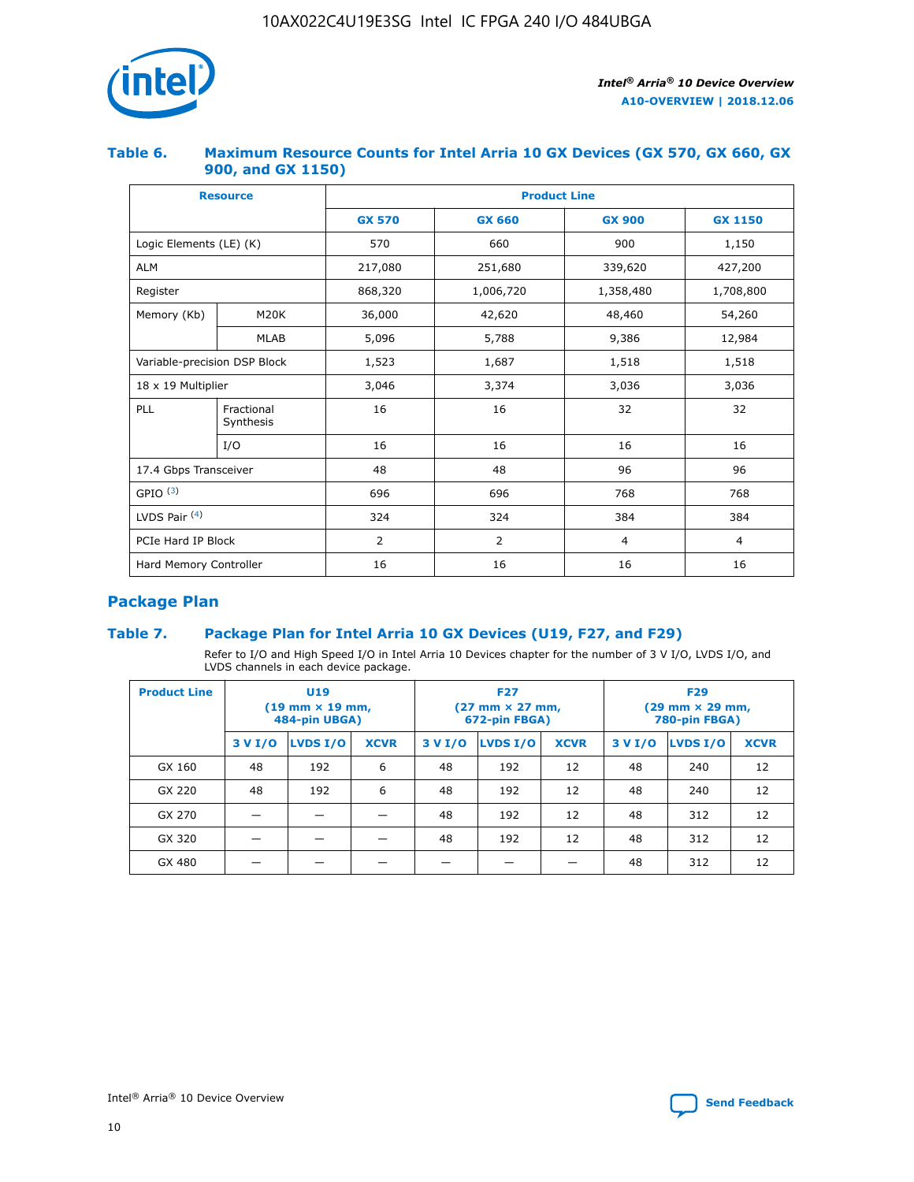### Table 6. Maximum Resource Counts for Intel Arria 10 GX Devices (GX 570, GX 660, GX 900, and GX 1150)

| Resource | | Product Line | | | |
|---|---|---|---|---|---|
| | | GX 570 | GX 660 | GX 900 | GX 1150 |
| Logic Elements (LE) (K) | | 570 | 660 | 900 | 1,150 |
| ALM | | 217,080 | 251,680 | 339,620 | 427,200 |
| Register | | 868,320 | 1,006,720 | 1,358,480 | 1,708,800 |
| Memory (Kb) | M20K | 36,000 | 42,620 | 48,460 | 54,260 |
| | MLAB | 5,096 | 5,788 | 9,386 | 12,984 |
| Variable-precision DSP Block | | 1,523 | 1,687 | 1,518 | 1,518 |
| 18 x 19 Multiplier | | 3,046 | 3,374 | 3,036 | 3,036 |
| PLL | Fractional Synthesis | 16 | 16 | 32 | 32 |
| | I/O | 16 | 16 | 16 | 16 |
| 17.4 Gbps Transceiver | | 48 | 48 | 96 | 96 |
| GPIO [3] | | 696 | 696 | 768 | 768 |
| LVDS Pair [4] | | 324 | 324 | 384 | 384 |
| PCIe Hard IP Block | | 2 | 2 | 4 | 4 |
| Hard Memory Controller | | 16 | 16 | 16 | 16 |

## Package Plan

### Table 7. Package Plan for Intel Arria 10 GX Devices (U19, F27, and F29)

Refer to I/O and High Speed I/O in Intel Arria 10 Devices chapter for the number of 3 V I/O, LVDS I/O, and LVDS channels in each device package.

| Product Line | U19 (19 mm × 19 mm, 484-pin UBGA) | | | F27 (27 mm × 27 mm, 672-pin FBGA) | | | F29 (29 mm × 29 mm, 780-pin FBGA) | | |
|---|---|---|---|---|---|---|---|---|---|
| | 3 V I/O | LVDS I/O | XCVR | 3 V I/O | LVDS I/O | XCVR | 3 V I/O | LVDS I/O | XCVR |
| GX 160 | 48 | 192 | 6 | 48 | 192 | 12 | 48 | 240 | 12 |
| GX 220 | 48 | 192 | 6 | 48 | 192 | 12 | 48 | 240 | 12 |
| GX 270 | — | — | — | 48 | 192 | 12 | 48 | 312 | 12 |
| GX 320 | — | — | — | 48 | 192 | 12 | 48 | 312 | 12 |
| GX 480 | — | — | — | — | — | — | 48 | 312 | 12 |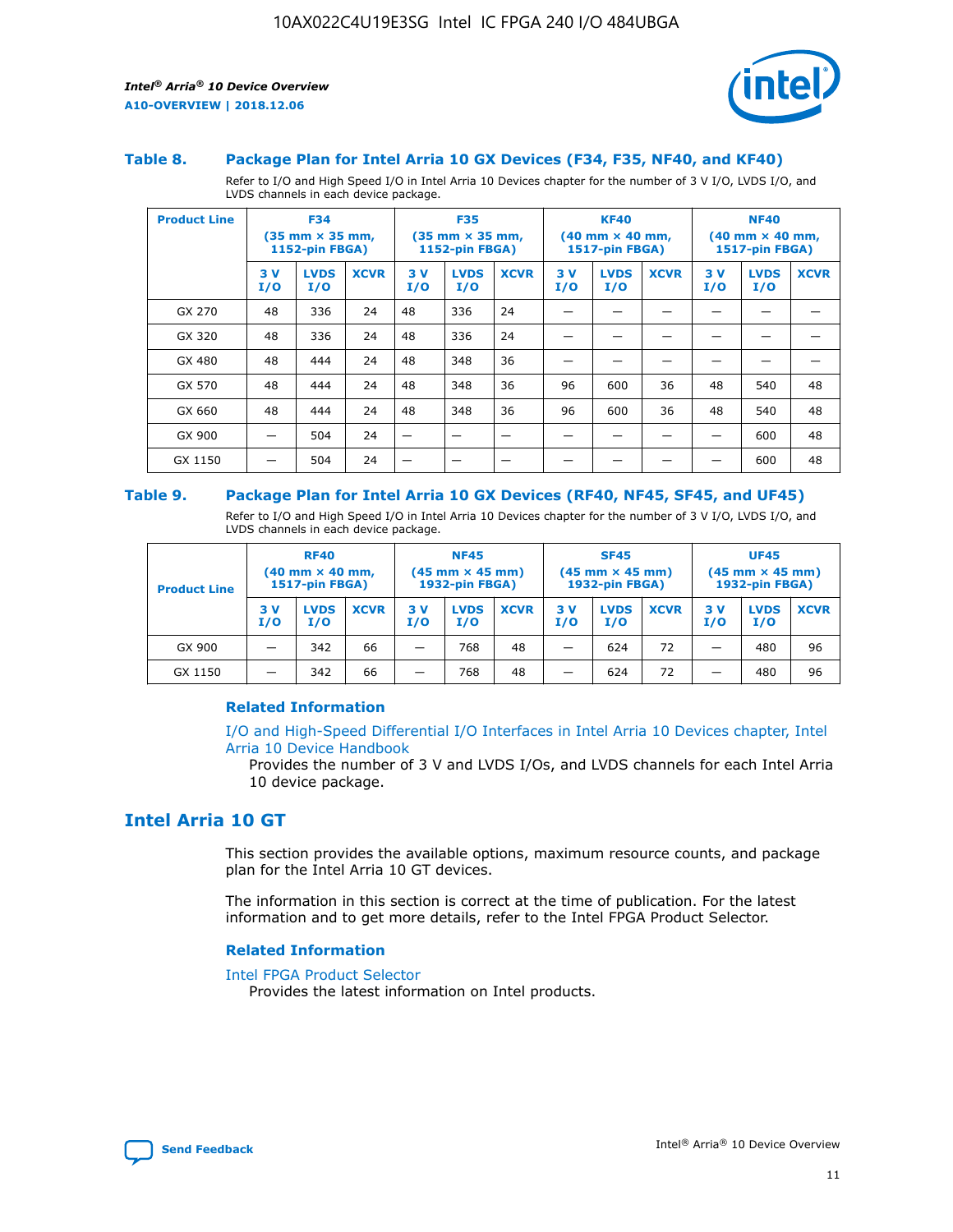### Table 8. Package Plan for Intel Arria 10 GX Devices (F34, F35, NF40, and KF40)

Refer to I/O and High Speed I/O in Intel Arria 10 Devices chapter for the number of 3 V I/O, LVDS I/O, and LVDS channels in each device package.

| Product Line | F34 (35 mm × 35 mm, 1152-pin FBGA) | | | F35 (35 mm × 35 mm, 1152-pin FBGA) | | | KF40 (40 mm × 40 mm, 1517-pin FBGA) | | | NF40 (40 mm × 40 mm, 1517-pin FBGA) | | |
|---|---|---|---|---|---|---|---|---|---|---|---|---|
| | 3 V I/O | LVDS I/O | XCVR | 3 V I/O | LVDS I/O | XCVR | 3 V I/O | LVDS I/O | XCVR | 3 V I/O | LVDS I/O | XCVR |
| GX 270 | 48 | 336 | 24 | 48 | 336 | 24 | — | — | — | — | — | — |
| GX 320 | 48 | 336 | 24 | 48 | 336 | 24 | — | — | — | — | — | — |
| GX 480 | 48 | 444 | 24 | 48 | 348 | 36 | — | — | — | — | — | — |
| GX 570 | 48 | 444 | 24 | 48 | 348 | 36 | 96 | 600 | 36 | 48 | 540 | 48 |
| GX 660 | 48 | 444 | 24 | 48 | 348 | 36 | 96 | 600 | 36 | 48 | 540 | 48 |
| GX 900 | — | 504 | 24 | — | — | — | — | — | — | — | 600 | 48 |
| GX 1150 | — | 504 | 24 | — | — | — | — | — | — | — | 600 | 48 |

### Table 9. Package Plan for Intel Arria 10 GX Devices (RF40, NF45, SF45, and UF45)

Refer to I/O and High Speed I/O in Intel Arria 10 Devices chapter for the number of 3 V I/O, LVDS I/O, and LVDS channels in each device package.

| Product Line | RF40 (40 mm × 40 mm, 1517-pin FBGA) | | | NF45 (45 mm × 45 mm) 1932-pin FBGA) | | | SF45 (45 mm × 45 mm) 1932-pin FBGA) | | | UF45 (45 mm × 45 mm) 1932-pin FBGA) | | |
|---|---|---|---|---|---|---|---|---|---|---|---|---|
| | 3 V I/O | LVDS I/O | XCVR | 3 V I/O | LVDS I/O | XCVR | 3 V I/O | LVDS I/O | XCVR | 3 V I/O | LVDS I/O | XCVR |
| GX 900 | — | 342 | 66 | — | 768 | 48 | — | 624 | 72 | — | 480 | 96 |
| GX 1150 | — | 342 | 66 | — | 768 | 48 | — | 624 | 72 | — | 480 | 96 |

#### Related Information

I/O and High-Speed Differential I/O Interfaces in Intel Arria 10 Devices chapter, Intel Arria 10 Device Handbook

Provides the number of 3 V and LVDS I/Os, and LVDS channels for each Intel Arria 10 device package.

## Intel Arria 10 GT

This section provides the available options, maximum resource counts, and package plan for the Intel Arria 10 GT devices.

The information in this section is correct at the time of publication. For the latest information and to get more details, refer to the Intel FPGA Product Selector.

#### Related Information

Intel FPGA Product Selector

Provides the latest information on Intel products.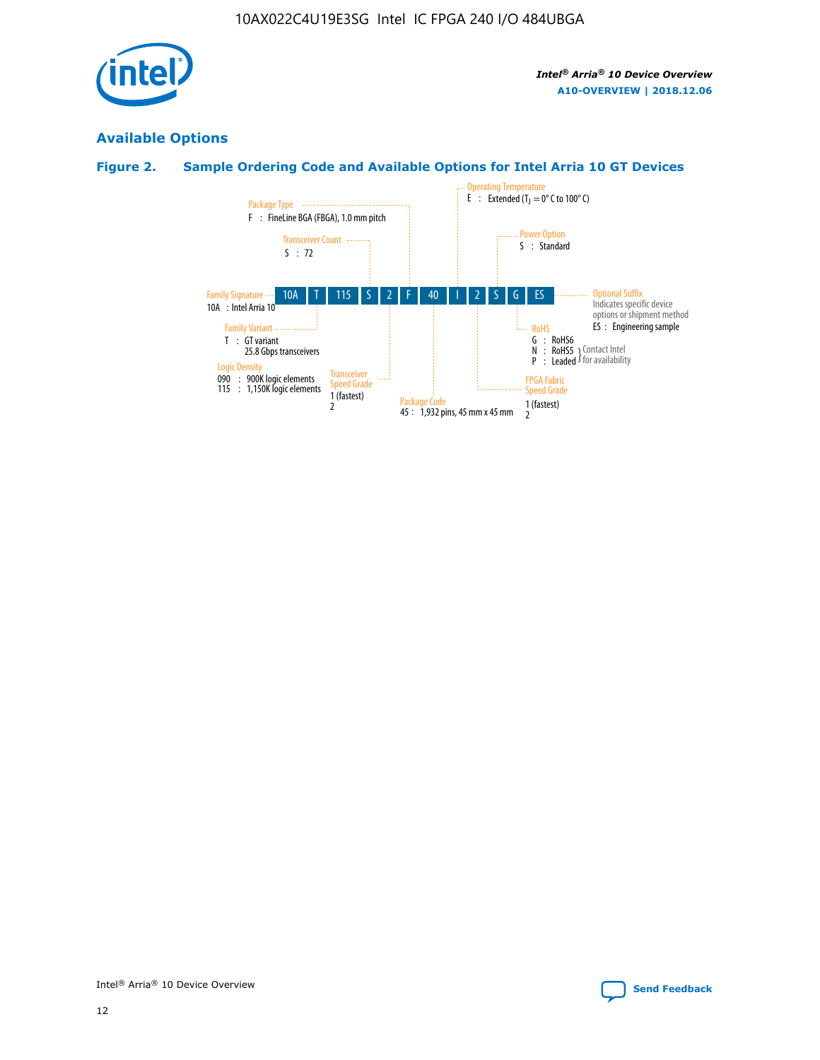## Available Options

### Figure 2. Sample Ordering Code and Available Options for Intel Arria 10 GT Devices

Sample ordering code: 10A T 115 S 2 F 40 I 2 S G ES

- **Family Signature**
  - 10A : Intel Arria 10
- **Family Variant**
  - T : GT variant, 25.8 Gbps transceivers
- **Logic Density**
  - 090 : 900K logic elements
  - 115 : 1,150K logic elements
- **Transceiver Count**
  - S : 72
- **Transceiver Speed Grade**
  - 1 (fastest)
  - 2
- **Package Type**
  - F : FineLine BGA (FBGA), 1.0 mm pitch
- **Package Code**
  - 45 : 1,932 pins, 45 mm x 45 mm
- **Operating Temperature**
  - E : Extended ($T_J$ = 0° C to 100° C)
- **FPGA Fabric Speed Grade**
  - 1 (fastest)
  - 2
- **Power Option**
  - S : Standard
- **RoHS**
  - G : RoHS6
  - N : RoHS5 (Contact Intel for availability)
  - P : Leaded (Contact Intel for availability)
- **Optional Suffix**
  - Indicates specific device options or shipment method
  - ES : Engineering sample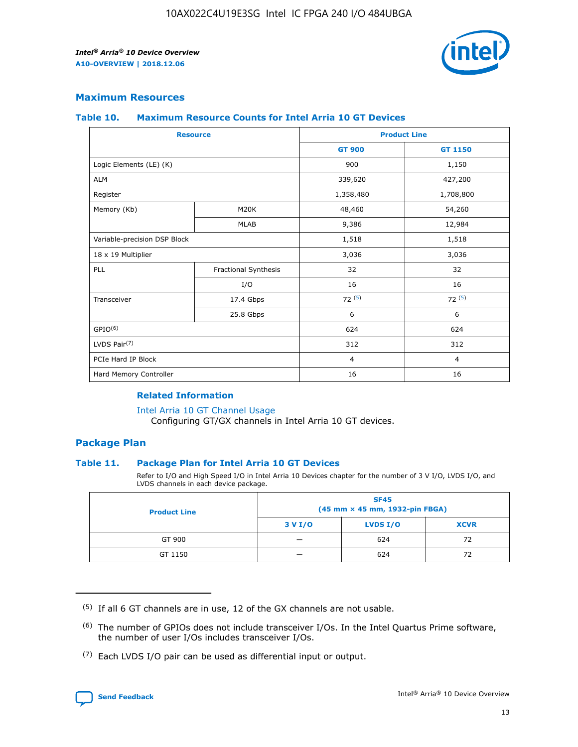## Maximum Resources

### Table 10. Maximum Resource Counts for Intel Arria 10 GT Devices

| Resource | | Product Line | |
|---|---|---|---|
| | | GT 900 | GT 1150 |
| Logic Elements (LE) (K) | | 900 | 1,150 |
| ALM | | 339,620 | 427,200 |
| Register | | 1,358,480 | 1,708,800 |
| Memory (Kb) | M20K | 48,460 | 54,260 |
| | MLAB | 9,386 | 12,984 |
| Variable-precision DSP Block | | 1,518 | 1,518 |
| 18 x 19 Multiplier | | 3,036 | 3,036 |
| PLL | Fractional Synthesis | 32 | 32 |
| | I/O | 16 | 16 |
| Transceiver | 17.4 Gbps | 72 (5) | 72 (5) |
| | 25.8 Gbps | 6 | 6 |
| GPIO(6) | | 624 | 624 |
| LVDS Pair(7) | | 312 | 312 |
| PCIe Hard IP Block | | 4 | 4 |
| Hard Memory Controller | | 16 | 16 |

#### Related Information

Intel Arria 10 GT Channel Usage
Configuring GT/GX channels in Intel Arria 10 GT devices.

## Package Plan

### Table 11. Package Plan for Intel Arria 10 GT Devices

Refer to I/O and High Speed I/O in Intel Arria 10 Devices chapter for the number of 3 V I/O, LVDS I/O, and LVDS channels in each device package.

| Product Line | SF45 (45 mm × 45 mm, 1932-pin FBGA) | | |
|---|---|---|---|
| | 3 V I/O | LVDS I/O | XCVR |
| GT 900 | — | 624 | 72 |
| GT 1150 | — | 624 | 72 |

(5) If all 6 GT channels are in use, 12 of the GX channels are not usable.

(6) The number of GPIOs does not include transceiver I/Os. In the Intel Quartus Prime software, the number of user I/Os includes transceiver I/Os.

(7) Each LVDS I/O pair can be used as differential input or output.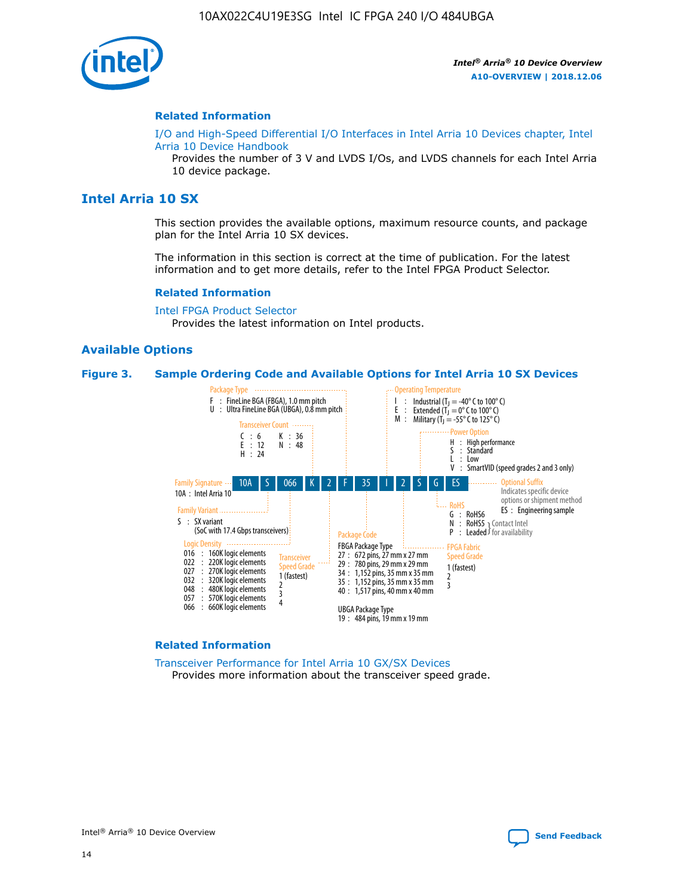## Related Information

I/O and High-Speed Differential I/O Interfaces in Intel Arria 10 Devices chapter, Intel Arria 10 Device Handbook

Provides the number of 3 V and LVDS I/Os, and LVDS channels for each Intel Arria 10 device package.

# Intel Arria 10 SX

This section provides the available options, maximum resource counts, and package plan for the Intel Arria 10 SX devices.

The information in this section is correct at the time of publication. For the latest information and to get more details, refer to the Intel FPGA Product Selector.

## Related Information

Intel FPGA Product Selector

Provides the latest information on Intel products.

## Available Options

### Figure 3. Sample Ordering Code and Available Options for Intel Arria 10 SX Devices

Sample ordering code: 10A S 066 K 2 F 35 I 2 S G ES

**Family Signature**
- 10A : Intel Arria 10

**Family Variant**
- S : SX variant (SoC with 17.4 Gbps transceivers)

**Logic Density**
- 016 : 160K logic elements
- 022 : 220K logic elements
- 027 : 270K logic elements
- 032 : 320K logic elements
- 048 : 480K logic elements
- 057 : 570K logic elements
- 066 : 660K logic elements

**Transceiver Count**
- C : 6
- E : 12
- H : 24
- K : 36
- N : 48

**Transceiver Speed Grade**
- 1 (fastest)
- 2
- 3
- 4

**Package Type**
- F : FineLine BGA (FBGA), 1.0 mm pitch
- U : Ultra FineLine BGA (UBGA), 0.8 mm pitch

**Package Code**

FBGA Package Type
- 27 : 672 pins, 27 mm x 27 mm
- 29 : 780 pins, 29 mm x 29 mm
- 34 : 1,152 pins, 35 mm x 35 mm
- 35 : 1,152 pins, 35 mm x 35 mm
- 40 : 1,517 pins, 40 mm x 40 mm

UBGA Package Type
- 19 : 484 pins, 19 mm x 19 mm

**Operating Temperature**
- I : Industrial ($T_J$ = -40° C to 100° C)
- E : Extended ($T_J$ = 0° C to 100° C)
- M : Military ($T_J$ = -55° C to 125° C)

**FPGA Fabric Speed Grade**
- 1 (fastest)
- 2
- 3

**Power Option**
- H : High performance
- S : Standard
- L : Low
- V : SmartVID (speed grades 2 and 3 only)

**RoHS**
- G : RoHS6
- N : RoHS5 (Contact Intel for availability)
- P : Leaded (Contact Intel for availability)

**Optional Suffix**

Indicates specific device options or shipment method
- ES : Engineering sample

## Related Information

Transceiver Performance for Intel Arria 10 GX/SX Devices

Provides more information about the transceiver speed grade.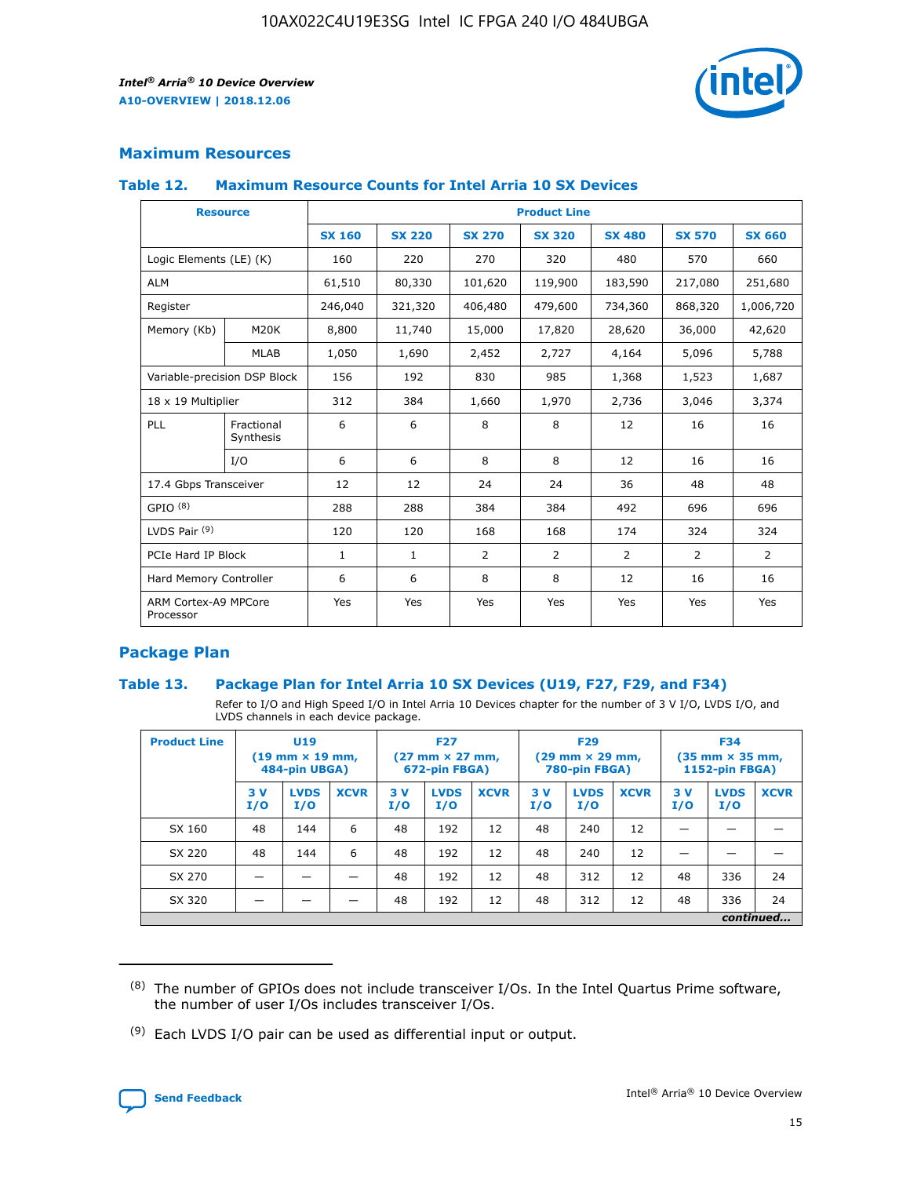## Maximum Resources

### Table 12. Maximum Resource Counts for Intel Arria 10 SX Devices

| Resource | | Product Line | | | | | | |
|---|---|---|---|---|---|---|---|---|
| | | SX 160 | SX 220 | SX 270 | SX 320 | SX 480 | SX 570 | SX 660 |
| Logic Elements (LE) (K) | | 160 | 220 | 270 | 320 | 480 | 570 | 660 |
| ALM | | 61,510 | 80,330 | 101,620 | 119,900 | 183,590 | 217,080 | 251,680 |
| Register | | 246,040 | 321,320 | 406,480 | 479,600 | 734,360 | 868,320 | 1,006,720 |
| Memory (Kb) | M20K | 8,800 | 11,740 | 15,000 | 17,820 | 28,620 | 36,000 | 42,620 |
| | MLAB | 1,050 | 1,690 | 2,452 | 2,727 | 4,164 | 5,096 | 5,788 |
| Variable-precision DSP Block | | 156 | 192 | 830 | 985 | 1,368 | 1,523 | 1,687 |
| 18 x 19 Multiplier | | 312 | 384 | 1,660 | 1,970 | 2,736 | 3,046 | 3,374 |
| PLL | Fractional Synthesis | 6 | 6 | 8 | 8 | 12 | 16 | 16 |
| | I/O | 6 | 6 | 8 | 8 | 12 | 16 | 16 |
| 17.4 Gbps Transceiver | | 12 | 12 | 24 | 24 | 36 | 48 | 48 |
| GPIO [8] | | 288 | 288 | 384 | 384 | 492 | 696 | 696 |
| LVDS Pair [9] | | 120 | 120 | 168 | 168 | 174 | 324 | 324 |
| PCIe Hard IP Block | | 1 | 1 | 2 | 2 | 2 | 2 | 2 |
| Hard Memory Controller | | 6 | 6 | 8 | 8 | 12 | 16 | 16 |
| ARM Cortex-A9 MPCore Processor | | Yes | Yes | Yes | Yes | Yes | Yes | Yes |

## Package Plan

### Table 13. Package Plan for Intel Arria 10 SX Devices (U19, F27, F29, and F34)

Refer to I/O and High Speed I/O in Intel Arria 10 Devices chapter for the number of 3 V I/O, LVDS I/O, and LVDS channels in each device package.

| Product Line | U19 (19 mm × 19 mm, 484-pin UBGA) | | | F27 (27 mm × 27 mm, 672-pin FBGA) | | | F29 (29 mm × 29 mm, 780-pin FBGA) | | | F34 (35 mm × 35 mm, 1152-pin FBGA) | | |
|---|---|---|---|---|---|---|---|---|---|---|---|---|
| | 3 V I/O | LVDS I/O | XCVR | 3 V I/O | LVDS I/O | XCVR | 3 V I/O | LVDS I/O | XCVR | 3 V I/O | LVDS I/O | XCVR |
| SX 160 | 48 | 144 | 6 | 48 | 192 | 12 | 48 | 240 | 12 | — | — | — |
| SX 220 | 48 | 144 | 6 | 48 | 192 | 12 | 48 | 240 | 12 | — | — | — |
| SX 270 | — | — | — | 48 | 192 | 12 | 48 | 312 | 12 | 48 | 336 | 24 |
| SX 320 | — | — | — | 48 | 192 | 12 | 48 | 312 | 12 | 48 | 336 | 24 |

*continued...*

(8) The number of GPIOs does not include transceiver I/Os. In the Intel Quartus Prime software, the number of user I/Os includes transceiver I/Os.

(9) Each LVDS I/O pair can be used as differential input or output.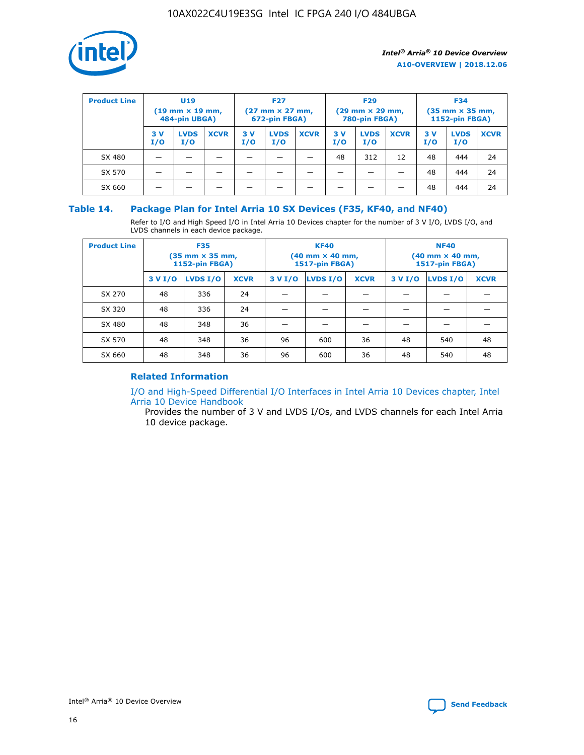| Product Line | U19 (19 mm × 19 mm, 484-pin UBGA) | | | F27 (27 mm × 27 mm, 672-pin FBGA) | | | F29 (29 mm × 29 mm, 780-pin FBGA) | | | F34 (35 mm × 35 mm, 1152-pin FBGA) | | |
|---|---|---|---|---|---|---|---|---|---|---|---|---|
| | 3 V I/O | LVDS I/O | XCVR | 3 V I/O | LVDS I/O | XCVR | 3 V I/O | LVDS I/O | XCVR | 3 V I/O | LVDS I/O | XCVR |
| SX 480 | — | — | — | — | — | — | 48 | 312 | 12 | 48 | 444 | 24 |
| SX 570 | — | — | — | — | — | — | — | — | — | 48 | 444 | 24 |
| SX 660 | — | — | — | — | — | — | — | — | — | 48 | 444 | 24 |

## Table 14. Package Plan for Intel Arria 10 SX Devices (F35, KF40, and NF40)

Refer to I/O and High Speed I/O in Intel Arria 10 Devices chapter for the number of 3 V I/O, LVDS I/O, and LVDS channels in each device package.

| Product Line | F35 (35 mm × 35 mm, 1152-pin FBGA) | | | KF40 (40 mm × 40 mm, 1517-pin FBGA) | | | NF40 (40 mm × 40 mm, 1517-pin FBGA) | | |
|---|---|---|---|---|---|---|---|---|---|
| | 3 V I/O | LVDS I/O | XCVR | 3 V I/O | LVDS I/O | XCVR | 3 V I/O | LVDS I/O | XCVR |
| SX 270 | 48 | 336 | 24 | — | — | — | — | — | — |
| SX 320 | 48 | 336 | 24 | — | — | — | — | — | — |
| SX 480 | 48 | 348 | 36 | — | — | — | — | — | — |
| SX 570 | 48 | 348 | 36 | 96 | 600 | 36 | 48 | 540 | 48 |
| SX 660 | 48 | 348 | 36 | 96 | 600 | 36 | 48 | 540 | 48 |

### Related Information

I/O and High-Speed Differential I/O Interfaces in Intel Arria 10 Devices chapter, Intel Arria 10 Device Handbook

Provides the number of 3 V and LVDS I/Os, and LVDS channels for each Intel Arria 10 device package.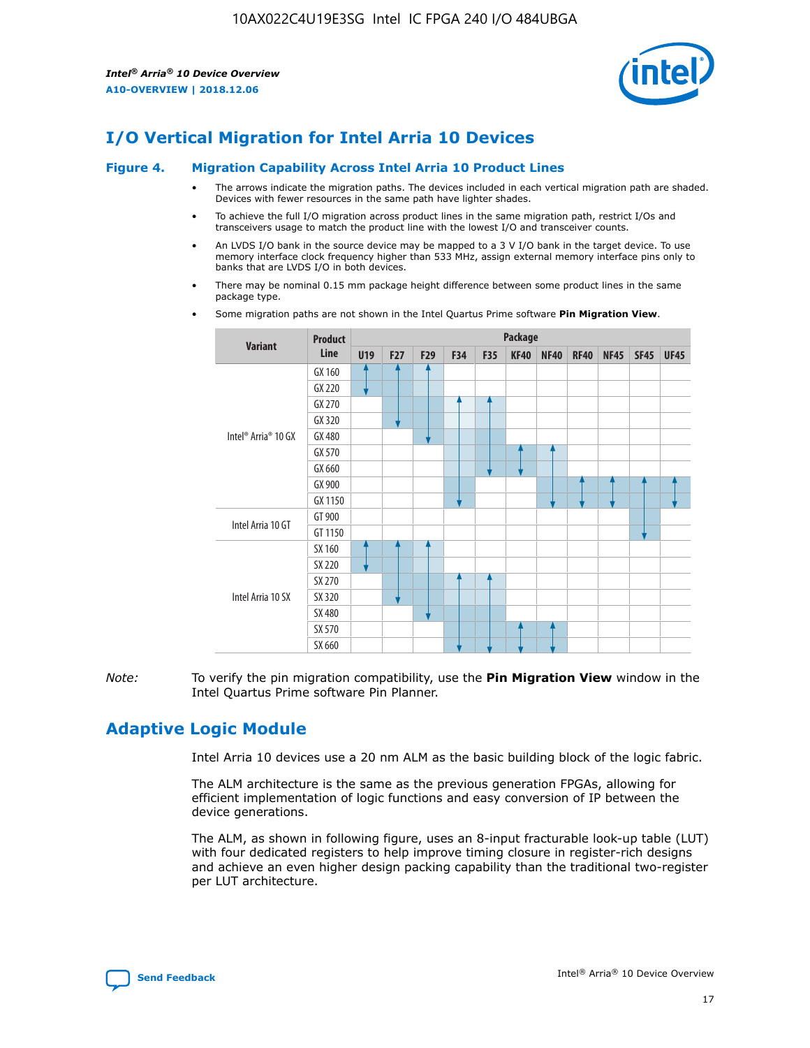# I/O Vertical Migration for Intel Arria 10 Devices

**Figure 4. Migration Capability Across Intel Arria 10 Product Lines**

- The arrows indicate the migration paths. The devices included in each vertical migration path are shaded. Devices with fewer resources in the same path have lighter shades.
- To achieve the full I/O migration across product lines in the same migration path, restrict I/Os and transceivers usage to match the product line with the lowest I/O and transceiver counts.
- An LVDS I/O bank in the source device may be mapped to a 3 V I/O bank in the target device. To use memory interface clock frequency higher than 533 MHz, assign external memory interface pins only to banks that are LVDS I/O in both devices.
- There may be nominal 0.15 mm package height difference between some product lines in the same package type.
- Some migration paths are not shown in the Intel Quartus Prime software **Pin Migration View**.

| Variant | Product Line | U19 | F27 | F29 | F34 | F35 | KF40 | NF40 | RF40 | NF45 | SF45 | UF45 |
|---|---|---|---|---|---|---|---|---|---|---|---|---|
| Intel® Arria® 10 GX | GX 160 | | | | | | | | | | | |
| | GX 220 | | | | | | | | | | | |
| | GX 270 | | | | | | | | | | | |
| | GX 320 | | | | | | | | | | | |
| | GX 480 | | | | | | | | | | | |
| | GX 570 | | | | | | | | | | | |
| | GX 660 | | | | | | | | | | | |
| | GX 900 | | | | | | | | | | | |
| | GX 1150 | | | | | | | | | | | |
| Intel Arria 10 GT | GT 900 | | | | | | | | | | | |
| | GT 1150 | | | | | | | | | | | |
| Intel Arria 10 SX | SX 160 | | | | | | | | | | | |
| | SX 220 | | | | | | | | | | | |
| | SX 270 | | | | | | | | | | | |
| | SX 320 | | | | | | | | | | | |
| | SX 480 | | | | | | | | | | | |
| | SX 570 | | | | | | | | | | | |
| | SX 660 | | | | | | | | | | | |

*Note:* To verify the pin migration compatibility, use the **Pin Migration View** window in the Intel Quartus Prime software Pin Planner.

# Adaptive Logic Module

Intel Arria 10 devices use a 20 nm ALM as the basic building block of the logic fabric.

The ALM architecture is the same as the previous generation FPGAs, allowing for efficient implementation of logic functions and easy conversion of IP between the device generations.

The ALM, as shown in following figure, uses an 8-input fracturable look-up table (LUT) with four dedicated registers to help improve timing closure in register-rich designs and achieve an even higher design packing capability than the traditional two-register per LUT architecture.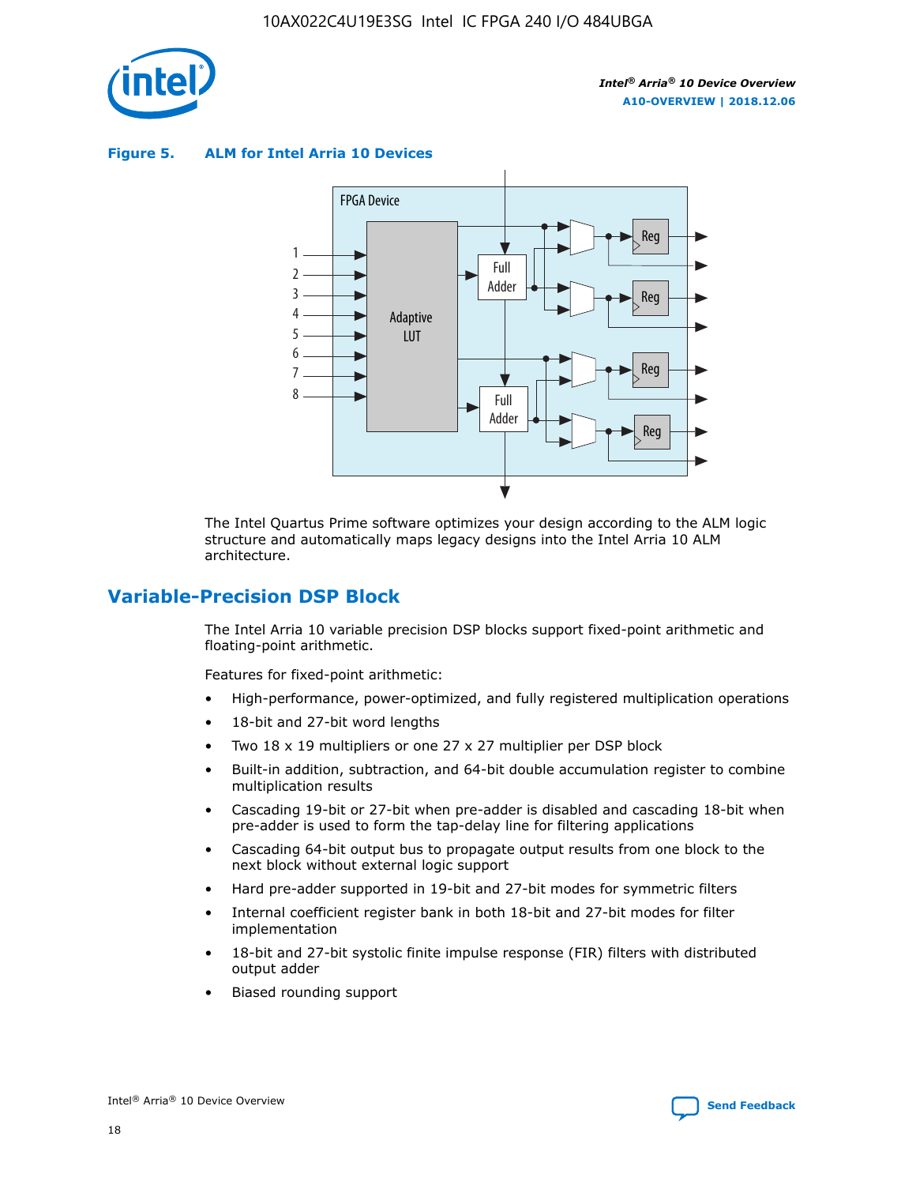**Figure 5. ALM for Intel Arria 10 Devices**

The Intel Quartus Prime software optimizes your design according to the ALM logic structure and automatically maps legacy designs into the Intel Arria 10 ALM architecture.

## Variable-Precision DSP Block

The Intel Arria 10 variable precision DSP blocks support fixed-point arithmetic and floating-point arithmetic.

Features for fixed-point arithmetic:

- High-performance, power-optimized, and fully registered multiplication operations
- 18-bit and 27-bit word lengths
- Two 18 x 19 multipliers or one 27 x 27 multiplier per DSP block
- Built-in addition, subtraction, and 64-bit double accumulation register to combine multiplication results
- Cascading 19-bit or 27-bit when pre-adder is disabled and cascading 18-bit when pre-adder is used to form the tap-delay line for filtering applications
- Cascading 64-bit output bus to propagate output results from one block to the next block without external logic support
- Hard pre-adder supported in 19-bit and 27-bit modes for symmetric filters
- Internal coefficient register bank in both 18-bit and 27-bit modes for filter implementation
- 18-bit and 27-bit systolic finite impulse response (FIR) filters with distributed output adder
- Biased rounding support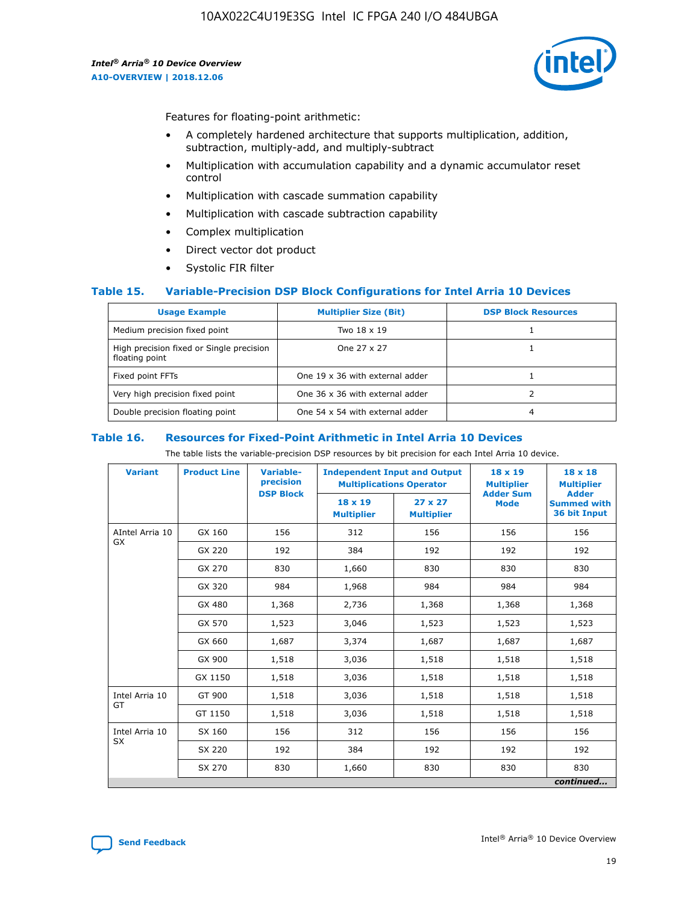Features for floating-point arithmetic:

- A completely hardened architecture that supports multiplication, addition, subtraction, multiply-add, and multiply-subtract
- Multiplication with accumulation capability and a dynamic accumulator reset control
- Multiplication with cascade summation capability
- Multiplication with cascade subtraction capability
- Complex multiplication
- Direct vector dot product
- Systolic FIR filter

### Table 15. Variable-Precision DSP Block Configurations for Intel Arria 10 Devices

| Usage Example | Multiplier Size (Bit) | DSP Block Resources |
|---|---|---|
| Medium precision fixed point | Two 18 x 19 | 1 |
| High precision fixed or Single precision floating point | One 27 x 27 | 1 |
| Fixed point FFTs | One 19 x 36 with external adder | 1 |
| Very high precision fixed point | One 36 x 36 with external adder | 2 |
| Double precision floating point | One 54 x 54 with external adder | 4 |

### Table 16. Resources for Fixed-Point Arithmetic in Intel Arria 10 Devices

The table lists the variable-precision DSP resources by bit precision for each Intel Arria 10 device.

| Variant | Product Line | Variable-precision DSP Block | Independent Input and Output Multiplications Operator | | 18 x 19 Multiplier Adder Sum Mode | 18 x 18 Multiplier Adder Summed with 36 bit Input |
|---|---|---|---|---|---|---|
| | | | 18 x 19 Multiplier | 27 x 27 Multiplier | | |
| AIntel Arria 10 GX | GX 160 | 156 | 312 | 156 | 156 | 156 |
| | GX 220 | 192 | 384 | 192 | 192 | 192 |
| | GX 270 | 830 | 1,660 | 830 | 830 | 830 |
| | GX 320 | 984 | 1,968 | 984 | 984 | 984 |
| | GX 480 | 1,368 | 2,736 | 1,368 | 1,368 | 1,368 |
| | GX 570 | 1,523 | 3,046 | 1,523 | 1,523 | 1,523 |
| | GX 660 | 1,687 | 3,374 | 1,687 | 1,687 | 1,687 |
| | GX 900 | 1,518 | 3,036 | 1,518 | 1,518 | 1,518 |
| | GX 1150 | 1,518 | 3,036 | 1,518 | 1,518 | 1,518 |
| Intel Arria 10 GT | GT 900 | 1,518 | 3,036 | 1,518 | 1,518 | 1,518 |
| | GT 1150 | 1,518 | 3,036 | 1,518 | 1,518 | 1,518 |
| Intel Arria 10 SX | SX 160 | 156 | 312 | 156 | 156 | 156 |
| | SX 220 | 192 | 384 | 192 | 192 | 192 |
| | SX 270 | 830 | 1,660 | 830 | 830 | 830 |

*continued...*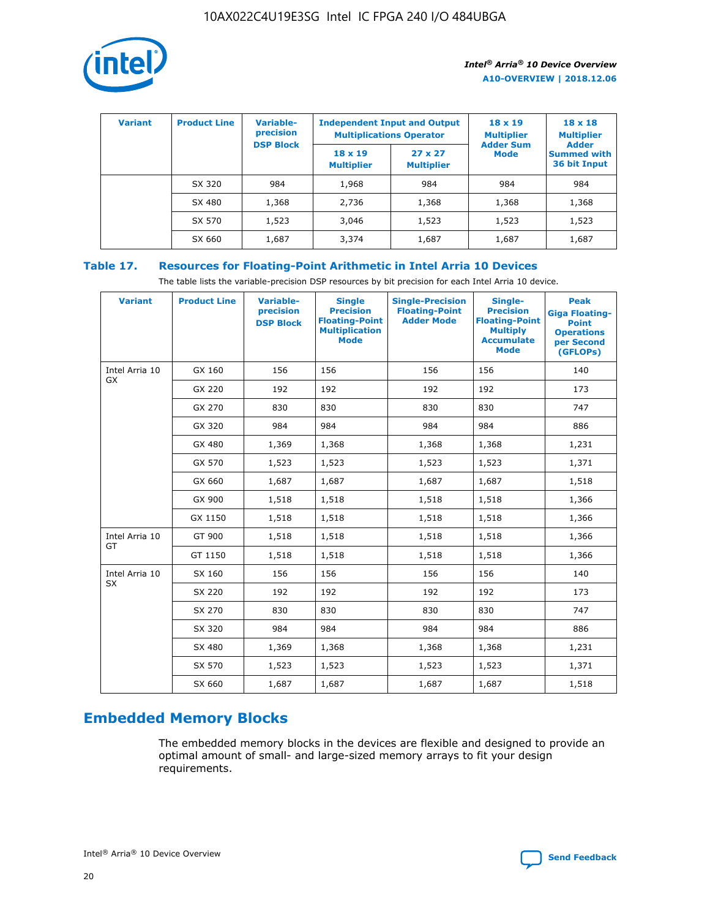| Variant | Product Line | Variable-precision DSP Block | Independent Input and Output Multiplications Operator | | 18 x 19 Multiplier Adder Sum Mode | 18 x 18 Multiplier Adder Summed with 36 bit Input |
|---|---|---|---|---|---|---|
| | | | 18 x 19 Multiplier | 27 x 27 Multiplier | | |
| | SX 320 | 984 | 1,968 | 984 | 984 | 984 |
| | SX 480 | 1,368 | 2,736 | 1,368 | 1,368 | 1,368 |
| | SX 570 | 1,523 | 3,046 | 1,523 | 1,523 | 1,523 |
| | SX 660 | 1,687 | 3,374 | 1,687 | 1,687 | 1,687 |

**Table 17. Resources for Floating-Point Arithmetic in Intel Arria 10 Devices**

The table lists the variable-precision DSP resources by bit precision for each Intel Arria 10 device.

| Variant | Product Line | Variable-precision DSP Block | Single Precision Floating-Point Multiplication Mode | Single-Precision Floating-Point Adder Mode | Single-Precision Floating-Point Multiply Accumulate Mode | Peak Giga Floating-Point Operations per Second (GFLOPs) |
|---|---|---|---|---|---|---|
| Intel Arria 10 GX | GX 160 | 156 | 156 | 156 | 156 | 140 |
| | GX 220 | 192 | 192 | 192 | 192 | 173 |
| | GX 270 | 830 | 830 | 830 | 830 | 747 |
| | GX 320 | 984 | 984 | 984 | 984 | 886 |
| | GX 480 | 1,369 | 1,368 | 1,368 | 1,368 | 1,231 |
| | GX 570 | 1,523 | 1,523 | 1,523 | 1,523 | 1,371 |
| | GX 660 | 1,687 | 1,687 | 1,687 | 1,687 | 1,518 |
| | GX 900 | 1,518 | 1,518 | 1,518 | 1,518 | 1,366 |
| | GX 1150 | 1,518 | 1,518 | 1,518 | 1,518 | 1,366 |
| Intel Arria 10 GT | GT 900 | 1,518 | 1,518 | 1,518 | 1,518 | 1,366 |
| | GT 1150 | 1,518 | 1,518 | 1,518 | 1,518 | 1,366 |
| Intel Arria 10 SX | SX 160 | 156 | 156 | 156 | 156 | 140 |
| | SX 220 | 192 | 192 | 192 | 192 | 173 |
| | SX 270 | 830 | 830 | 830 | 830 | 747 |
| | SX 320 | 984 | 984 | 984 | 984 | 886 |
| | SX 480 | 1,369 | 1,368 | 1,368 | 1,368 | 1,231 |
| | SX 570 | 1,523 | 1,523 | 1,523 | 1,523 | 1,371 |
| | SX 660 | 1,687 | 1,687 | 1,687 | 1,687 | 1,518 |

## Embedded Memory Blocks

The embedded memory blocks in the devices are flexible and designed to provide an optimal amount of small- and large-sized memory arrays to fit your design requirements.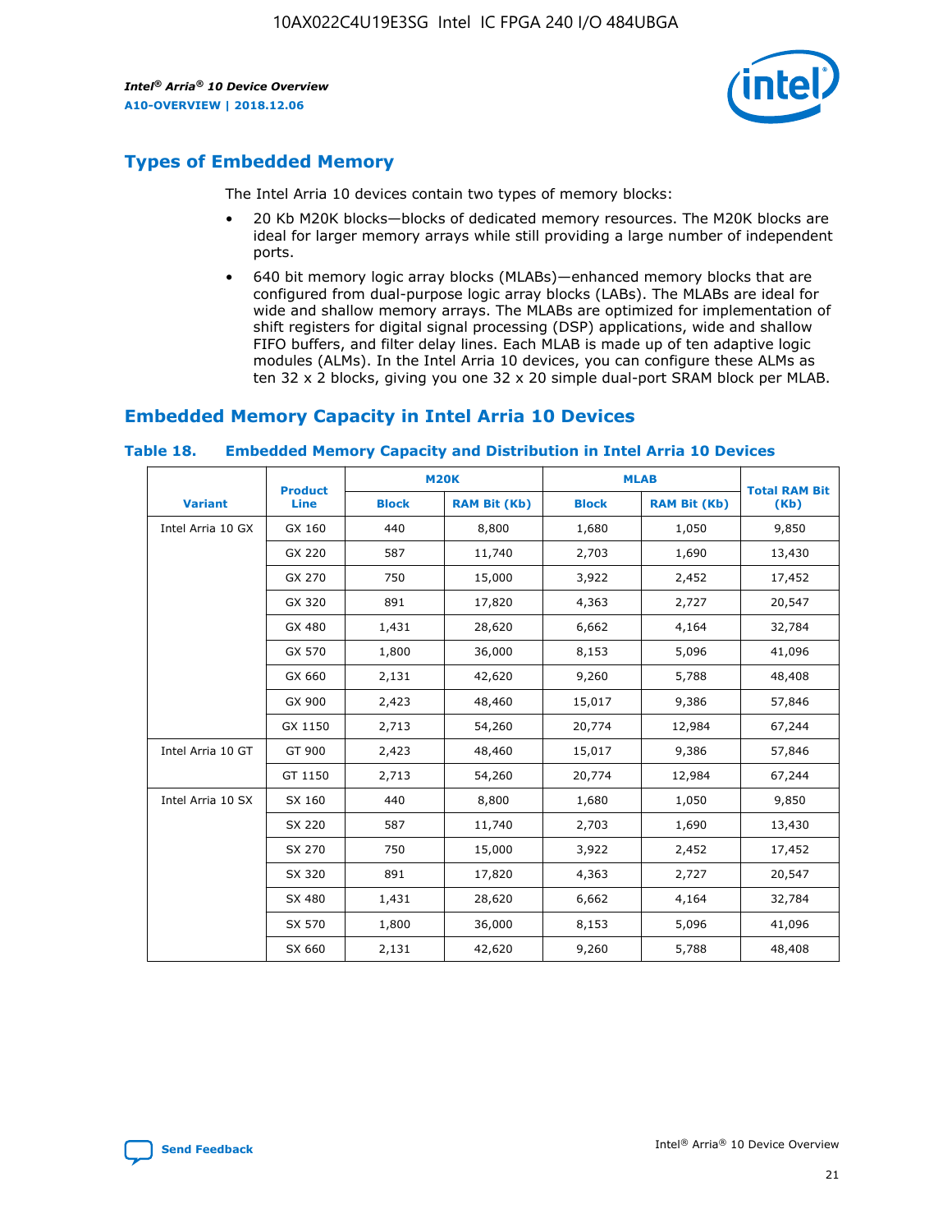## Types of Embedded Memory

The Intel Arria 10 devices contain two types of memory blocks:

- 20 Kb M20K blocks—blocks of dedicated memory resources. The M20K blocks are ideal for larger memory arrays while still providing a large number of independent ports.
- 640 bit memory logic array blocks (MLABs)—enhanced memory blocks that are configured from dual-purpose logic array blocks (LABs). The MLABs are ideal for wide and shallow memory arrays. The MLABs are optimized for implementation of shift registers for digital signal processing (DSP) applications, wide and shallow FIFO buffers, and filter delay lines. Each MLAB is made up of ten adaptive logic modules (ALMs). In the Intel Arria 10 devices, you can configure these ALMs as ten 32 x 2 blocks, giving you one 32 x 20 simple dual-port SRAM block per MLAB.

## Embedded Memory Capacity in Intel Arria 10 Devices

**Table 18. Embedded Memory Capacity and Distribution in Intel Arria 10 Devices**

| Variant | Product Line | M20K | | MLAB | | Total RAM Bit (Kb) |
|---|---|---|---|---|---|---|
| | | Block | RAM Bit (Kb) | Block | RAM Bit (Kb) | |
| Intel Arria 10 GX | GX 160 | 440 | 8,800 | 1,680 | 1,050 | 9,850 |
| | GX 220 | 587 | 11,740 | 2,703 | 1,690 | 13,430 |
| | GX 270 | 750 | 15,000 | 3,922 | 2,452 | 17,452 |
| | GX 320 | 891 | 17,820 | 4,363 | 2,727 | 20,547 |
| | GX 480 | 1,431 | 28,620 | 6,662 | 4,164 | 32,784 |
| | GX 570 | 1,800 | 36,000 | 8,153 | 5,096 | 41,096 |
| | GX 660 | 2,131 | 42,620 | 9,260 | 5,788 | 48,408 |
| | GX 900 | 2,423 | 48,460 | 15,017 | 9,386 | 57,846 |
| | GX 1150 | 2,713 | 54,260 | 20,774 | 12,984 | 67,244 |
| Intel Arria 10 GT | GT 900 | 2,423 | 48,460 | 15,017 | 9,386 | 57,846 |
| | GT 1150 | 2,713 | 54,260 | 20,774 | 12,984 | 67,244 |
| Intel Arria 10 SX | SX 160 | 440 | 8,800 | 1,680 | 1,050 | 9,850 |
| | SX 220 | 587 | 11,740 | 2,703 | 1,690 | 13,430 |
| | SX 270 | 750 | 15,000 | 3,922 | 2,452 | 17,452 |
| | SX 320 | 891 | 17,820 | 4,363 | 2,727 | 20,547 |
| | SX 480 | 1,431 | 28,620 | 6,662 | 4,164 | 32,784 |
| | SX 570 | 1,800 | 36,000 | 8,153 | 5,096 | 41,096 |
| | SX 660 | 2,131 | 42,620 | 9,260 | 5,788 | 48,408 |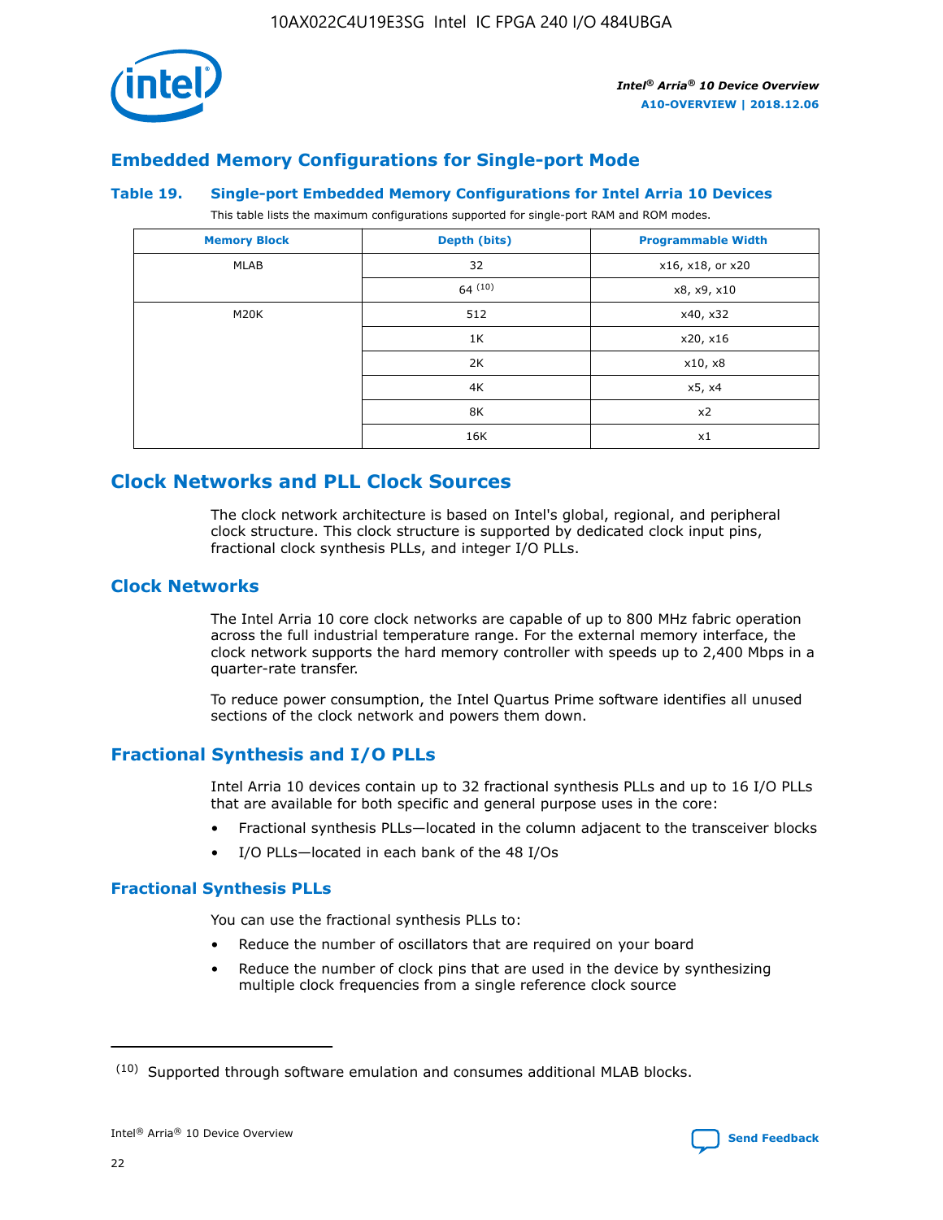## Embedded Memory Configurations for Single-port Mode

**Table 19. Single-port Embedded Memory Configurations for Intel Arria 10 Devices**

This table lists the maximum configurations supported for single-port RAM and ROM modes.

| Memory Block | Depth (bits) | Programmable Width |
|---|---|---|
| MLAB | 32 | x16, x18, or x20 |
| | 64 (10) | x8, x9, x10 |
| M20K | 512 | x40, x32 |
| | 1K | x20, x16 |
| | 2K | x10, x8 |
| | 4K | x5, x4 |
| | 8K | x2 |
| | 16K | x1 |

# Clock Networks and PLL Clock Sources

The clock network architecture is based on Intel's global, regional, and peripheral clock structure. This clock structure is supported by dedicated clock input pins, fractional clock synthesis PLLs, and integer I/O PLLs.

## Clock Networks

The Intel Arria 10 core clock networks are capable of up to 800 MHz fabric operation across the full industrial temperature range. For the external memory interface, the clock network supports the hard memory controller with speeds up to 2,400 Mbps in a quarter-rate transfer.

To reduce power consumption, the Intel Quartus Prime software identifies all unused sections of the clock network and powers them down.

## Fractional Synthesis and I/O PLLs

Intel Arria 10 devices contain up to 32 fractional synthesis PLLs and up to 16 I/O PLLs that are available for both specific and general purpose uses in the core:

- Fractional synthesis PLLs—located in the column adjacent to the transceiver blocks
- I/O PLLs—located in each bank of the 48 I/Os

### Fractional Synthesis PLLs

You can use the fractional synthesis PLLs to:

- Reduce the number of oscillators that are required on your board
- Reduce the number of clock pins that are used in the device by synthesizing multiple clock frequencies from a single reference clock source

(10) Supported through software emulation and consumes additional MLAB blocks.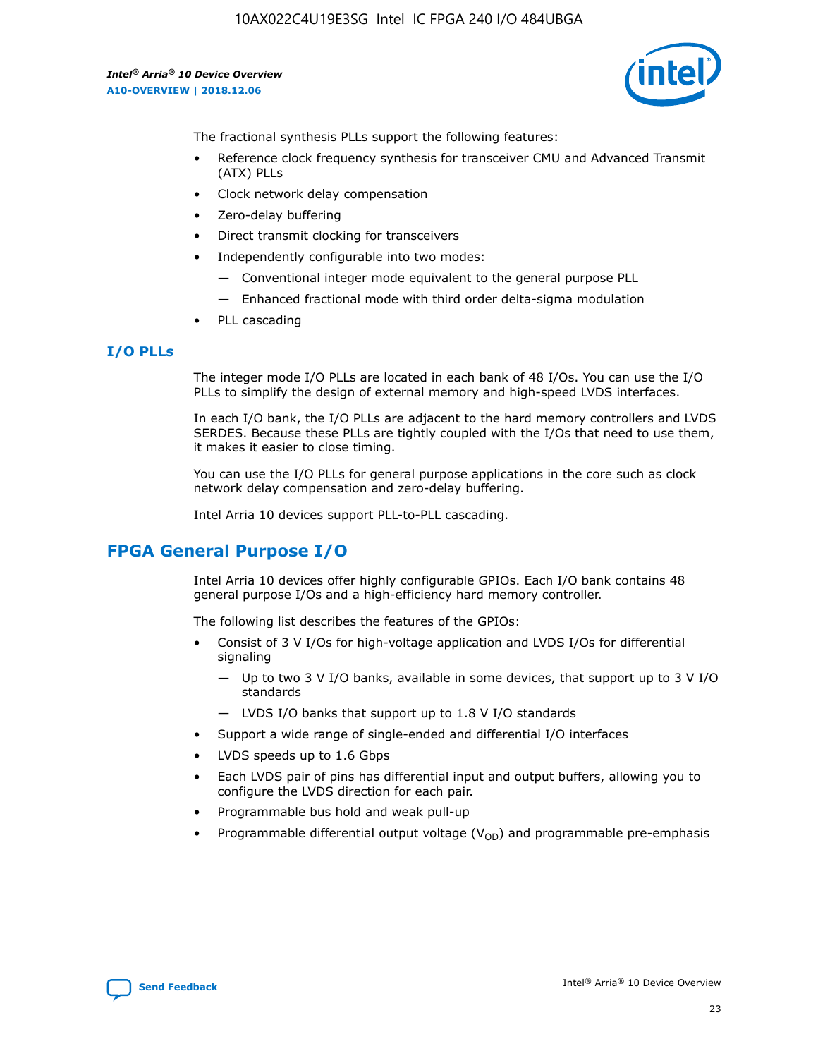The fractional synthesis PLLs support the following features:

- Reference clock frequency synthesis for transceiver CMU and Advanced Transmit (ATX) PLLs
- Clock network delay compensation
- Zero-delay buffering
- Direct transmit clocking for transceivers
- Independently configurable into two modes:
  - — Conventional integer mode equivalent to the general purpose PLL
  - — Enhanced fractional mode with third order delta-sigma modulation
- PLL cascading

## I/O PLLs

The integer mode I/O PLLs are located in each bank of 48 I/Os. You can use the I/O PLLs to simplify the design of external memory and high-speed LVDS interfaces.

In each I/O bank, the I/O PLLs are adjacent to the hard memory controllers and LVDS SERDES. Because these PLLs are tightly coupled with the I/Os that need to use them, it makes it easier to close timing.

You can use the I/O PLLs for general purpose applications in the core such as clock network delay compensation and zero-delay buffering.

Intel Arria 10 devices support PLL-to-PLL cascading.

# FPGA General Purpose I/O

Intel Arria 10 devices offer highly configurable GPIOs. Each I/O bank contains 48 general purpose I/Os and a high-efficiency hard memory controller.

The following list describes the features of the GPIOs:

- Consist of 3 V I/Os for high-voltage application and LVDS I/Os for differential signaling
  - — Up to two 3 V I/O banks, available in some devices, that support up to 3 V I/O standards
  - — LVDS I/O banks that support up to 1.8 V I/O standards
- Support a wide range of single-ended and differential I/O interfaces
- LVDS speeds up to 1.6 Gbps
- Each LVDS pair of pins has differential input and output buffers, allowing you to configure the LVDS direction for each pair.
- Programmable bus hold and weak pull-up
- Programmable differential output voltage ($V_{OD}$) and programmable pre-emphasis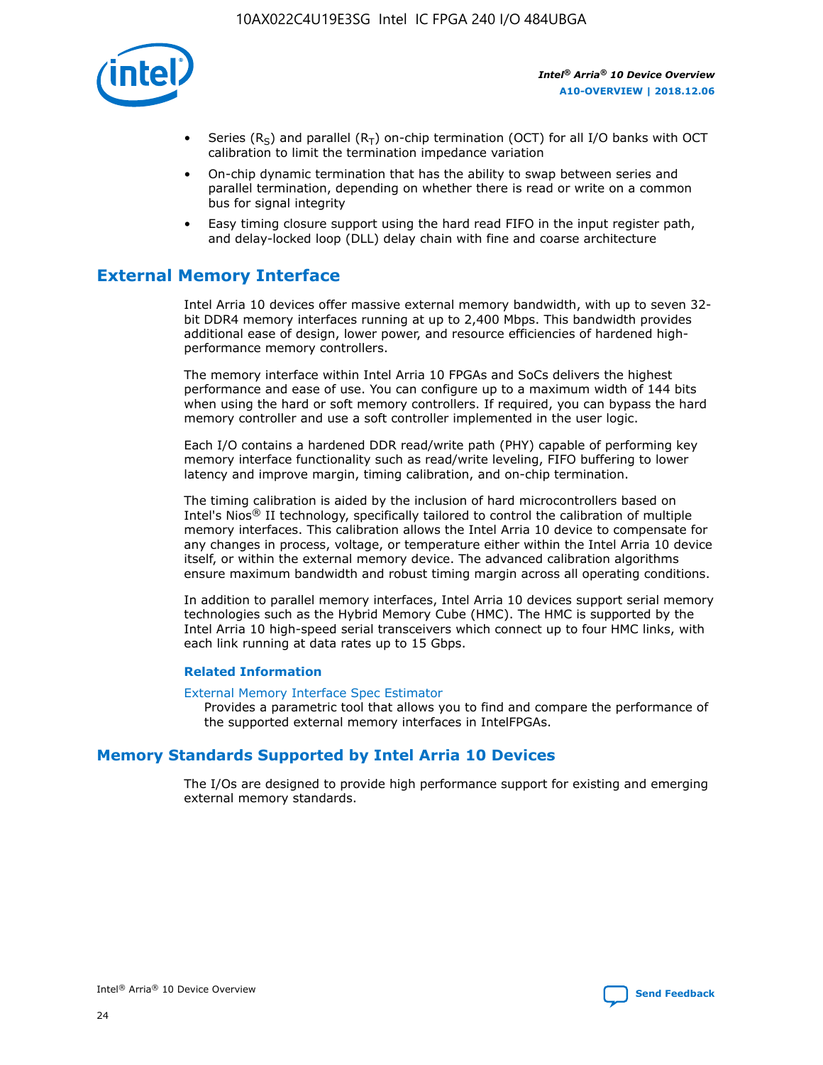- Series ($R_S$) and parallel ($R_T$) on-chip termination (OCT) for all I/O banks with OCT calibration to limit the termination impedance variation
- On-chip dynamic termination that has the ability to swap between series and parallel termination, depending on whether there is read or write on a common bus for signal integrity
- Easy timing closure support using the hard read FIFO in the input register path, and delay-locked loop (DLL) delay chain with fine and coarse architecture

## External Memory Interface

Intel Arria 10 devices offer massive external memory bandwidth, with up to seven 32-bit DDR4 memory interfaces running at up to 2,400 Mbps. This bandwidth provides additional ease of design, lower power, and resource efficiencies of hardened high-performance memory controllers.

The memory interface within Intel Arria 10 FPGAs and SoCs delivers the highest performance and ease of use. You can configure up to a maximum width of 144 bits when using the hard or soft memory controllers. If required, you can bypass the hard memory controller and use a soft controller implemented in the user logic.

Each I/O contains a hardened DDR read/write path (PHY) capable of performing key memory interface functionality such as read/write leveling, FIFO buffering to lower latency and improve margin, timing calibration, and on-chip termination.

The timing calibration is aided by the inclusion of hard microcontrollers based on Intel's Nios® II technology, specifically tailored to control the calibration of multiple memory interfaces. This calibration allows the Intel Arria 10 device to compensate for any changes in process, voltage, or temperature either within the Intel Arria 10 device itself, or within the external memory device. The advanced calibration algorithms ensure maximum bandwidth and robust timing margin across all operating conditions.

In addition to parallel memory interfaces, Intel Arria 10 devices support serial memory technologies such as the Hybrid Memory Cube (HMC). The HMC is supported by the Intel Arria 10 high-speed serial transceivers which connect up to four HMC links, with each link running at data rates up to 15 Gbps.

### Related Information

External Memory Interface Spec Estimator
Provides a parametric tool that allows you to find and compare the performance of the supported external memory interfaces in IntelFPGAs.

## Memory Standards Supported by Intel Arria 10 Devices

The I/Os are designed to provide high performance support for existing and emerging external memory standards.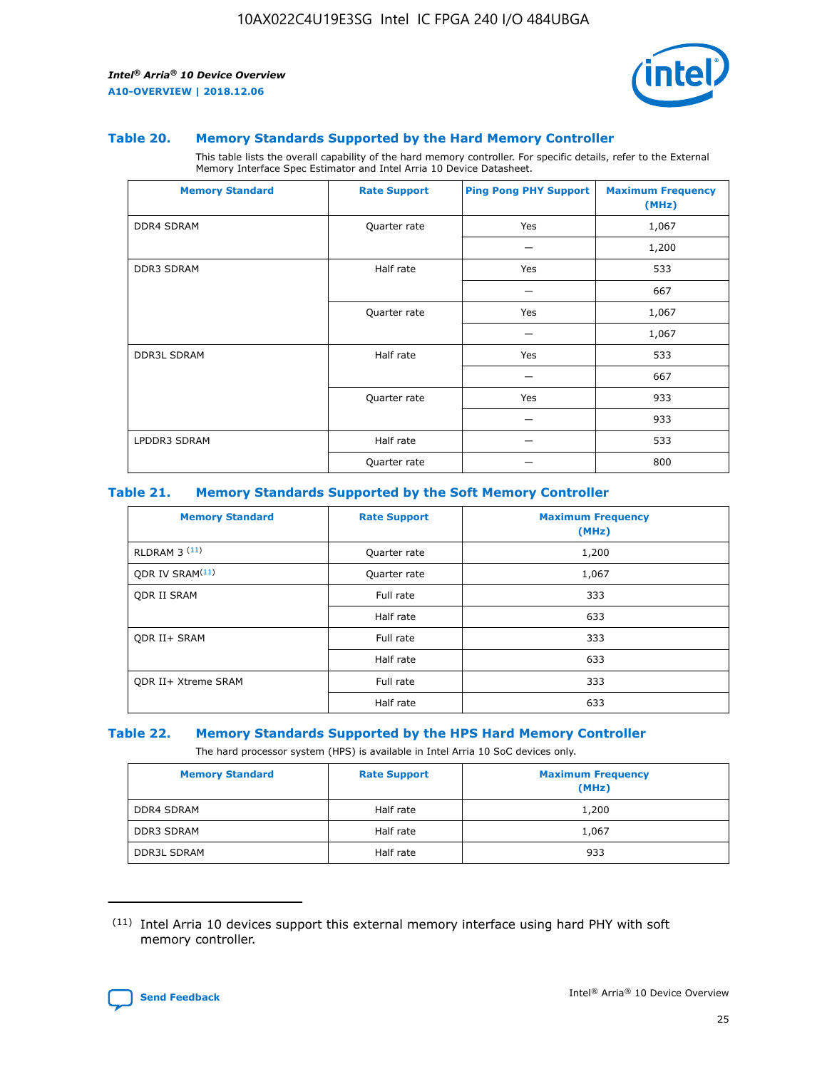### Table 20. Memory Standards Supported by the Hard Memory Controller

This table lists the overall capability of the hard memory controller. For specific details, refer to the External Memory Interface Spec Estimator and Intel Arria 10 Device Datasheet.

| Memory Standard | Rate Support | Ping Pong PHY Support | Maximum Frequency (MHz) |
|---|---|---|---|
| DDR4 SDRAM | Quarter rate | Yes | 1,067 |
| | | — | 1,200 |
| DDR3 SDRAM | Half rate | Yes | 533 |
| | | — | 667 |
| | Quarter rate | Yes | 1,067 |
| | | — | 1,067 |
| DDR3L SDRAM | Half rate | Yes | 533 |
| | | — | 667 |
| | Quarter rate | Yes | 933 |
| | | — | 933 |
| LPDDR3 SDRAM | Half rate | — | 533 |
| | Quarter rate | — | 800 |

### Table 21. Memory Standards Supported by the Soft Memory Controller

| Memory Standard | Rate Support | Maximum Frequency (MHz) |
|---|---|---|
| RLDRAM 3 (11) | Quarter rate | 1,200 |
| QDR IV SRAM(11) | Quarter rate | 1,067 |
| QDR II SRAM | Full rate | 333 |
| | Half rate | 633 |
| QDR II+ SRAM | Full rate | 333 |
| | Half rate | 633 |
| QDR II+ Xtreme SRAM | Full rate | 333 |
| | Half rate | 633 |

### Table 22. Memory Standards Supported by the HPS Hard Memory Controller

The hard processor system (HPS) is available in Intel Arria 10 SoC devices only.

| Memory Standard | Rate Support | Maximum Frequency (MHz) |
|---|---|---|
| DDR4 SDRAM | Half rate | 1,200 |
| DDR3 SDRAM | Half rate | 1,067 |
| DDR3L SDRAM | Half rate | 933 |

(11) Intel Arria 10 devices support this external memory interface using hard PHY with soft memory controller.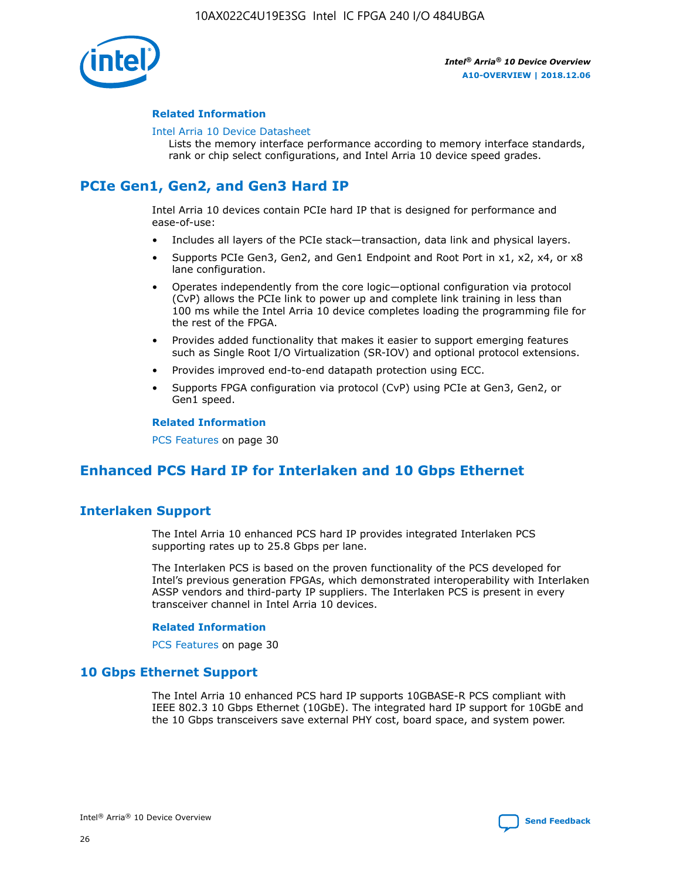#### Related Information

Intel Arria 10 Device Datasheet
Lists the memory interface performance according to memory interface standards, rank or chip select configurations, and Intel Arria 10 device speed grades.

## PCIe Gen1, Gen2, and Gen3 Hard IP

Intel Arria 10 devices contain PCIe hard IP that is designed for performance and ease-of-use:

- Includes all layers of the PCIe stack—transaction, data link and physical layers.
- Supports PCIe Gen3, Gen2, and Gen1 Endpoint and Root Port in x1, x2, x4, or x8 lane configuration.
- Operates independently from the core logic—optional configuration via protocol (CvP) allows the PCIe link to power up and complete link training in less than 100 ms while the Intel Arria 10 device completes loading the programming file for the rest of the FPGA.
- Provides added functionality that makes it easier to support emerging features such as Single Root I/O Virtualization (SR-IOV) and optional protocol extensions.
- Provides improved end-to-end datapath protection using ECC.
- Supports FPGA configuration via protocol (CvP) using PCIe at Gen3, Gen2, or Gen1 speed.

#### Related Information

PCS Features on page 30

## Enhanced PCS Hard IP for Interlaken and 10 Gbps Ethernet

### Interlaken Support

The Intel Arria 10 enhanced PCS hard IP provides integrated Interlaken PCS supporting rates up to 25.8 Gbps per lane.

The Interlaken PCS is based on the proven functionality of the PCS developed for Intel's previous generation FPGAs, which demonstrated interoperability with Interlaken ASSP vendors and third-party IP suppliers. The Interlaken PCS is present in every transceiver channel in Intel Arria 10 devices.

#### Related Information

PCS Features on page 30

### 10 Gbps Ethernet Support

The Intel Arria 10 enhanced PCS hard IP supports 10GBASE-R PCS compliant with IEEE 802.3 10 Gbps Ethernet (10GbE). The integrated hard IP support for 10GbE and the 10 Gbps transceivers save external PHY cost, board space, and system power.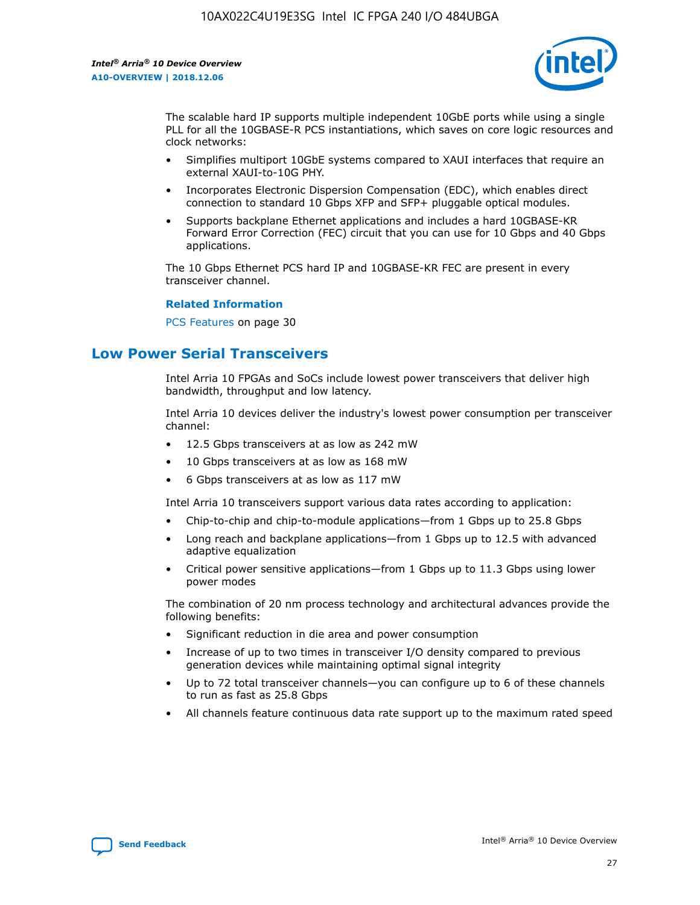The scalable hard IP supports multiple independent 10GbE ports while using a single PLL for all the 10GBASE-R PCS instantiations, which saves on core logic resources and clock networks:

- Simplifies multiport 10GbE systems compared to XAUI interfaces that require an external XAUI-to-10G PHY.
- Incorporates Electronic Dispersion Compensation (EDC), which enables direct connection to standard 10 Gbps XFP and SFP+ pluggable optical modules.
- Supports backplane Ethernet applications and includes a hard 10GBASE-KR Forward Error Correction (FEC) circuit that you can use for 10 Gbps and 40 Gbps applications.

The 10 Gbps Ethernet PCS hard IP and 10GBASE-KR FEC are present in every transceiver channel.

**Related Information**

PCS Features on page 30

## Low Power Serial Transceivers

Intel Arria 10 FPGAs and SoCs include lowest power transceivers that deliver high bandwidth, throughput and low latency.

Intel Arria 10 devices deliver the industry's lowest power consumption per transceiver channel:

- 12.5 Gbps transceivers at as low as 242 mW
- 10 Gbps transceivers at as low as 168 mW
- 6 Gbps transceivers at as low as 117 mW

Intel Arria 10 transceivers support various data rates according to application:

- Chip-to-chip and chip-to-module applications—from 1 Gbps up to 25.8 Gbps
- Long reach and backplane applications—from 1 Gbps up to 12.5 with advanced adaptive equalization
- Critical power sensitive applications—from 1 Gbps up to 11.3 Gbps using lower power modes

The combination of 20 nm process technology and architectural advances provide the following benefits:

- Significant reduction in die area and power consumption
- Increase of up to two times in transceiver I/O density compared to previous generation devices while maintaining optimal signal integrity
- Up to 72 total transceiver channels—you can configure up to 6 of these channels to run as fast as 25.8 Gbps
- All channels feature continuous data rate support up to the maximum rated speed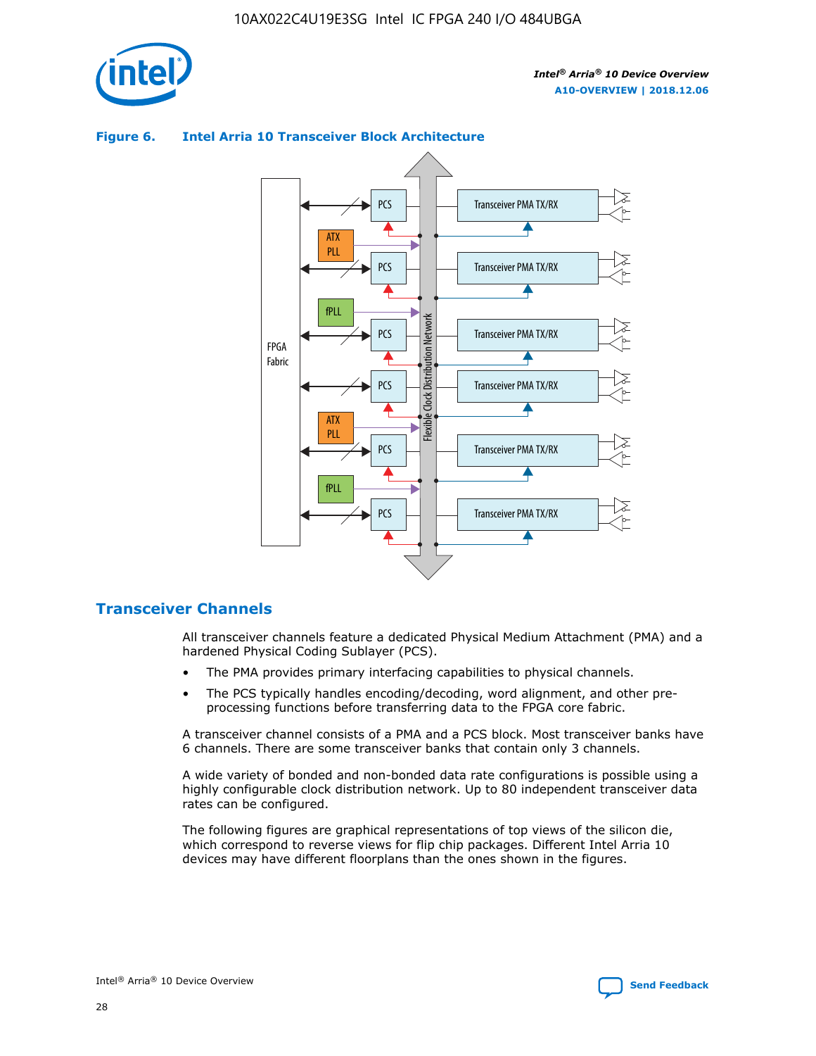**Figure 6. Intel Arria 10 Transceiver Block Architecture**

FPGA Fabric

ATX PLL

fPLL

ATX PLL

fPLL

PCS

PCS

PCS

PCS

PCS

PCS

Flexible Clock Distribution Network

Transceiver PMA TX/RX

Transceiver PMA TX/RX

Transceiver PMA TX/RX

Transceiver PMA TX/RX

Transceiver PMA TX/RX

Transceiver PMA TX/RX

## Transceiver Channels

All transceiver channels feature a dedicated Physical Medium Attachment (PMA) and a hardened Physical Coding Sublayer (PCS).

- The PMA provides primary interfacing capabilities to physical channels.
- The PCS typically handles encoding/decoding, word alignment, and other pre-processing functions before transferring data to the FPGA core fabric.

A transceiver channel consists of a PMA and a PCS block. Most transceiver banks have 6 channels. There are some transceiver banks that contain only 3 channels.

A wide variety of bonded and non-bonded data rate configurations is possible using a highly configurable clock distribution network. Up to 80 independent transceiver data rates can be configured.

The following figures are graphical representations of top views of the silicon die, which correspond to reverse views for flip chip packages. Different Intel Arria 10 devices may have different floorplans than the ones shown in the figures.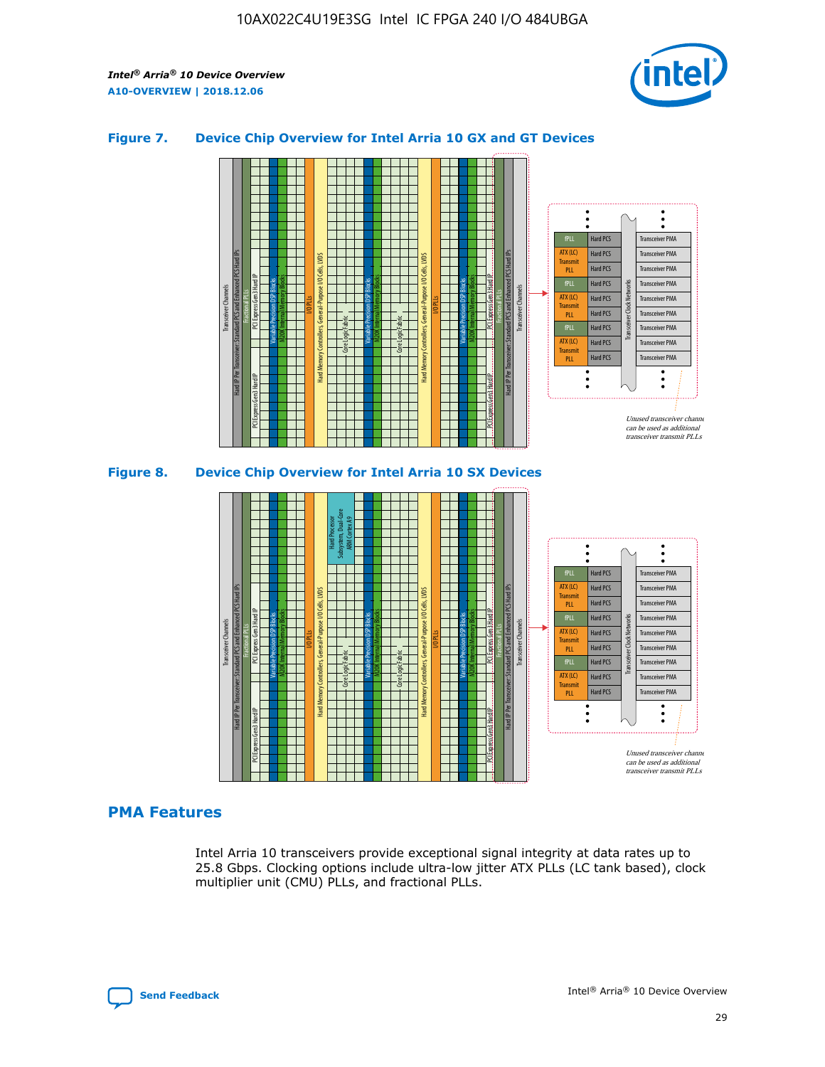### Figure 7. Device Chip Overview for Intel Arria 10 GX and GT Devices

Unused transceiver channels can be used as additional transceiver transmit PLLs

### Figure 8. Device Chip Overview for Intel Arria 10 SX Devices

Unused transceiver channels can be used as additional transceiver transmit PLLs

## PMA Features

Intel Arria 10 transceivers provide exceptional signal integrity at data rates up to 25.8 Gbps. Clocking options include ultra-low jitter ATX PLLs (LC tank based), clock multiplier unit (CMU) PLLs, and fractional PLLs.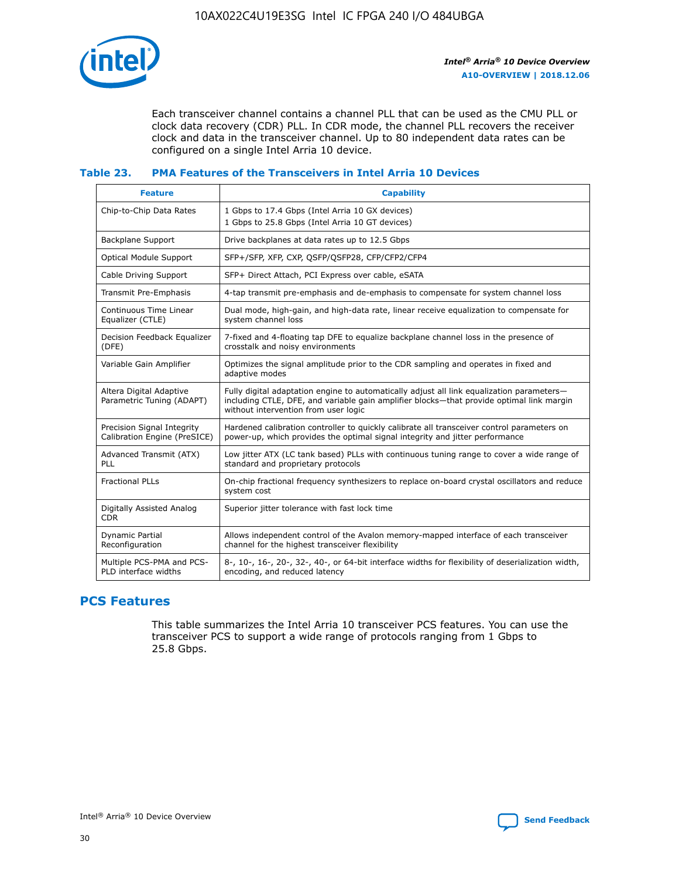Each transceiver channel contains a channel PLL that can be used as the CMU PLL or clock data recovery (CDR) PLL. In CDR mode, the channel PLL recovers the receiver clock and data in the transceiver channel. Up to 80 independent data rates can be configured on a single Intel Arria 10 device.

#### Table 23. PMA Features of the Transceivers in Intel Arria 10 Devices

| Feature | Capability |
| --- | --- |
| Chip-to-Chip Data Rates | 1 Gbps to 17.4 Gbps (Intel Arria 10 GX devices)<br>1 Gbps to 25.8 Gbps (Intel Arria 10 GT devices) |
| Backplane Support | Drive backplanes at data rates up to 12.5 Gbps |
| Optical Module Support | SFP+/SFP, XFP, CXP, QSFP/QSFP28, CFP/CFP2/CFP4 |
| Cable Driving Support | SFP+ Direct Attach, PCI Express over cable, eSATA |
| Transmit Pre-Emphasis | 4-tap transmit pre-emphasis and de-emphasis to compensate for system channel loss |
| Continuous Time Linear Equalizer (CTLE) | Dual mode, high-gain, and high-data rate, linear receive equalization to compensate for system channel loss |
| Decision Feedback Equalizer (DFE) | 7-fixed and 4-floating tap DFE to equalize backplane channel loss in the presence of crosstalk and noisy environments |
| Variable Gain Amplifier | Optimizes the signal amplitude prior to the CDR sampling and operates in fixed and adaptive modes |
| Altera Digital Adaptive Parametric Tuning (ADAPT) | Fully digital adaptation engine to automatically adjust all link equalization parameters—including CTLE, DFE, and variable gain amplifier blocks—that provide optimal link margin without intervention from user logic |
| Precision Signal Integrity Calibration Engine (PreSICE) | Hardened calibration controller to quickly calibrate all transceiver control parameters on power-up, which provides the optimal signal integrity and jitter performance |
| Advanced Transmit (ATX) PLL | Low jitter ATX (LC tank based) PLLs with continuous tuning range to cover a wide range of standard and proprietary protocols |
| Fractional PLLs | On-chip fractional frequency synthesizers to replace on-board crystal oscillators and reduce system cost |
| Digitally Assisted Analog CDR | Superior jitter tolerance with fast lock time |
| Dynamic Partial Reconfiguration | Allows independent control of the Avalon memory-mapped interface of each transceiver channel for the highest transceiver flexibility |
| Multiple PCS-PMA and PCS-PLD interface widths | 8-, 10-, 16-, 20-, 32-, 40-, or 64-bit interface widths for flexibility of deserialization width, encoding, and reduced latency |

## PCS Features

This table summarizes the Intel Arria 10 transceiver PCS features. You can use the transceiver PCS to support a wide range of protocols ranging from 1 Gbps to 25.8 Gbps.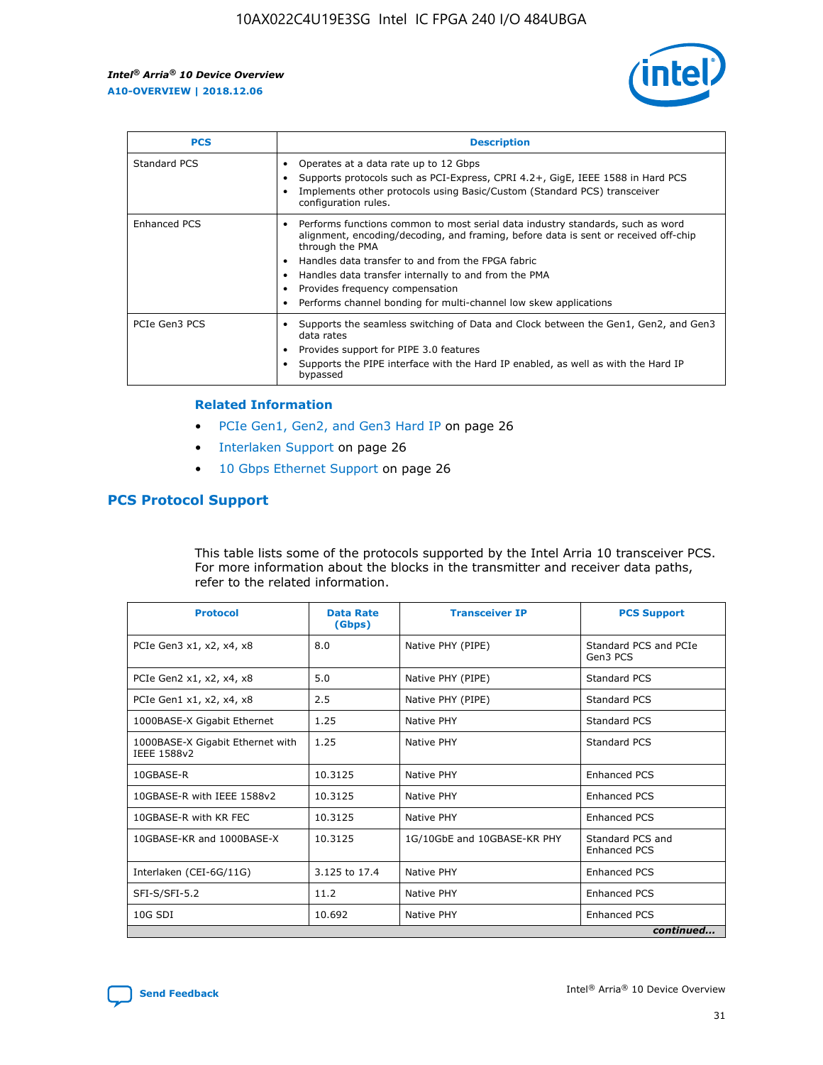| PCS | Description |
| --- | --- |
| Standard PCS | • Operates at a data rate up to 12 Gbps<br>• Supports protocols such as PCI-Express, CPRI 4.2+, GigE, IEEE 1588 in Hard PCS<br>• Implements other protocols using Basic/Custom (Standard PCS) transceiver configuration rules. |
| Enhanced PCS | • Performs functions common to most serial data industry standards, such as word alignment, encoding/decoding, and framing, before data is sent or received off-chip through the PMA<br>• Handles data transfer to and from the FPGA fabric<br>• Handles data transfer internally to and from the PMA<br>• Provides frequency compensation<br>• Performs channel bonding for multi-channel low skew applications |
| PCIe Gen3 PCS | • Supports the seamless switching of Data and Clock between the Gen1, Gen2, and Gen3 data rates<br>• Provides support for PIPE 3.0 features<br>• Supports the PIPE interface with the Hard IP enabled, as well as with the Hard IP bypassed |

**Related Information**

- PCIe Gen1, Gen2, and Gen3 Hard IP on page 26
- Interlaken Support on page 26
- 10 Gbps Ethernet Support on page 26

## PCS Protocol Support

This table lists some of the protocols supported by the Intel Arria 10 transceiver PCS. For more information about the blocks in the transmitter and receiver data paths, refer to the related information.

| Protocol | Data Rate (Gbps) | Transceiver IP | PCS Support |
| --- | --- | --- | --- |
| PCIe Gen3 x1, x2, x4, x8 | 8.0 | Native PHY (PIPE) | Standard PCS and PCIe Gen3 PCS |
| PCIe Gen2 x1, x2, x4, x8 | 5.0 | Native PHY (PIPE) | Standard PCS |
| PCIe Gen1 x1, x2, x4, x8 | 2.5 | Native PHY (PIPE) | Standard PCS |
| 1000BASE-X Gigabit Ethernet | 1.25 | Native PHY | Standard PCS |
| 1000BASE-X Gigabit Ethernet with IEEE 1588v2 | 1.25 | Native PHY | Standard PCS |
| 10GBASE-R | 10.3125 | Native PHY | Enhanced PCS |
| 10GBASE-R with IEEE 1588v2 | 10.3125 | Native PHY | Enhanced PCS |
| 10GBASE-R with KR FEC | 10.3125 | Native PHY | Enhanced PCS |
| 10GBASE-KR and 1000BASE-X | 10.3125 | 1G/10GbE and 10GBASE-KR PHY | Standard PCS and Enhanced PCS |
| Interlaken (CEI-6G/11G) | 3.125 to 17.4 | Native PHY | Enhanced PCS |
| SFI-S/SFI-5.2 | 11.2 | Native PHY | Enhanced PCS |
| 10G SDI | 10.692 | Native PHY | Enhanced PCS |

*continued...*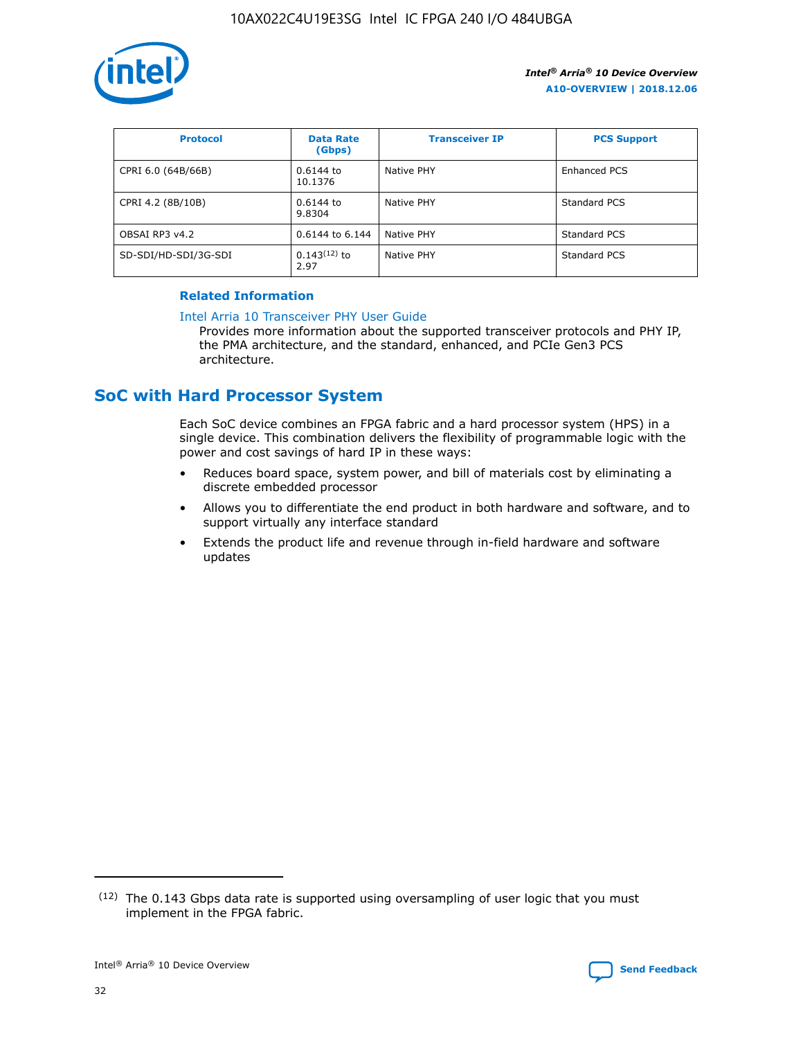| Protocol | Data Rate (Gbps) | Transceiver IP | PCS Support |
|---|---|---|---|
| CPRI 6.0 (64B/66B) | 0.6144 to 10.1376 | Native PHY | Enhanced PCS |
| CPRI 4.2 (8B/10B) | 0.6144 to 9.8304 | Native PHY | Standard PCS |
| OBSAI RP3 v4.2 | 0.6144 to 6.144 | Native PHY | Standard PCS |
| SD-SDI/HD-SDI/3G-SDI | 0.143(12) to 2.97 | Native PHY | Standard PCS |

**Related Information**

Intel Arria 10 Transceiver PHY User Guide

Provides more information about the supported transceiver protocols and PHY IP, the PMA architecture, and the standard, enhanced, and PCIe Gen3 PCS architecture.

## SoC with Hard Processor System

Each SoC device combines an FPGA fabric and a hard processor system (HPS) in a single device. This combination delivers the flexibility of programmable logic with the power and cost savings of hard IP in these ways:

- Reduces board space, system power, and bill of materials cost by eliminating a discrete embedded processor
- Allows you to differentiate the end product in both hardware and software, and to support virtually any interface standard
- Extends the product life and revenue through in-field hardware and software updates

(12) The 0.143 Gbps data rate is supported using oversampling of user logic that you must implement in the FPGA fabric.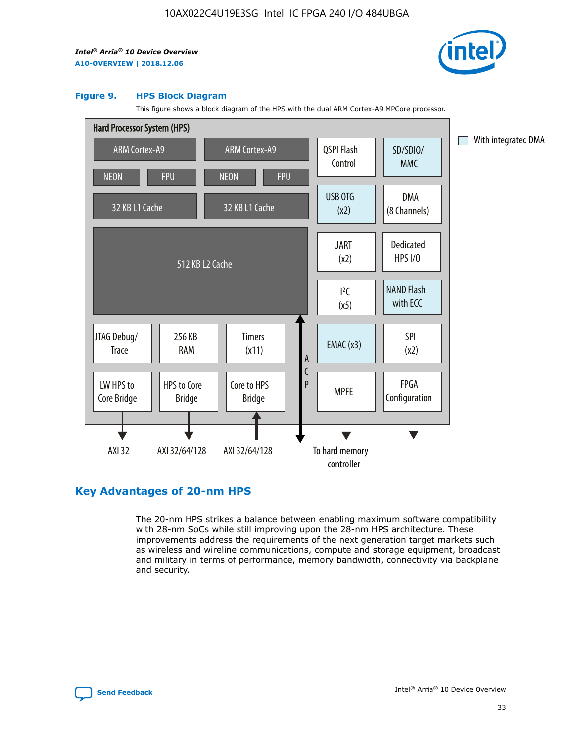### Figure 9. HPS Block Diagram

This figure shows a block diagram of the HPS with the dual ARM Cortex-A9 MPCore processor.

Hard Processor System (HPS)

ARM Cortex-A9 | ARM Cortex-A9 | QSPI Flash Control | SD/SDIO/MMC
NEON | FPU | NEON | FPU | USB OTG (x2) | DMA (8 Channels)
32 KB L1 Cache | 32 KB L1 Cache
512 KB L2 Cache | UART (x2) | Dedicated HPS I/O | I²C (x5) | NAND Flash with ECC
JTAG Debug/Trace | 256 KB RAM | Timers (x11) | ACP | EMAC (x3) | SPI (x2)
LW HPS to Core Bridge | HPS to Core Bridge | Core to HPS Bridge | MPFE | FPGA Configuration

AXI 32 | AXI 32/64/128 | AXI 32/64/128 | To hard memory controller

With integrated DMA

## Key Advantages of 20-nm HPS

The 20-nm HPS strikes a balance between enabling maximum software compatibility with 28-nm SoCs while still improving upon the 28-nm HPS architecture. These improvements address the requirements of the next generation target markets such as wireless and wireline communications, compute and storage equipment, broadcast and military in terms of performance, memory bandwidth, connectivity via backplane and security.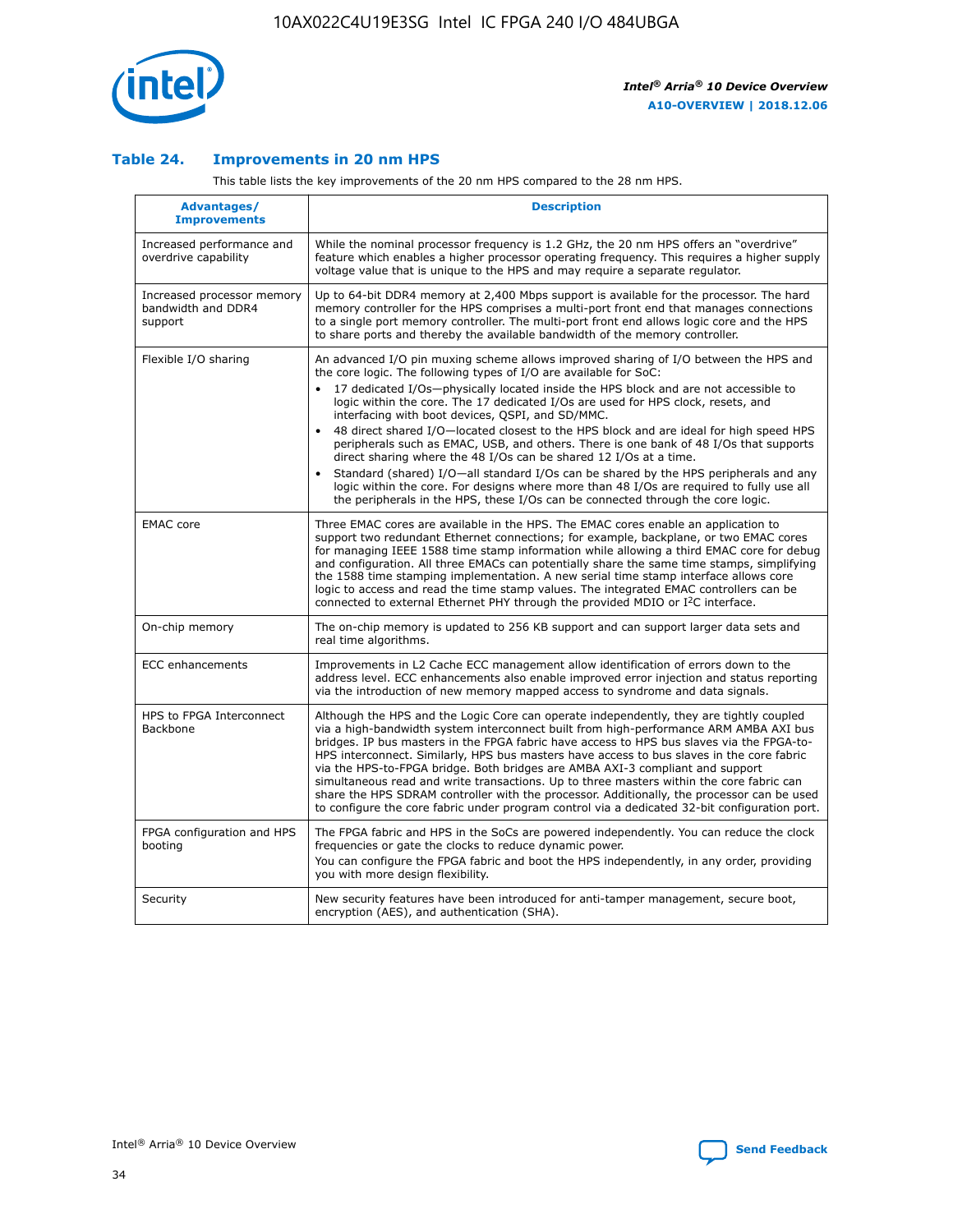### Table 24. Improvements in 20 nm HPS

This table lists the key improvements of the 20 nm HPS compared to the 28 nm HPS.

| Advantages/ Improvements | Description |
|---|---|
| Increased performance and overdrive capability | While the nominal processor frequency is 1.2 GHz, the 20 nm HPS offers an "overdrive" feature which enables a higher processor operating frequency. This requires a higher supply voltage value that is unique to the HPS and may require a separate regulator. |
| Increased processor memory bandwidth and DDR4 support | Up to 64-bit DDR4 memory at 2,400 Mbps support is available for the processor. The hard memory controller for the HPS comprises a multi-port front end that manages connections to a single port memory controller. The multi-port front end allows logic core and the HPS to share ports and thereby the available bandwidth of the memory controller. |
| Flexible I/O sharing | An advanced I/O pin muxing scheme allows improved sharing of I/O between the HPS and the core logic. The following types of I/O are available for SoC: • 17 dedicated I/Os—physically located inside the HPS block and are not accessible to logic within the core. The 17 dedicated I/Os are used for HPS clock, resets, and interfacing with boot devices, QSPI, and SD/MMC. • 48 direct shared I/O—located closest to the HPS block and are ideal for high speed HPS peripherals such as EMAC, USB, and others. There is one bank of 48 I/Os that supports direct sharing where the 48 I/Os can be shared 12 I/Os at a time. • Standard (shared) I/O—all standard I/Os can be shared by the HPS peripherals and any logic within the core. For designs where more than 48 I/Os are required to fully use all the peripherals in the HPS, these I/Os can be connected through the core logic. |
| EMAC core | Three EMAC cores are available in the HPS. The EMAC cores enable an application to support two redundant Ethernet connections; for example, backplane, or two EMAC cores for managing IEEE 1588 time stamp information while allowing a third EMAC core for debug and configuration. All three EMACs can potentially share the same time stamps, simplifying the 1588 time stamping implementation. A new serial time stamp interface allows core logic to access and read the time stamp values. The integrated EMAC controllers can be connected to external Ethernet PHY through the provided MDIO or I²C interface. |
| On-chip memory | The on-chip memory is updated to 256 KB support and can support larger data sets and real time algorithms. |
| ECC enhancements | Improvements in L2 Cache ECC management allow identification of errors down to the address level. ECC enhancements also enable improved error injection and status reporting via the introduction of new memory mapped access to syndrome and data signals. |
| HPS to FPGA Interconnect Backbone | Although the HPS and the Logic Core can operate independently, they are tightly coupled via a high-bandwidth system interconnect built from high-performance ARM AMBA AXI bus bridges. IP bus masters in the FPGA fabric have access to HPS bus slaves via the FPGA-to-HPS interconnect. Similarly, HPS bus masters have access to bus slaves in the core fabric via the HPS-to-FPGA bridge. Both bridges are AMBA AXI-3 compliant and support simultaneous read and write transactions. Up to three masters within the core fabric can share the HPS SDRAM controller with the processor. Additionally, the processor can be used to configure the core fabric under program control via a dedicated 32-bit configuration port. |
| FPGA configuration and HPS booting | The FPGA fabric and HPS in the SoCs are powered independently. You can reduce the clock frequencies or gate the clocks to reduce dynamic power. You can configure the FPGA fabric and boot the HPS independently, in any order, providing you with more design flexibility. |
| Security | New security features have been introduced for anti-tamper management, secure boot, encryption (AES), and authentication (SHA). |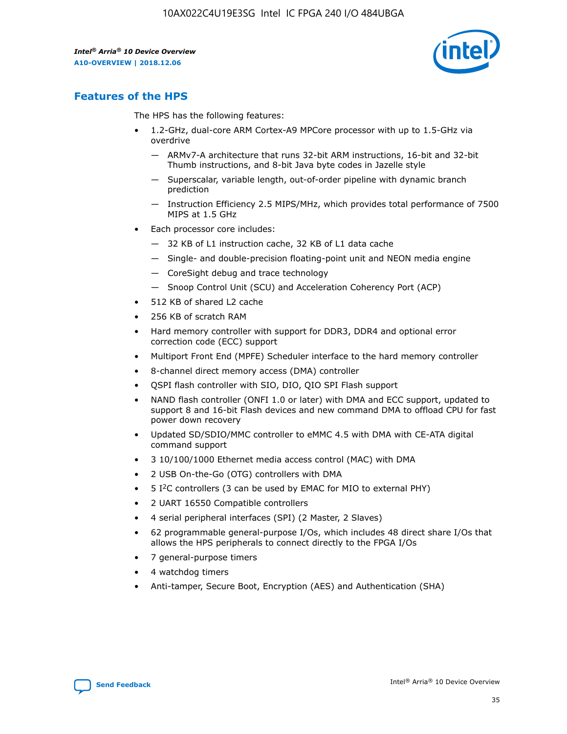## Features of the HPS

The HPS has the following features:

- 1.2-GHz, dual-core ARM Cortex-A9 MPCore processor with up to 1.5-GHz via overdrive
  - — ARMv7-A architecture that runs 32-bit ARM instructions, 16-bit and 32-bit Thumb instructions, and 8-bit Java byte codes in Jazelle style
  - — Superscalar, variable length, out-of-order pipeline with dynamic branch prediction
  - — Instruction Efficiency 2.5 MIPS/MHz, which provides total performance of 7500 MIPS at 1.5 GHz
- Each processor core includes:
  - — 32 KB of L1 instruction cache, 32 KB of L1 data cache
  - — Single- and double-precision floating-point unit and NEON media engine
  - — CoreSight debug and trace technology
  - — Snoop Control Unit (SCU) and Acceleration Coherency Port (ACP)
- 512 KB of shared L2 cache
- 256 KB of scratch RAM
- Hard memory controller with support for DDR3, DDR4 and optional error correction code (ECC) support
- Multiport Front End (MPFE) Scheduler interface to the hard memory controller
- 8-channel direct memory access (DMA) controller
- QSPI flash controller with SIO, DIO, QIO SPI Flash support
- NAND flash controller (ONFI 1.0 or later) with DMA and ECC support, updated to support 8 and 16-bit Flash devices and new command DMA to offload CPU for fast power down recovery
- Updated SD/SDIO/MMC controller to eMMC 4.5 with DMA with CE-ATA digital command support
- 3 10/100/1000 Ethernet media access control (MAC) with DMA
- 2 USB On-the-Go (OTG) controllers with DMA
- 5 I²C controllers (3 can be used by EMAC for MIO to external PHY)
- 2 UART 16550 Compatible controllers
- 4 serial peripheral interfaces (SPI) (2 Master, 2 Slaves)
- 62 programmable general-purpose I/Os, which includes 48 direct share I/Os that allows the HPS peripherals to connect directly to the FPGA I/Os
- 7 general-purpose timers
- 4 watchdog timers
- Anti-tamper, Secure Boot, Encryption (AES) and Authentication (SHA)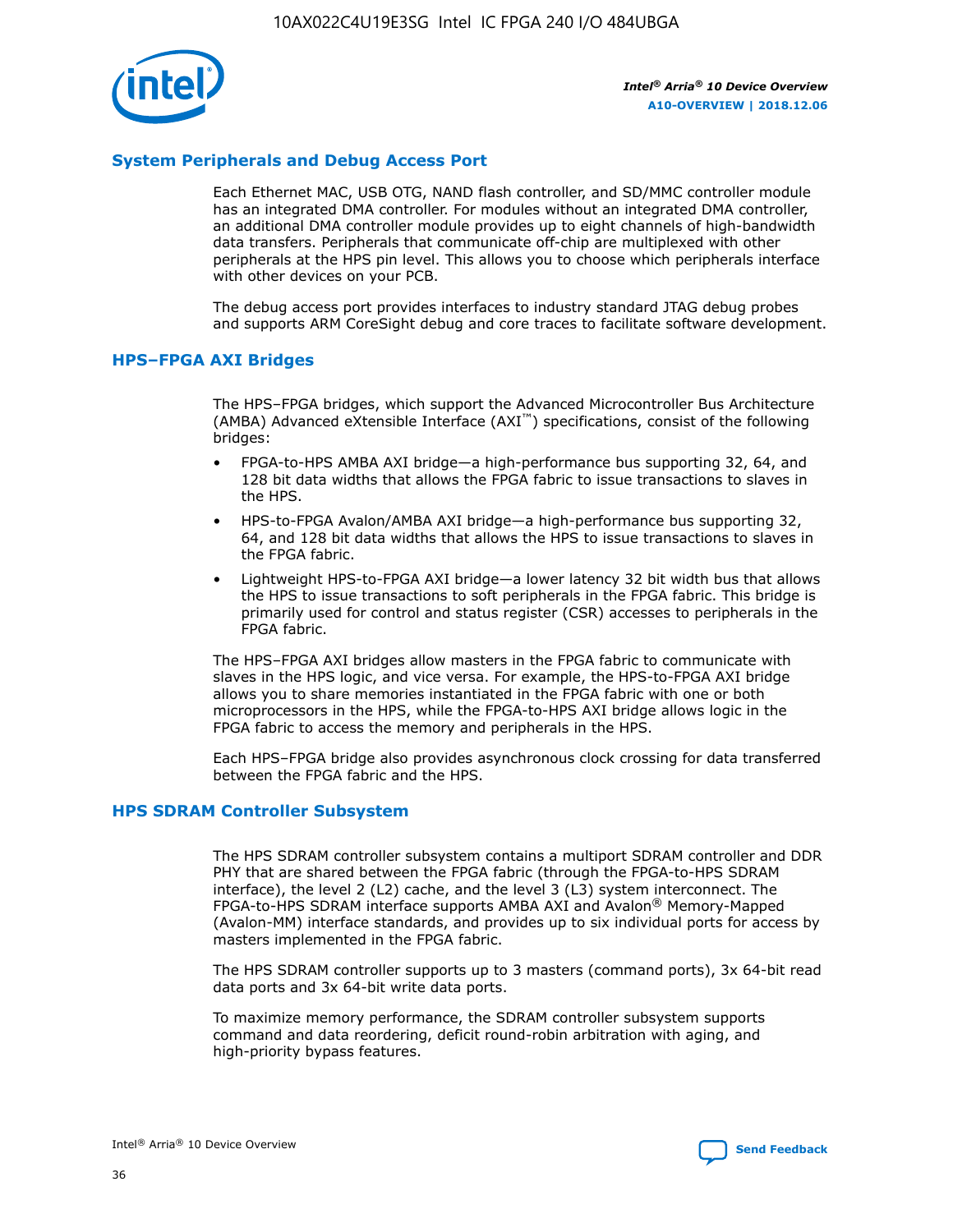## System Peripherals and Debug Access Port

Each Ethernet MAC, USB OTG, NAND flash controller, and SD/MMC controller module has an integrated DMA controller. For modules without an integrated DMA controller, an additional DMA controller module provides up to eight channels of high-bandwidth data transfers. Peripherals that communicate off-chip are multiplexed with other peripherals at the HPS pin level. This allows you to choose which peripherals interface with other devices on your PCB.

The debug access port provides interfaces to industry standard JTAG debug probes and supports ARM CoreSight debug and core traces to facilitate software development.

## HPS–FPGA AXI Bridges

The HPS–FPGA bridges, which support the Advanced Microcontroller Bus Architecture (AMBA) Advanced eXtensible Interface (AXI™) specifications, consist of the following bridges:

- FPGA-to-HPS AMBA AXI bridge—a high-performance bus supporting 32, 64, and 128 bit data widths that allows the FPGA fabric to issue transactions to slaves in the HPS.
- HPS-to-FPGA Avalon/AMBA AXI bridge—a high-performance bus supporting 32, 64, and 128 bit data widths that allows the HPS to issue transactions to slaves in the FPGA fabric.
- Lightweight HPS-to-FPGA AXI bridge—a lower latency 32 bit width bus that allows the HPS to issue transactions to soft peripherals in the FPGA fabric. This bridge is primarily used for control and status register (CSR) accesses to peripherals in the FPGA fabric.

The HPS–FPGA AXI bridges allow masters in the FPGA fabric to communicate with slaves in the HPS logic, and vice versa. For example, the HPS-to-FPGA AXI bridge allows you to share memories instantiated in the FPGA fabric with one or both microprocessors in the HPS, while the FPGA-to-HPS AXI bridge allows logic in the FPGA fabric to access the memory and peripherals in the HPS.

Each HPS–FPGA bridge also provides asynchronous clock crossing for data transferred between the FPGA fabric and the HPS.

## HPS SDRAM Controller Subsystem

The HPS SDRAM controller subsystem contains a multiport SDRAM controller and DDR PHY that are shared between the FPGA fabric (through the FPGA-to-HPS SDRAM interface), the level 2 (L2) cache, and the level 3 (L3) system interconnect. The FPGA-to-HPS SDRAM interface supports AMBA AXI and Avalon® Memory-Mapped (Avalon-MM) interface standards, and provides up to six individual ports for access by masters implemented in the FPGA fabric.

The HPS SDRAM controller supports up to 3 masters (command ports), 3x 64-bit read data ports and 3x 64-bit write data ports.

To maximize memory performance, the SDRAM controller subsystem supports command and data reordering, deficit round-robin arbitration with aging, and high-priority bypass features.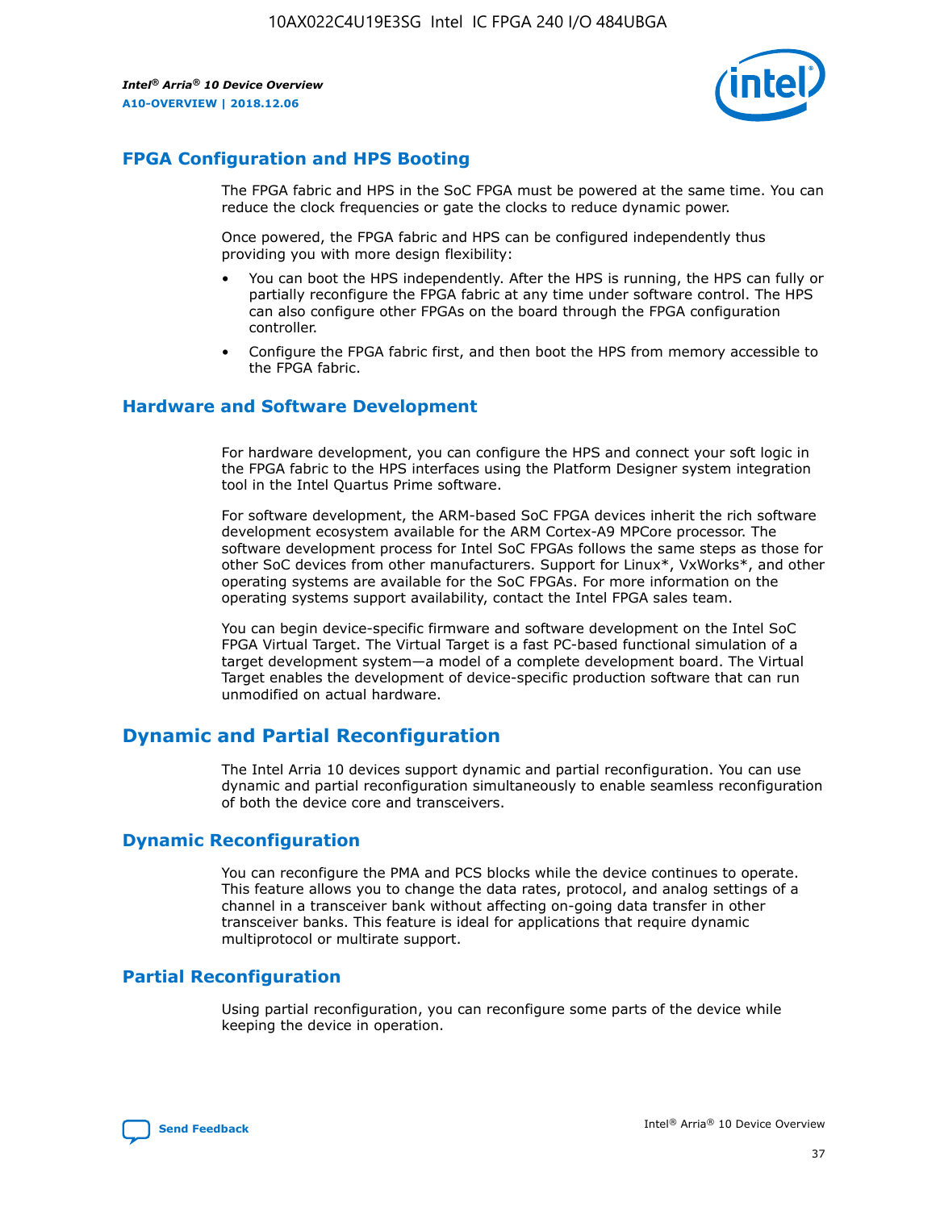## FPGA Configuration and HPS Booting

The FPGA fabric and HPS in the SoC FPGA must be powered at the same time. You can reduce the clock frequencies or gate the clocks to reduce dynamic power.

Once powered, the FPGA fabric and HPS can be configured independently thus providing you with more design flexibility:

- You can boot the HPS independently. After the HPS is running, the HPS can fully or partially reconfigure the FPGA fabric at any time under software control. The HPS can also configure other FPGAs on the board through the FPGA configuration controller.
- Configure the FPGA fabric first, and then boot the HPS from memory accessible to the FPGA fabric.

## Hardware and Software Development

For hardware development, you can configure the HPS and connect your soft logic in the FPGA fabric to the HPS interfaces using the Platform Designer system integration tool in the Intel Quartus Prime software.

For software development, the ARM-based SoC FPGA devices inherit the rich software development ecosystem available for the ARM Cortex-A9 MPCore processor. The software development process for Intel SoC FPGAs follows the same steps as those for other SoC devices from other manufacturers. Support for Linux*, VxWorks*, and other operating systems are available for the SoC FPGAs. For more information on the operating systems support availability, contact the Intel FPGA sales team.

You can begin device-specific firmware and software development on the Intel SoC FPGA Virtual Target. The Virtual Target is a fast PC-based functional simulation of a target development system—a model of a complete development board. The Virtual Target enables the development of device-specific production software that can run unmodified on actual hardware.

# Dynamic and Partial Reconfiguration

The Intel Arria 10 devices support dynamic and partial reconfiguration. You can use dynamic and partial reconfiguration simultaneously to enable seamless reconfiguration of both the device core and transceivers.

## Dynamic Reconfiguration

You can reconfigure the PMA and PCS blocks while the device continues to operate. This feature allows you to change the data rates, protocol, and analog settings of a channel in a transceiver bank without affecting on-going data transfer in other transceiver banks. This feature is ideal for applications that require dynamic multiprotocol or multirate support.

## Partial Reconfiguration

Using partial reconfiguration, you can reconfigure some parts of the device while keeping the device in operation.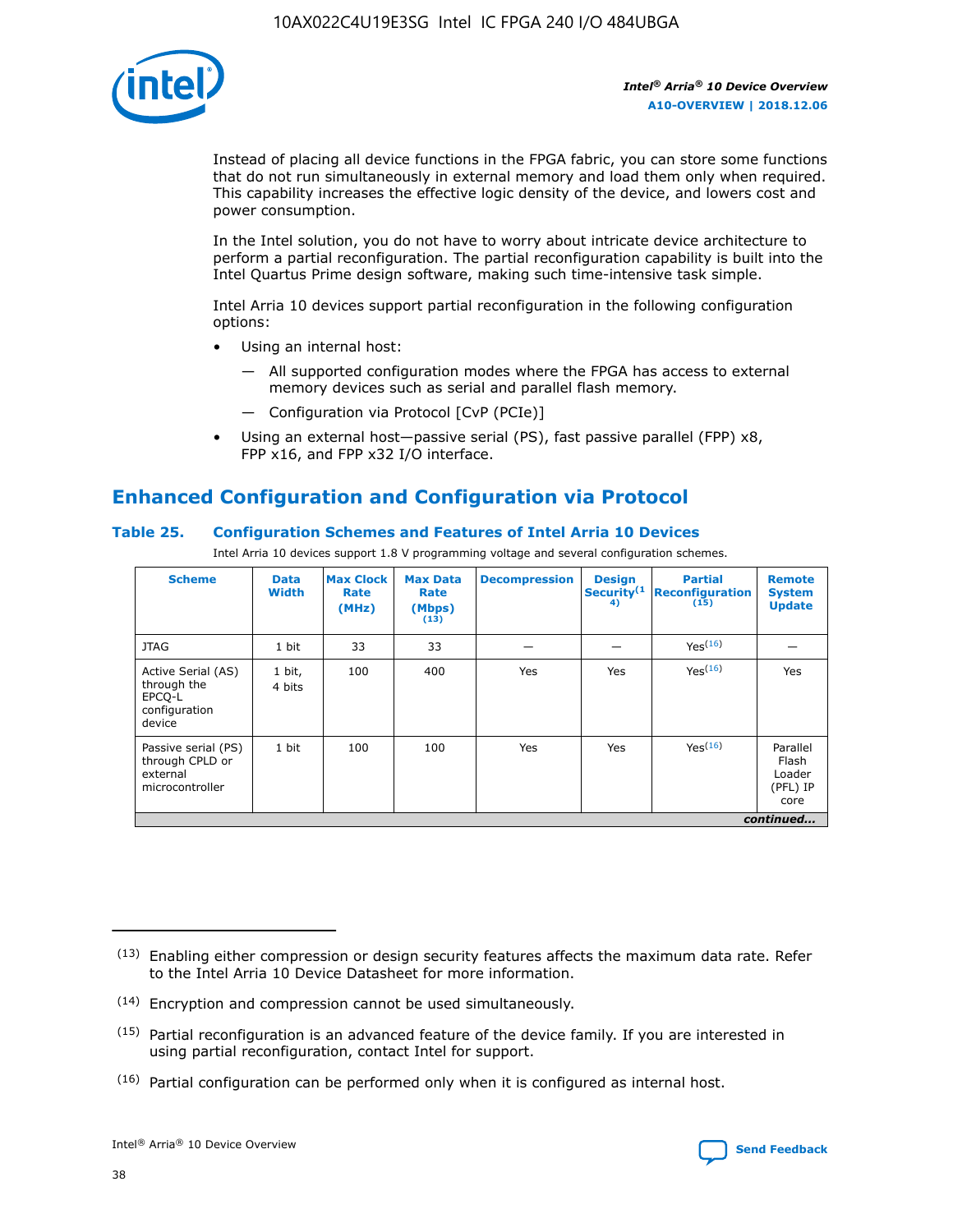Instead of placing all device functions in the FPGA fabric, you can store some functions that do not run simultaneously in external memory and load them only when required. This capability increases the effective logic density of the device, and lowers cost and power consumption.

In the Intel solution, you do not have to worry about intricate device architecture to perform a partial reconfiguration. The partial reconfiguration capability is built into the Intel Quartus Prime design software, making such time-intensive task simple.

Intel Arria 10 devices support partial reconfiguration in the following configuration options:

- Using an internal host:
  - — All supported configuration modes where the FPGA has access to external memory devices such as serial and parallel flash memory.
  - — Configuration via Protocol [CvP (PCIe)]
- Using an external host—passive serial (PS), fast passive parallel (FPP) x8, FPP x16, and FPP x32 I/O interface.

## Enhanced Configuration and Configuration via Protocol

### Table 25. Configuration Schemes and Features of Intel Arria 10 Devices

Intel Arria 10 devices support 1.8 V programming voltage and several configuration schemes.

| Scheme | Data Width | Max Clock Rate (MHz) | Max Data Rate (Mbps) [13] | Decompression | Design Security [14] | Partial Reconfiguration [15] | Remote System Update |
|---|---|---|---|---|---|---|---|
| JTAG | 1 bit | 33 | 33 | — | — | Yes [16] | — |
| Active Serial (AS) through the EPCQ-L configuration device | 1 bit, 4 bits | 100 | 400 | Yes | Yes | Yes [16] | Yes |
| Passive serial (PS) through CPLD or external microcontroller | 1 bit | 100 | 100 | Yes | Yes | Yes [16] | Parallel Flash Loader (PFL) IP core |

*continued...*

(13) Enabling either compression or design security features affects the maximum data rate. Refer to the Intel Arria 10 Device Datasheet for more information.

(14) Encryption and compression cannot be used simultaneously.

(15) Partial reconfiguration is an advanced feature of the device family. If you are interested in using partial reconfiguration, contact Intel for support.

(16) Partial configuration can be performed only when it is configured as internal host.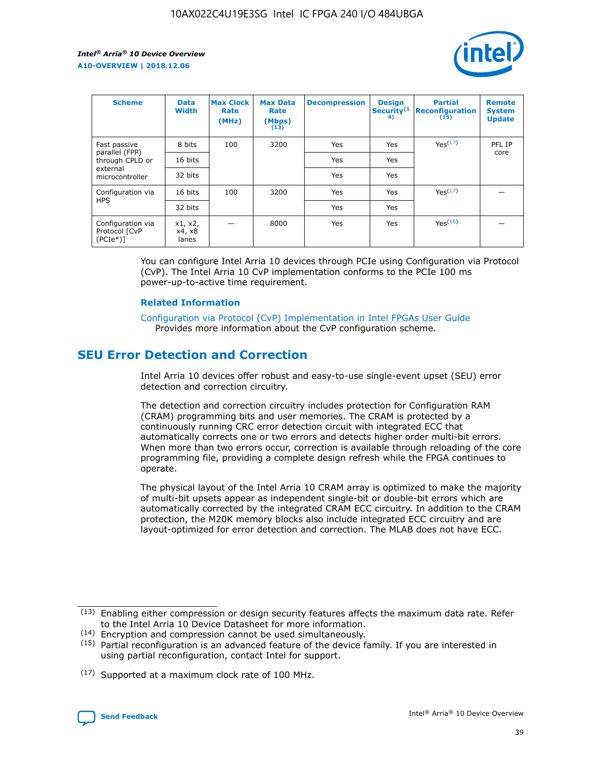| Scheme | Data Width | Max Clock Rate (MHz) | Max Data Rate (Mbps) (13) | Decompression | Design Security(14) | Partial Reconfiguration (15) | Remote System Update |
| --- | --- | --- | --- | --- | --- | --- | --- |
| Fast passive parallel (FPP) through CPLD or external microcontroller | 8 bits | 100 | 3200 | Yes | Yes | Yes(17) | PFL IP core |
| | 16 bits | | | Yes | Yes | | |
| | 32 bits | | | Yes | Yes | | |
| Configuration via HPS | 16 bits | 100 | 3200 | Yes | Yes | Yes(17) | — |
| | 32 bits | | | Yes | Yes | | |
| Configuration via Protocol [CvP (PCIe*)] | x1, x2, x4, x8 lanes | — | 8000 | Yes | Yes | Yes(16) | — |

You can configure Intel Arria 10 devices through PCIe using Configuration via Protocol (CvP). The Intel Arria 10 CvP implementation conforms to the PCIe 100 ms power-up-to-active time requirement.

### Related Information

Configuration via Protocol (CvP) Implementation in Intel FPGAs User Guide
Provides more information about the CvP configuration scheme.

## SEU Error Detection and Correction

Intel Arria 10 devices offer robust and easy-to-use single-event upset (SEU) error detection and correction circuitry.

The detection and correction circuitry includes protection for Configuration RAM (CRAM) programming bits and user memories. The CRAM is protected by a continuously running CRC error detection circuit with integrated ECC that automatically corrects one or two errors and detects higher order multi-bit errors. When more than two errors occur, correction is available through reloading of the core programming file, providing a complete design refresh while the FPGA continues to operate.

The physical layout of the Intel Arria 10 CRAM array is optimized to make the majority of multi-bit upsets appear as independent single-bit or double-bit errors which are automatically corrected by the integrated CRAM ECC circuitry. In addition to the CRAM protection, the M20K memory blocks also include integrated ECC circuitry and are layout-optimized for error detection and correction. The MLAB does not have ECC.

(13) Enabling either compression or design security features affects the maximum data rate. Refer to the Intel Arria 10 Device Datasheet for more information.

(14) Encryption and compression cannot be used simultaneously.

(15) Partial reconfiguration is an advanced feature of the device family. If you are interested in using partial reconfiguration, contact Intel for support.

(17) Supported at a maximum clock rate of 100 MHz.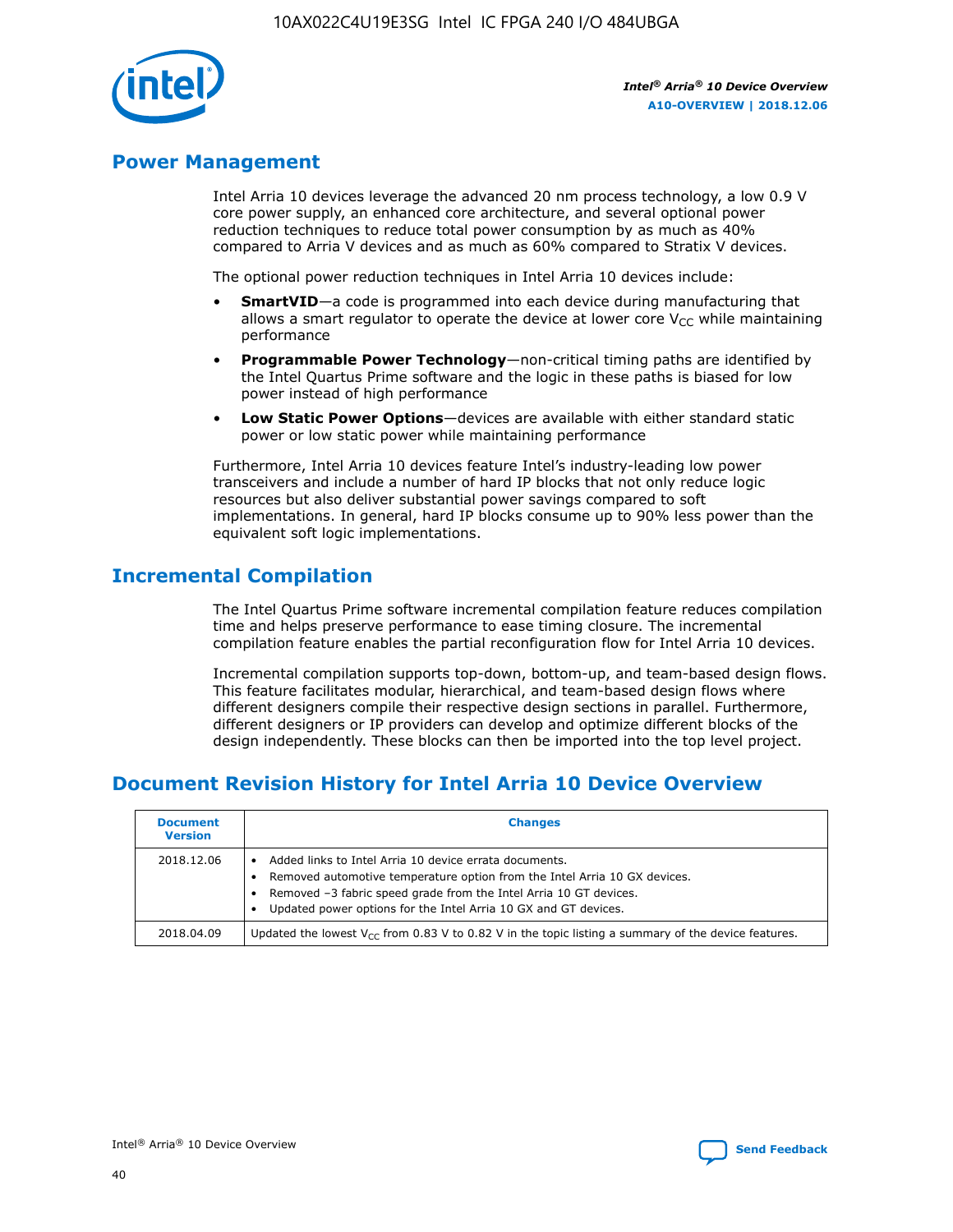## Power Management

Intel Arria 10 devices leverage the advanced 20 nm process technology, a low 0.9 V core power supply, an enhanced core architecture, and several optional power reduction techniques to reduce total power consumption by as much as 40% compared to Arria V devices and as much as 60% compared to Stratix V devices.

The optional power reduction techniques in Intel Arria 10 devices include:

- **SmartVID**—a code is programmed into each device during manufacturing that allows a smart regulator to operate the device at lower core $V_{CC}$ while maintaining performance
- **Programmable Power Technology**—non-critical timing paths are identified by the Intel Quartus Prime software and the logic in these paths is biased for low power instead of high performance
- **Low Static Power Options**—devices are available with either standard static power or low static power while maintaining performance

Furthermore, Intel Arria 10 devices feature Intel's industry-leading low power transceivers and include a number of hard IP blocks that not only reduce logic resources but also deliver substantial power savings compared to soft implementations. In general, hard IP blocks consume up to 90% less power than the equivalent soft logic implementations.

## Incremental Compilation

The Intel Quartus Prime software incremental compilation feature reduces compilation time and helps preserve performance to ease timing closure. The incremental compilation feature enables the partial reconfiguration flow for Intel Arria 10 devices.

Incremental compilation supports top-down, bottom-up, and team-based design flows. This feature facilitates modular, hierarchical, and team-based design flows where different designers compile their respective design sections in parallel. Furthermore, different designers or IP providers can develop and optimize different blocks of the design independently. These blocks can then be imported into the top level project.

## Document Revision History for Intel Arria 10 Device Overview

| Document Version | Changes |
| --- | --- |
| 2018.12.06 | • Added links to Intel Arria 10 device errata documents.<br>• Removed automotive temperature option from the Intel Arria 10 GX devices.<br>• Removed –3 fabric speed grade from the Intel Arria 10 GT devices.<br>• Updated power options for the Intel Arria 10 GX and GT devices. |
| 2018.04.09 | Updated the lowest $V_{CC}$ from 0.83 V to 0.82 V in the topic listing a summary of the device features. |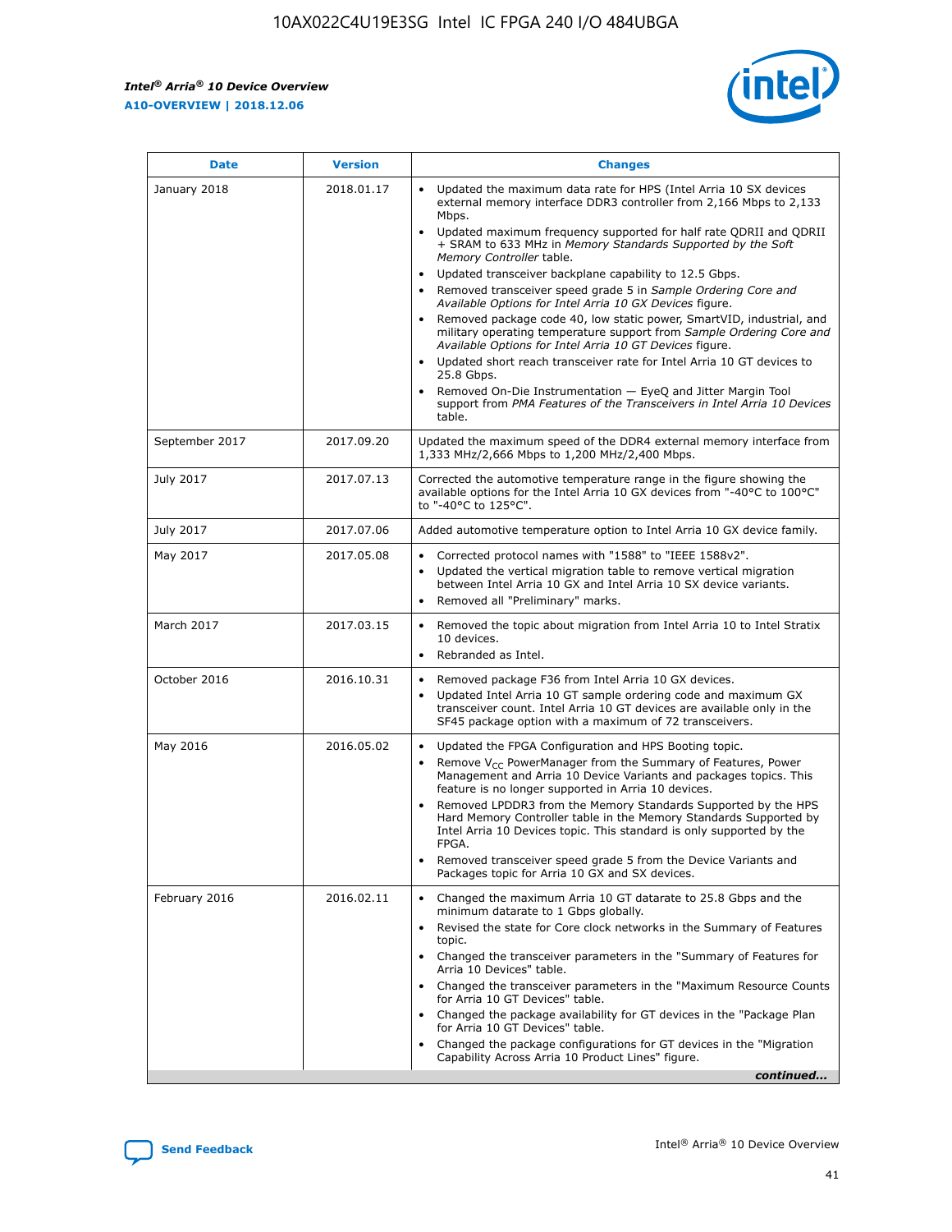| Date | Version | Changes |
| --- | --- | --- |
| January 2018 | 2018.01.17 | • Updated the maximum data rate for HPS (Intel Arria 10 SX devices external memory interface DDR3 controller from 2,166 Mbps to 2,133 Mbps.<br>• Updated maximum frequency supported for half rate QDRII and QDRII + SRAM to 633 MHz in *Memory Standards Supported by the Soft Memory Controller* table.<br>• Updated transceiver backplane capability to 12.5 Gbps.<br>• Removed transceiver speed grade 5 in *Sample Ordering Core and Available Options for Intel Arria 10 GX Devices* figure.<br>• Removed package code 40, low static power, SmartVID, industrial, and military operating temperature support from *Sample Ordering Core and Available Options for Intel Arria 10 GT Devices* figure.<br>• Updated short reach transceiver rate for Intel Arria 10 GT devices to 25.8 Gbps.<br>• Removed On-Die Instrumentation — EyeQ and Jitter Margin Tool support from *PMA Features of the Transceivers in Intel Arria 10 Devices* table. |
| September 2017 | 2017.09.20 | Updated the maximum speed of the DDR4 external memory interface from 1,333 MHz/2,666 Mbps to 1,200 MHz/2,400 Mbps. |
| July 2017 | 2017.07.13 | Corrected the automotive temperature range in the figure showing the available options for the Intel Arria 10 GX devices from "-40°C to 100°C" to "-40°C to 125°C". |
| July 2017 | 2017.07.06 | Added automotive temperature option to Intel Arria 10 GX device family. |
| May 2017 | 2017.05.08 | • Corrected protocol names with "1588" to "IEEE 1588v2".<br>• Updated the vertical migration table to remove vertical migration between Intel Arria 10 GX and Intel Arria 10 SX device variants.<br>• Removed all "Preliminary" marks. |
| March 2017 | 2017.03.15 | • Removed the topic about migration from Intel Arria 10 to Intel Stratix 10 devices.<br>• Rebranded as Intel. |
| October 2016 | 2016.10.31 | • Removed package F36 from Intel Arria 10 GX devices.<br>• Updated Intel Arria 10 GT sample ordering code and maximum GX transceiver count. Intel Arria 10 GT devices are available only in the SF45 package option with a maximum of 72 transceivers. |
| May 2016 | 2016.05.02 | • Updated the FPGA Configuration and HPS Booting topic.<br>• Remove $V_{CC}$ PowerManager from the Summary of Features, Power Management and Arria 10 Device Variants and packages topics. This feature is no longer supported in Arria 10 devices.<br>• Removed LPDDR3 from the Memory Standards Supported by the HPS Hard Memory Controller table in the Memory Standards Supported by Intel Arria 10 Devices topic. This standard is only supported by the FPGA.<br>• Removed transceiver speed grade 5 from the Device Variants and Packages topic for Arria 10 GX and SX devices. |
| February 2016 | 2016.02.11 | • Changed the maximum Arria 10 GT datarate to 25.8 Gbps and the minimum datarate to 1 Gbps globally.<br>• Revised the state for Core clock networks in the Summary of Features topic.<br>• Changed the transceiver parameters in the "Summary of Features for Arria 10 Devices" table.<br>• Changed the transceiver parameters in the "Maximum Resource Counts for Arria 10 GT Devices" table.<br>• Changed the package availability for GT devices in the "Package Plan for Arria 10 GT Devices" table.<br>• Changed the package configurations for GT devices in the "Migration Capability Across Arria 10 Product Lines" figure. |

*continued...*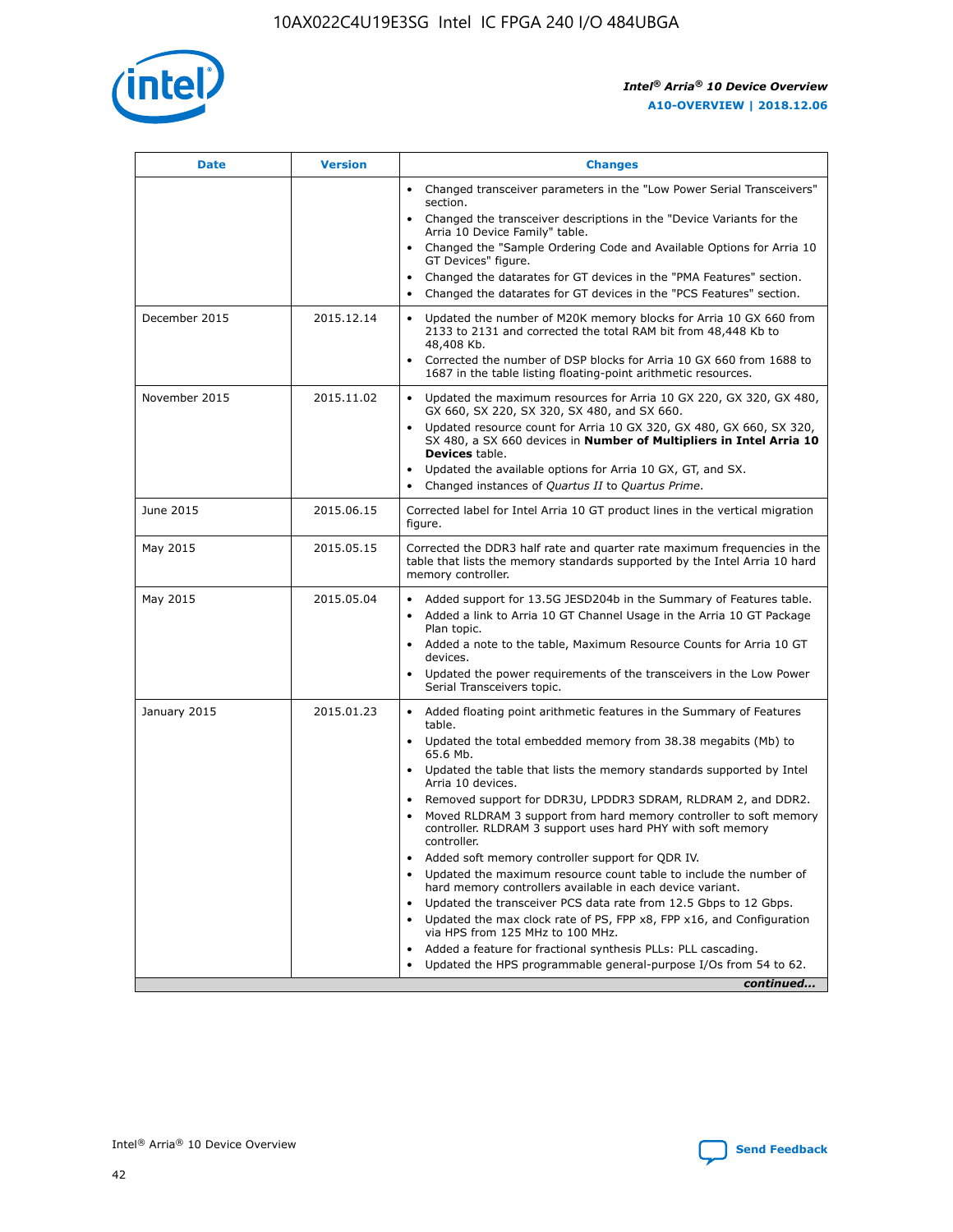| Date | Version | Changes |
| --- | --- | --- |
| | | • Changed transceiver parameters in the "Low Power Serial Transceivers" section.<br>• Changed the transceiver descriptions in the "Device Variants for the Arria 10 Device Family" table.<br>• Changed the "Sample Ordering Code and Available Options for Arria 10 GT Devices" figure.<br>• Changed the datarates for GT devices in the "PMA Features" section.<br>• Changed the datarates for GT devices in the "PCS Features" section. |
| December 2015 | 2015.12.14 | • Updated the number of M20K memory blocks for Arria 10 GX 660 from 2133 to 2131 and corrected the total RAM bit from 48,448 Kb to 48,408 Kb.<br>• Corrected the number of DSP blocks for Arria 10 GX 660 from 1688 to 1687 in the table listing floating-point arithmetic resources. |
| November 2015 | 2015.11.02 | • Updated the maximum resources for Arria 10 GX 220, GX 320, GX 480, GX 660, SX 220, SX 320, SX 480, and SX 660.<br>• Updated resource count for Arria 10 GX 320, GX 480, GX 660, SX 320, SX 480, a SX 660 devices in **Number of Multipliers in Intel Arria 10 Devices** table.<br>• Updated the available options for Arria 10 GX, GT, and SX.<br>• Changed instances of *Quartus II* to *Quartus Prime*. |
| June 2015 | 2015.06.15 | Corrected label for Intel Arria 10 GT product lines in the vertical migration figure. |
| May 2015 | 2015.05.15 | Corrected the DDR3 half rate and quarter rate maximum frequencies in the table that lists the memory standards supported by the Intel Arria 10 hard memory controller. |
| May 2015 | 2015.05.04 | • Added support for 13.5G JESD204b in the Summary of Features table.<br>• Added a link to Arria 10 GT Channel Usage in the Arria 10 GT Package Plan topic.<br>• Added a note to the table, Maximum Resource Counts for Arria 10 GT devices.<br>• Updated the power requirements of the transceivers in the Low Power Serial Transceivers topic. |
| January 2015 | 2015.01.23 | • Added floating point arithmetic features in the Summary of Features table.<br>• Updated the total embedded memory from 38.38 megabits (Mb) to 65.6 Mb.<br>• Updated the table that lists the memory standards supported by Intel Arria 10 devices.<br>• Removed support for DDR3U, LPDDR3 SDRAM, RLDRAM 2, and DDR2.<br>• Moved RLDRAM 3 support from hard memory controller to soft memory controller. RLDRAM 3 support uses hard PHY with soft memory controller.<br>• Added soft memory controller support for QDR IV.<br>• Updated the maximum resource count table to include the number of hard memory controllers available in each device variant.<br>• Updated the transceiver PCS data rate from 12.5 Gbps to 12 Gbps.<br>• Updated the max clock rate of PS, FPP x8, FPP x16, and Configuration via HPS from 125 MHz to 100 MHz.<br>• Added a feature for fractional synthesis PLLs: PLL cascading.<br>• Updated the HPS programmable general-purpose I/Os from 54 to 62. |

*continued...*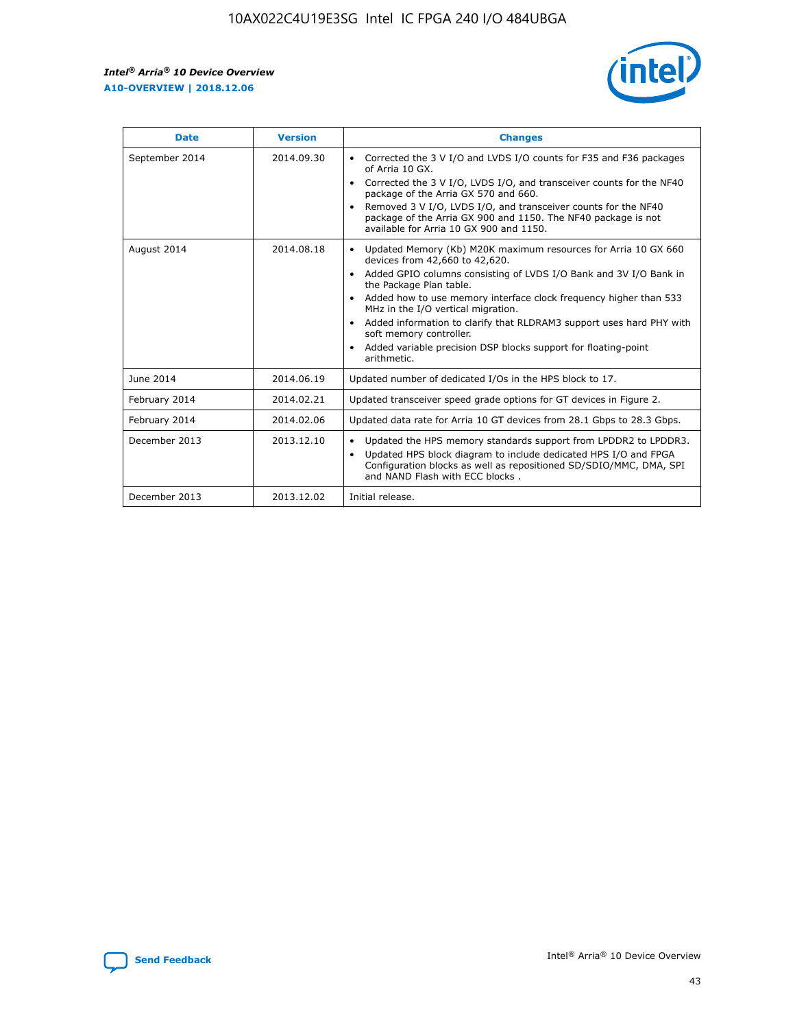| Date | Version | Changes |
| --- | --- | --- |
| September 2014 | 2014.09.30 | • Corrected the 3 V I/O and LVDS I/O counts for F35 and F36 packages of Arria 10 GX.<br>• Corrected the 3 V I/O, LVDS I/O, and transceiver counts for the NF40 package of the Arria GX 570 and 660.<br>• Removed 3 V I/O, LVDS I/O, and transceiver counts for the NF40 package of the Arria GX 900 and 1150. The NF40 package is not available for Arria 10 GX 900 and 1150. |
| August 2014 | 2014.08.18 | • Updated Memory (Kb) M20K maximum resources for Arria 10 GX 660 devices from 42,660 to 42,620.<br>• Added GPIO columns consisting of LVDS I/O Bank and 3V I/O Bank in the Package Plan table.<br>• Added how to use memory interface clock frequency higher than 533 MHz in the I/O vertical migration.<br>• Added information to clarify that RLDRAM3 support uses hard PHY with soft memory controller.<br>• Added variable precision DSP blocks support for floating-point arithmetic. |
| June 2014 | 2014.06.19 | Updated number of dedicated I/Os in the HPS block to 17. |
| February 2014 | 2014.02.21 | Updated transceiver speed grade options for GT devices in Figure 2. |
| February 2014 | 2014.02.06 | Updated data rate for Arria 10 GT devices from 28.1 Gbps to 28.3 Gbps. |
| December 2013 | 2013.12.10 | • Updated the HPS memory standards support from LPDDR2 to LPDDR3.<br>• Updated HPS block diagram to include dedicated HPS I/O and FPGA Configuration blocks as well as repositioned SD/SDIO/MMC, DMA, SPI and NAND Flash with ECC blocks . |
| December 2013 | 2013.12.02 | Initial release. |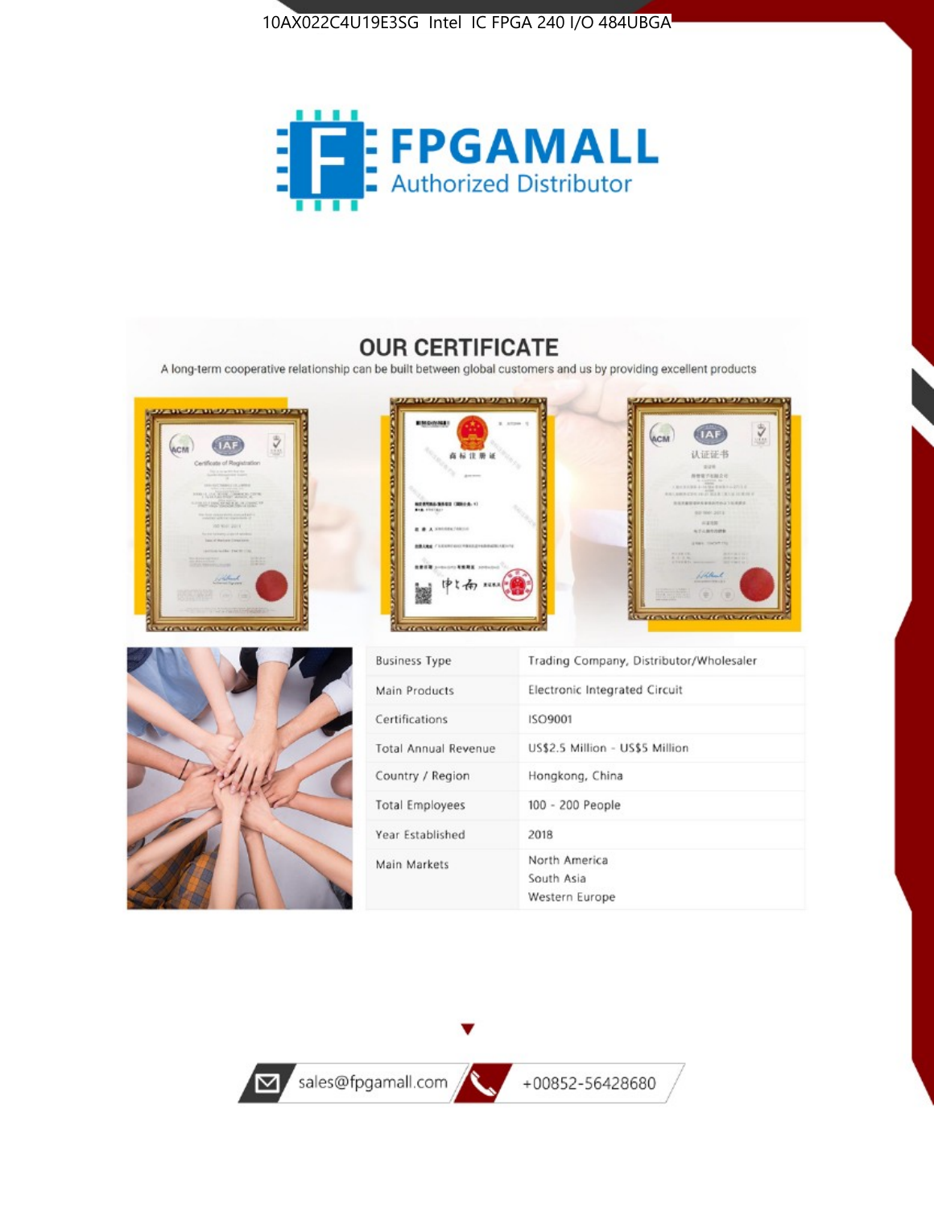FPGAMALL
Authorized Distributor

## OUR CERTIFICATE

A long-term cooperative relationship can be built between global customers and us by providing excellent products

| | |
|---|---|
| Business Type | Trading Company, Distributor/Wholesaler |
| Main Products | Electronic Integrated Circuit |
| Certifications | ISO9001 |
| Total Annual Revenue | US$2.5 Million - US$5 Million |
| Country / Region | Hongkong, China |
| Total Employees | 100 - 200 People |
| Year Established | 2018 |
| Main Markets | North America<br>South Asia<br>Western Europe |

sales@fpgamall.com

+00852-56428680